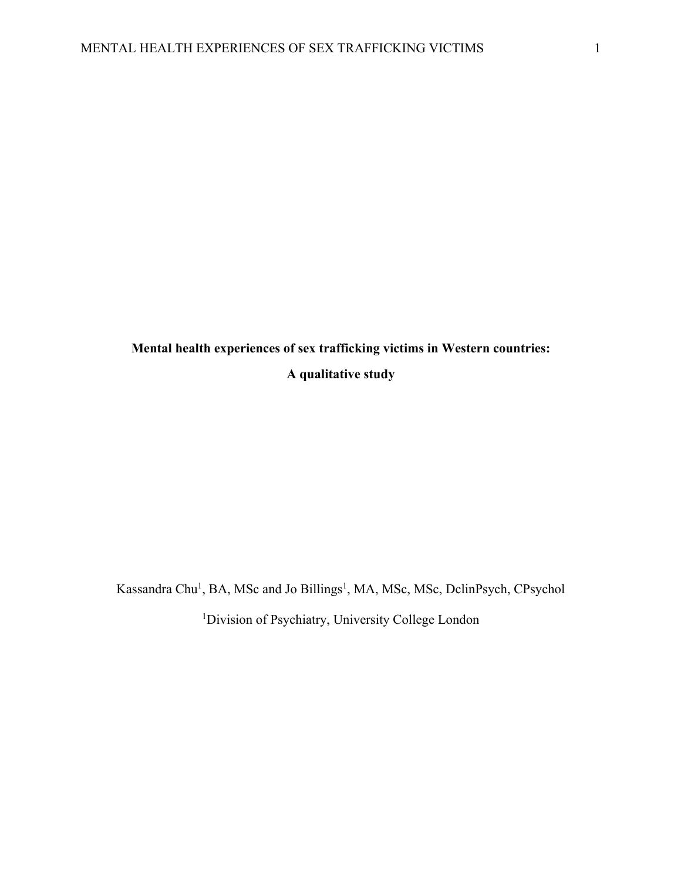# Mental health experiences of sex trafficking victims in Western countries: A qualitative study

Kassandra Chu[1], BA, MSc and Jo Billings[1], MA, MSc, MSc, DclinPsych, CPsychol

[1]Division of Psychiatry, University College London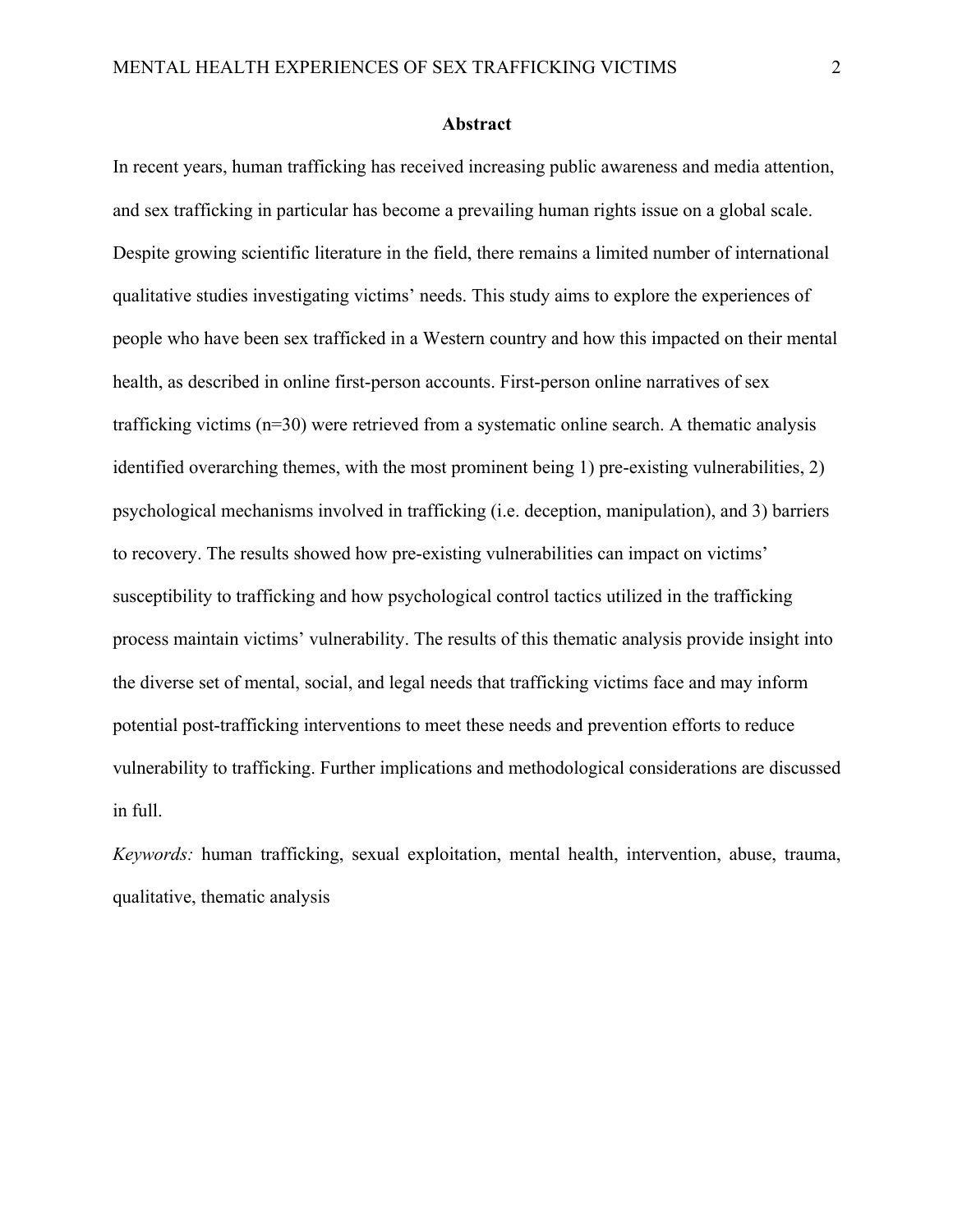## Abstract

In recent years, human trafficking has received increasing public awareness and media attention, and sex trafficking in particular has become a prevailing human rights issue on a global scale. Despite growing scientific literature in the field, there remains a limited number of international qualitative studies investigating victims' needs. This study aims to explore the experiences of people who have been sex trafficked in a Western country and how this impacted on their mental health, as described in online first-person accounts. First-person online narratives of sex trafficking victims (n=30) were retrieved from a systematic online search. A thematic analysis identified overarching themes, with the most prominent being 1) pre-existing vulnerabilities, 2) psychological mechanisms involved in trafficking (i.e. deception, manipulation), and 3) barriers to recovery. The results showed how pre-existing vulnerabilities can impact on victims' susceptibility to trafficking and how psychological control tactics utilized in the trafficking process maintain victims' vulnerability. The results of this thematic analysis provide insight into the diverse set of mental, social, and legal needs that trafficking victims face and may inform potential post-trafficking interventions to meet these needs and prevention efforts to reduce vulnerability to trafficking. Further implications and methodological considerations are discussed in full.

*Keywords:* human trafficking, sexual exploitation, mental health, intervention, abuse, trauma, qualitative, thematic analysis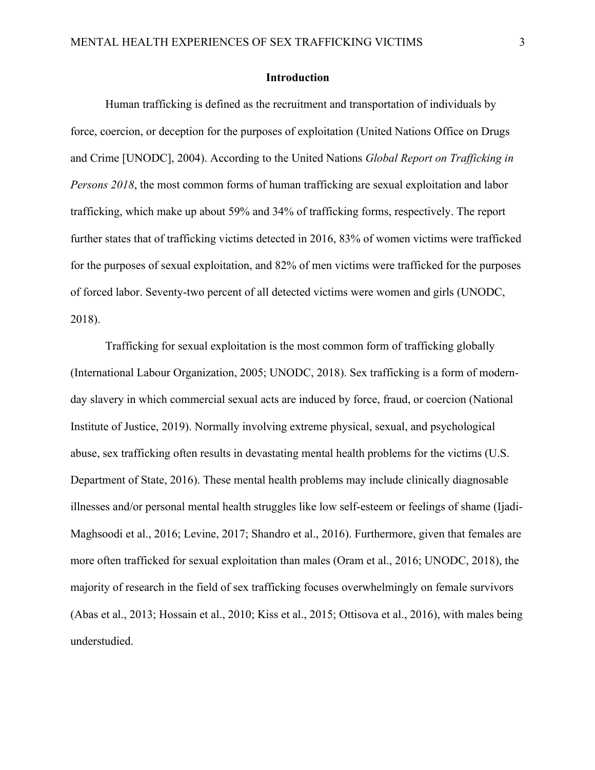## Introduction

Human trafficking is defined as the recruitment and transportation of individuals by force, coercion, or deception for the purposes of exploitation (United Nations Office on Drugs and Crime [UNODC], 2004). According to the United Nations *Global Report on Trafficking in Persons 2018*, the most common forms of human trafficking are sexual exploitation and labor trafficking, which make up about 59% and 34% of trafficking forms, respectively. The report further states that of trafficking victims detected in 2016, 83% of women victims were trafficked for the purposes of sexual exploitation, and 82% of men victims were trafficked for the purposes of forced labor. Seventy-two percent of all detected victims were women and girls (UNODC, 2018).

Trafficking for sexual exploitation is the most common form of trafficking globally (International Labour Organization, 2005; UNODC, 2018). Sex trafficking is a form of modern-day slavery in which commercial sexual acts are induced by force, fraud, or coercion (National Institute of Justice, 2019). Normally involving extreme physical, sexual, and psychological abuse, sex trafficking often results in devastating mental health problems for the victims (U.S. Department of State, 2016). These mental health problems may include clinically diagnosable illnesses and/or personal mental health struggles like low self-esteem or feelings of shame (Ijadi-Maghsoodi et al., 2016; Levine, 2017; Shandro et al., 2016). Furthermore, given that females are more often trafficked for sexual exploitation than males (Oram et al., 2016; UNODC, 2018), the majority of research in the field of sex trafficking focuses overwhelmingly on female survivors (Abas et al., 2013; Hossain et al., 2010; Kiss et al., 2015; Ottisova et al., 2016), with males being understudied.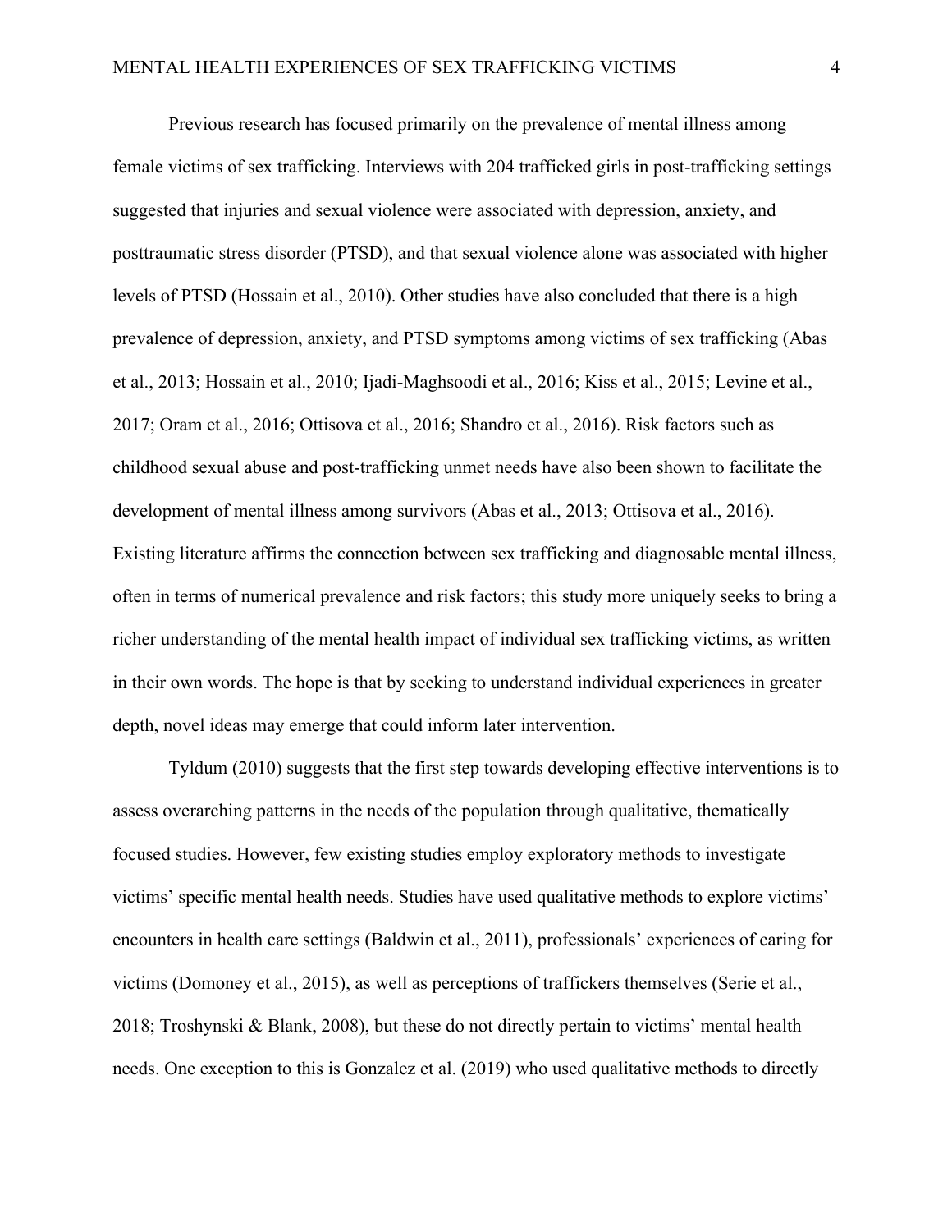Previous research has focused primarily on the prevalence of mental illness among female victims of sex trafficking. Interviews with 204 trafficked girls in post-trafficking settings suggested that injuries and sexual violence were associated with depression, anxiety, and posttraumatic stress disorder (PTSD), and that sexual violence alone was associated with higher levels of PTSD (Hossain et al., 2010). Other studies have also concluded that there is a high prevalence of depression, anxiety, and PTSD symptoms among victims of sex trafficking (Abas et al., 2013; Hossain et al., 2010; Ijadi-Maghsoodi et al., 2016; Kiss et al., 2015; Levine et al., 2017; Oram et al., 2016; Ottisova et al., 2016; Shandro et al., 2016). Risk factors such as childhood sexual abuse and post-trafficking unmet needs have also been shown to facilitate the development of mental illness among survivors (Abas et al., 2013; Ottisova et al., 2016). Existing literature affirms the connection between sex trafficking and diagnosable mental illness, often in terms of numerical prevalence and risk factors; this study more uniquely seeks to bring a richer understanding of the mental health impact of individual sex trafficking victims, as written in their own words. The hope is that by seeking to understand individual experiences in greater depth, novel ideas may emerge that could inform later intervention.

Tyldum (2010) suggests that the first step towards developing effective interventions is to assess overarching patterns in the needs of the population through qualitative, thematically focused studies. However, few existing studies employ exploratory methods to investigate victims' specific mental health needs. Studies have used qualitative methods to explore victims' encounters in health care settings (Baldwin et al., 2011), professionals' experiences of caring for victims (Domoney et al., 2015), as well as perceptions of traffickers themselves (Serie et al., 2018; Troshynski & Blank, 2008), but these do not directly pertain to victims' mental health needs. One exception to this is Gonzalez et al. (2019) who used qualitative methods to directly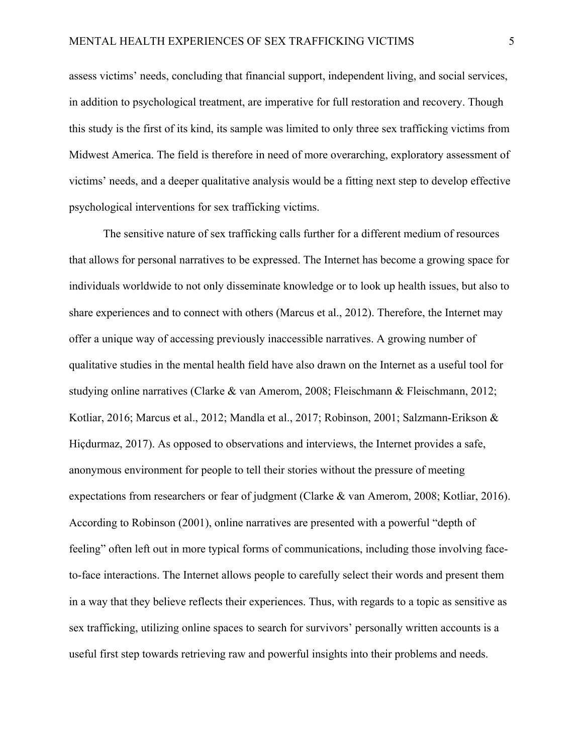assess victims' needs, concluding that financial support, independent living, and social services, in addition to psychological treatment, are imperative for full restoration and recovery. Though this study is the first of its kind, its sample was limited to only three sex trafficking victims from Midwest America. The field is therefore in need of more overarching, exploratory assessment of victims' needs, and a deeper qualitative analysis would be a fitting next step to develop effective psychological interventions for sex trafficking victims.

The sensitive nature of sex trafficking calls further for a different medium of resources that allows for personal narratives to be expressed. The Internet has become a growing space for individuals worldwide to not only disseminate knowledge or to look up health issues, but also to share experiences and to connect with others (Marcus et al., 2012). Therefore, the Internet may offer a unique way of accessing previously inaccessible narratives. A growing number of qualitative studies in the mental health field have also drawn on the Internet as a useful tool for studying online narratives (Clarke & van Amerom, 2008; Fleischmann & Fleischmann, 2012; Kotliar, 2016; Marcus et al., 2012; Mandla et al., 2017; Robinson, 2001; Salzmann-Erikson & Hiçdurmaz, 2017). As opposed to observations and interviews, the Internet provides a safe, anonymous environment for people to tell their stories without the pressure of meeting expectations from researchers or fear of judgment (Clarke & van Amerom, 2008; Kotliar, 2016). According to Robinson (2001), online narratives are presented with a powerful "depth of feeling" often left out in more typical forms of communications, including those involving face-to-face interactions. The Internet allows people to carefully select their words and present them in a way that they believe reflects their experiences. Thus, with regards to a topic as sensitive as sex trafficking, utilizing online spaces to search for survivors' personally written accounts is a useful first step towards retrieving raw and powerful insights into their problems and needs.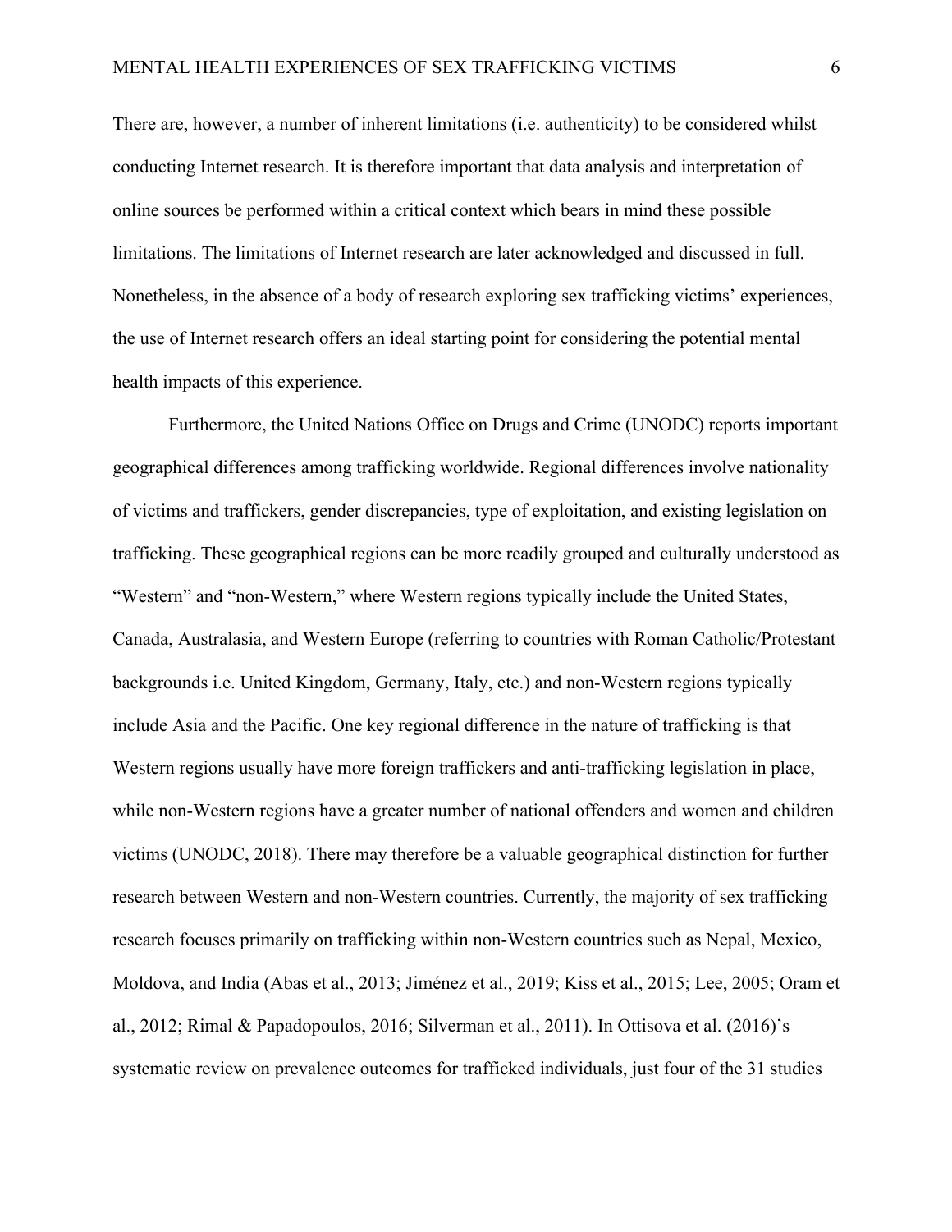There are, however, a number of inherent limitations (i.e. authenticity) to be considered whilst conducting Internet research. It is therefore important that data analysis and interpretation of online sources be performed within a critical context which bears in mind these possible limitations. The limitations of Internet research are later acknowledged and discussed in full. Nonetheless, in the absence of a body of research exploring sex trafficking victims' experiences, the use of Internet research offers an ideal starting point for considering the potential mental health impacts of this experience.

Furthermore, the United Nations Office on Drugs and Crime (UNODC) reports important geographical differences among trafficking worldwide. Regional differences involve nationality of victims and traffickers, gender discrepancies, type of exploitation, and existing legislation on trafficking. These geographical regions can be more readily grouped and culturally understood as "Western" and "non-Western," where Western regions typically include the United States, Canada, Australasia, and Western Europe (referring to countries with Roman Catholic/Protestant backgrounds i.e. United Kingdom, Germany, Italy, etc.) and non-Western regions typically include Asia and the Pacific. One key regional difference in the nature of trafficking is that Western regions usually have more foreign traffickers and anti-trafficking legislation in place, while non-Western regions have a greater number of national offenders and women and children victims (UNODC, 2018). There may therefore be a valuable geographical distinction for further research between Western and non-Western countries. Currently, the majority of sex trafficking research focuses primarily on trafficking within non-Western countries such as Nepal, Mexico, Moldova, and India (Abas et al., 2013; Jiménez et al., 2019; Kiss et al., 2015; Lee, 2005; Oram et al., 2012; Rimal & Papadopoulos, 2016; Silverman et al., 2011). In Ottisova et al. (2016)'s systematic review on prevalence outcomes for trafficked individuals, just four of the 31 studies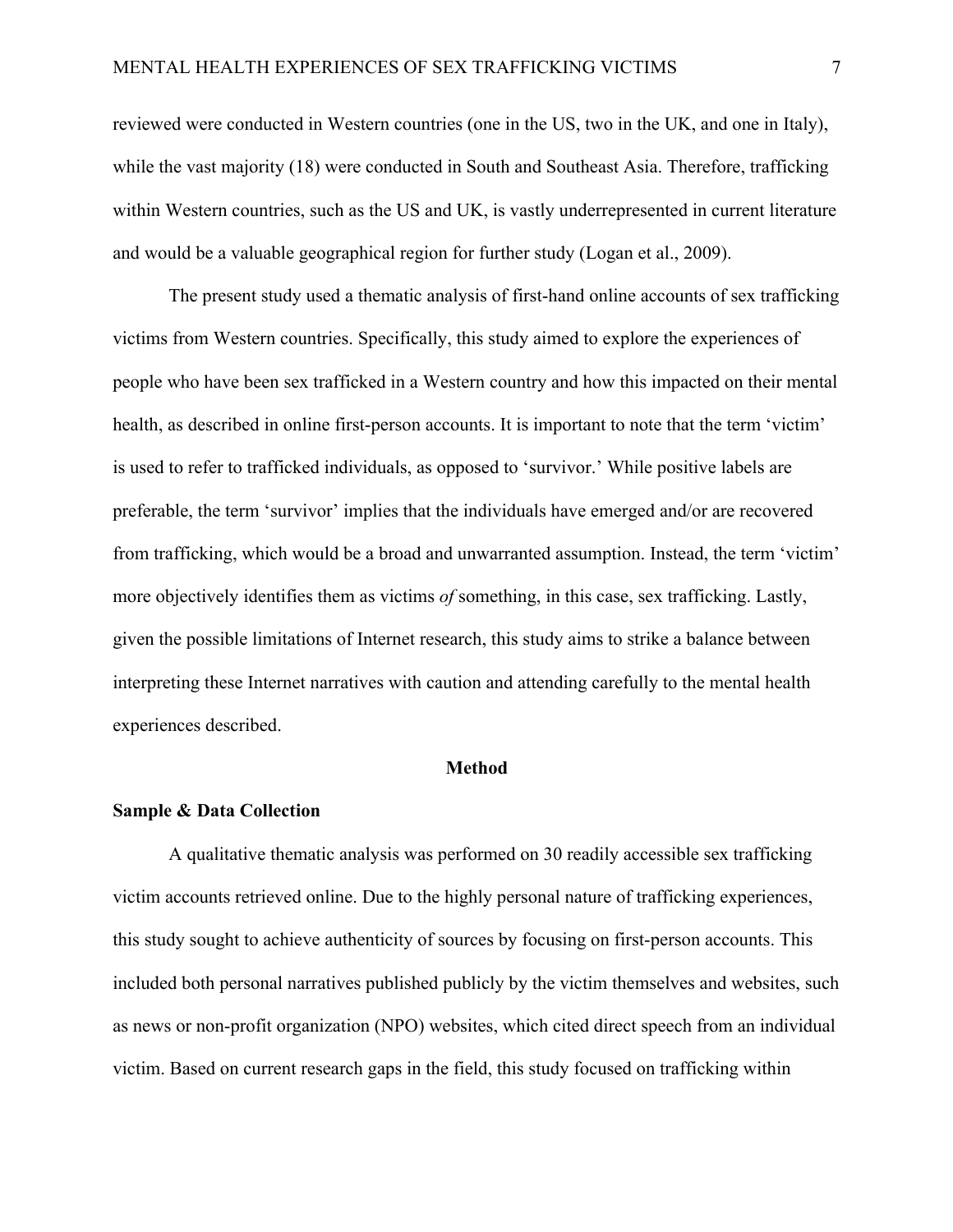reviewed were conducted in Western countries (one in the US, two in the UK, and one in Italy), while the vast majority (18) were conducted in South and Southeast Asia. Therefore, trafficking within Western countries, such as the US and UK, is vastly underrepresented in current literature and would be a valuable geographical region for further study (Logan et al., 2009).

The present study used a thematic analysis of first-hand online accounts of sex trafficking victims from Western countries. Specifically, this study aimed to explore the experiences of people who have been sex trafficked in a Western country and how this impacted on their mental health, as described in online first-person accounts. It is important to note that the term 'victim' is used to refer to trafficked individuals, as opposed to 'survivor.' While positive labels are preferable, the term 'survivor' implies that the individuals have emerged and/or are recovered from trafficking, which would be a broad and unwarranted assumption. Instead, the term 'victim' more objectively identifies them as victims *of* something, in this case, sex trafficking. Lastly, given the possible limitations of Internet research, this study aims to strike a balance between interpreting these Internet narratives with caution and attending carefully to the mental health experiences described.

## Method

### Sample & Data Collection

A qualitative thematic analysis was performed on 30 readily accessible sex trafficking victim accounts retrieved online. Due to the highly personal nature of trafficking experiences, this study sought to achieve authenticity of sources by focusing on first-person accounts. This included both personal narratives published publicly by the victim themselves and websites, such as news or non-profit organization (NPO) websites, which cited direct speech from an individual victim. Based on current research gaps in the field, this study focused on trafficking within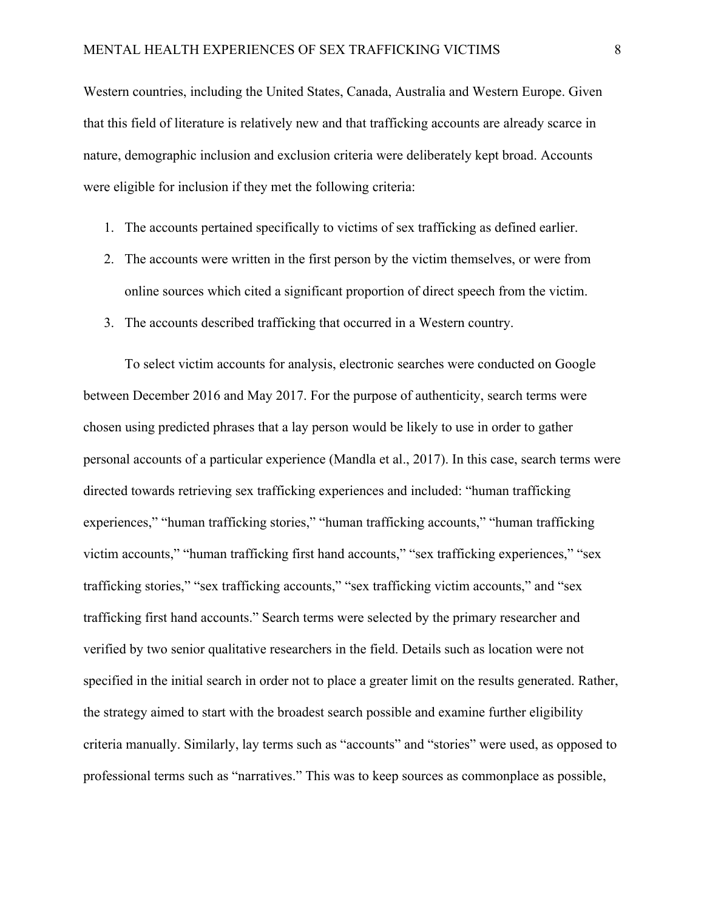Western countries, including the United States, Canada, Australia and Western Europe. Given that this field of literature is relatively new and that trafficking accounts are already scarce in nature, demographic inclusion and exclusion criteria were deliberately kept broad. Accounts were eligible for inclusion if they met the following criteria:

1. The accounts pertained specifically to victims of sex trafficking as defined earlier.
2. The accounts were written in the first person by the victim themselves, or were from online sources which cited a significant proportion of direct speech from the victim.
3. The accounts described trafficking that occurred in a Western country.

To select victim accounts for analysis, electronic searches were conducted on Google between December 2016 and May 2017. For the purpose of authenticity, search terms were chosen using predicted phrases that a lay person would be likely to use in order to gather personal accounts of a particular experience (Mandla et al., 2017). In this case, search terms were directed towards retrieving sex trafficking experiences and included: "human trafficking experiences," "human trafficking stories," "human trafficking accounts," "human trafficking victim accounts," "human trafficking first hand accounts," "sex trafficking experiences," "sex trafficking stories," "sex trafficking accounts," "sex trafficking victim accounts," and "sex trafficking first hand accounts." Search terms were selected by the primary researcher and verified by two senior qualitative researchers in the field. Details such as location were not specified in the initial search in order not to place a greater limit on the results generated. Rather, the strategy aimed to start with the broadest search possible and examine further eligibility criteria manually. Similarly, lay terms such as "accounts" and "stories" were used, as opposed to professional terms such as "narratives." This was to keep sources as commonplace as possible,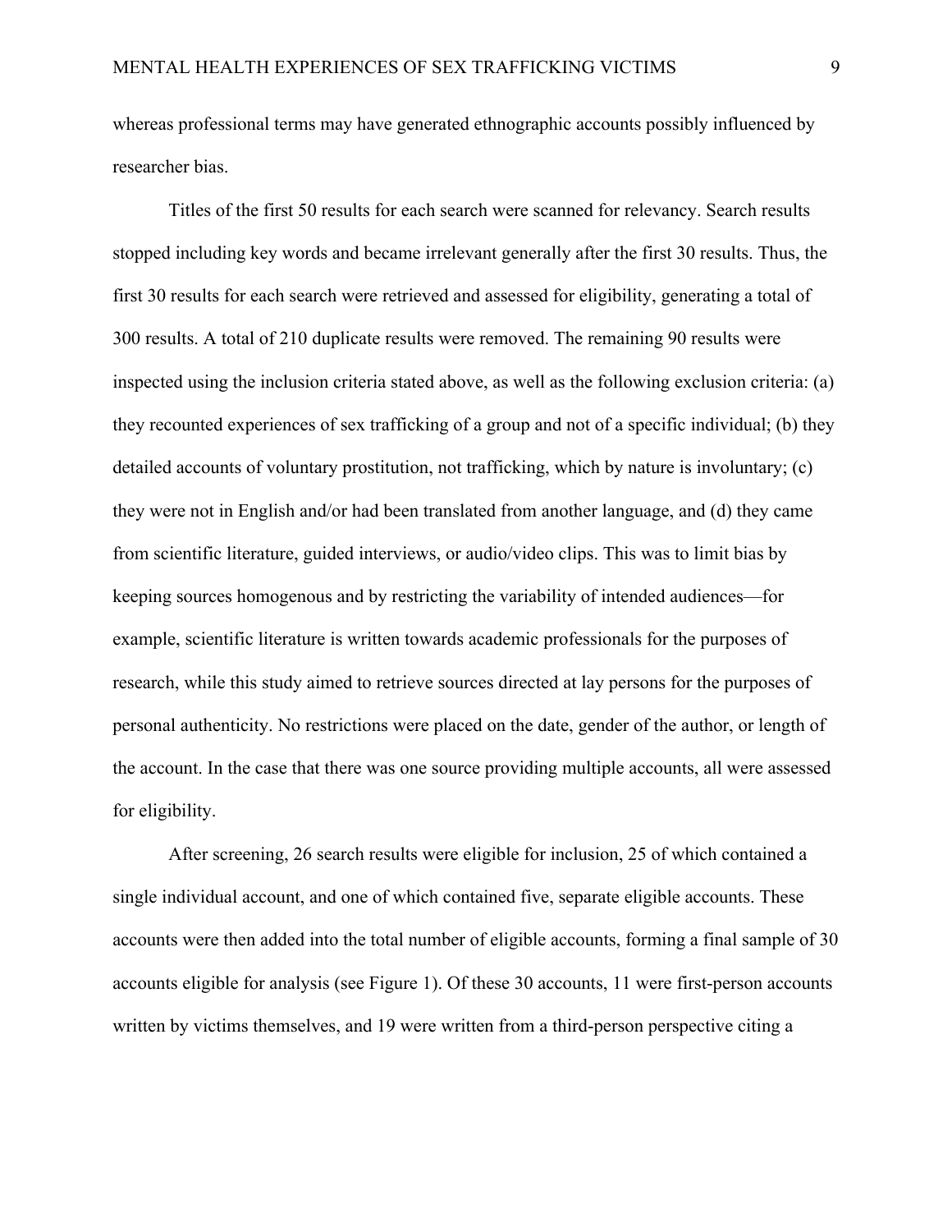whereas professional terms may have generated ethnographic accounts possibly influenced by researcher bias.

Titles of the first 50 results for each search were scanned for relevancy. Search results stopped including key words and became irrelevant generally after the first 30 results. Thus, the first 30 results for each search were retrieved and assessed for eligibility, generating a total of 300 results. A total of 210 duplicate results were removed. The remaining 90 results were inspected using the inclusion criteria stated above, as well as the following exclusion criteria: (a) they recounted experiences of sex trafficking of a group and not of a specific individual; (b) they detailed accounts of voluntary prostitution, not trafficking, which by nature is involuntary; (c) they were not in English and/or had been translated from another language, and (d) they came from scientific literature, guided interviews, or audio/video clips. This was to limit bias by keeping sources homogenous and by restricting the variability of intended audiences—for example, scientific literature is written towards academic professionals for the purposes of research, while this study aimed to retrieve sources directed at lay persons for the purposes of personal authenticity. No restrictions were placed on the date, gender of the author, or length of the account. In the case that there was one source providing multiple accounts, all were assessed for eligibility.

After screening, 26 search results were eligible for inclusion, 25 of which contained a single individual account, and one of which contained five, separate eligible accounts. These accounts were then added into the total number of eligible accounts, forming a final sample of 30 accounts eligible for analysis (see Figure 1). Of these 30 accounts, 11 were first-person accounts written by victims themselves, and 19 were written from a third-person perspective citing a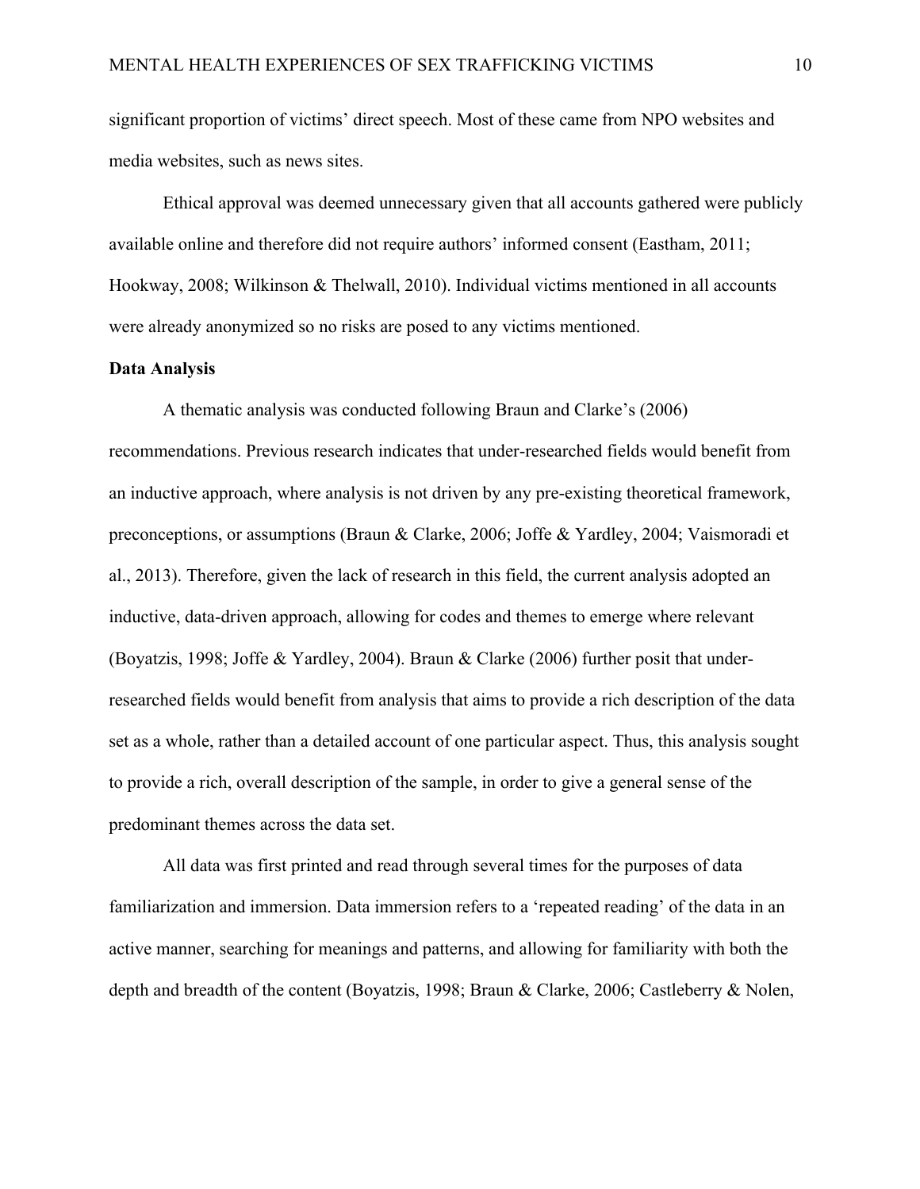significant proportion of victims' direct speech. Most of these came from NPO websites and media websites, such as news sites.

Ethical approval was deemed unnecessary given that all accounts gathered were publicly available online and therefore did not require authors' informed consent (Eastham, 2011; Hookway, 2008; Wilkinson & Thelwall, 2010). Individual victims mentioned in all accounts were already anonymized so no risks are posed to any victims mentioned.

**Data Analysis**

A thematic analysis was conducted following Braun and Clarke's (2006) recommendations. Previous research indicates that under-researched fields would benefit from an inductive approach, where analysis is not driven by any pre-existing theoretical framework, preconceptions, or assumptions (Braun & Clarke, 2006; Joffe & Yardley, 2004; Vaismoradi et al., 2013). Therefore, given the lack of research in this field, the current analysis adopted an inductive, data-driven approach, allowing for codes and themes to emerge where relevant (Boyatzis, 1998; Joffe & Yardley, 2004). Braun & Clarke (2006) further posit that under-researched fields would benefit from analysis that aims to provide a rich description of the data set as a whole, rather than a detailed account of one particular aspect. Thus, this analysis sought to provide a rich, overall description of the sample, in order to give a general sense of the predominant themes across the data set.

All data was first printed and read through several times for the purposes of data familiarization and immersion. Data immersion refers to a 'repeated reading' of the data in an active manner, searching for meanings and patterns, and allowing for familiarity with both the depth and breadth of the content (Boyatzis, 1998; Braun & Clarke, 2006; Castleberry & Nolen,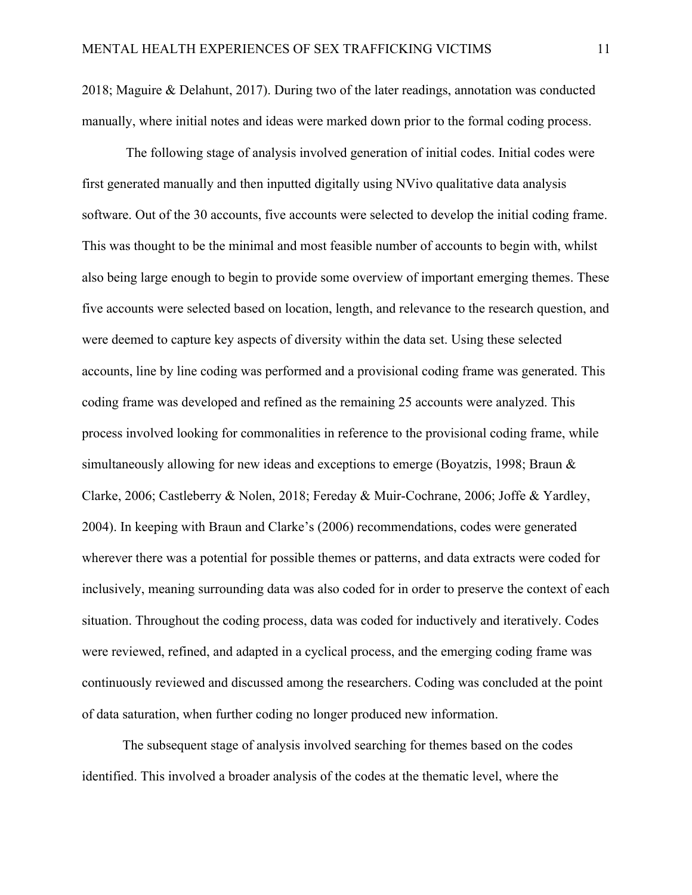2018; Maguire & Delahunt, 2017). During two of the later readings, annotation was conducted manually, where initial notes and ideas were marked down prior to the formal coding process.

The following stage of analysis involved generation of initial codes. Initial codes were first generated manually and then inputted digitally using NVivo qualitative data analysis software. Out of the 30 accounts, five accounts were selected to develop the initial coding frame. This was thought to be the minimal and most feasible number of accounts to begin with, whilst also being large enough to begin to provide some overview of important emerging themes. These five accounts were selected based on location, length, and relevance to the research question, and were deemed to capture key aspects of diversity within the data set. Using these selected accounts, line by line coding was performed and a provisional coding frame was generated. This coding frame was developed and refined as the remaining 25 accounts were analyzed. This process involved looking for commonalities in reference to the provisional coding frame, while simultaneously allowing for new ideas and exceptions to emerge (Boyatzis, 1998; Braun & Clarke, 2006; Castleberry & Nolen, 2018; Fereday & Muir-Cochrane, 2006; Joffe & Yardley, 2004). In keeping with Braun and Clarke's (2006) recommendations, codes were generated wherever there was a potential for possible themes or patterns, and data extracts were coded for inclusively, meaning surrounding data was also coded for in order to preserve the context of each situation. Throughout the coding process, data was coded for inductively and iteratively. Codes were reviewed, refined, and adapted in a cyclical process, and the emerging coding frame was continuously reviewed and discussed among the researchers. Coding was concluded at the point of data saturation, when further coding no longer produced new information.

The subsequent stage of analysis involved searching for themes based on the codes identified. This involved a broader analysis of the codes at the thematic level, where the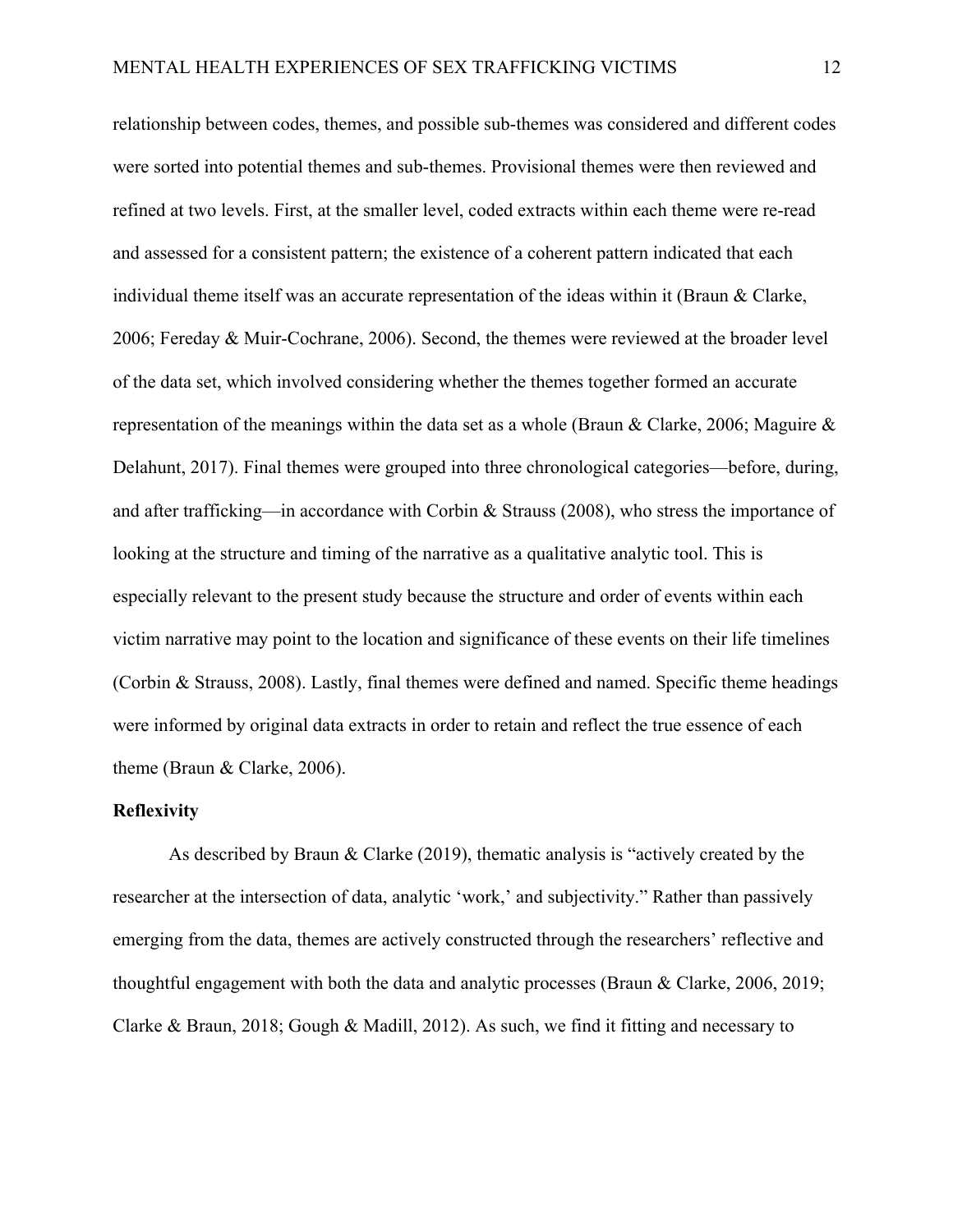relationship between codes, themes, and possible sub-themes was considered and different codes were sorted into potential themes and sub-themes. Provisional themes were then reviewed and refined at two levels. First, at the smaller level, coded extracts within each theme were re-read and assessed for a consistent pattern; the existence of a coherent pattern indicated that each individual theme itself was an accurate representation of the ideas within it (Braun & Clarke, 2006; Fereday & Muir-Cochrane, 2006). Second, the themes were reviewed at the broader level of the data set, which involved considering whether the themes together formed an accurate representation of the meanings within the data set as a whole (Braun & Clarke, 2006; Maguire & Delahunt, 2017). Final themes were grouped into three chronological categories—before, during, and after trafficking—in accordance with Corbin & Strauss (2008), who stress the importance of looking at the structure and timing of the narrative as a qualitative analytic tool. This is especially relevant to the present study because the structure and order of events within each victim narrative may point to the location and significance of these events on their life timelines (Corbin & Strauss, 2008). Lastly, final themes were defined and named. Specific theme headings were informed by original data extracts in order to retain and reflect the true essence of each theme (Braun & Clarke, 2006).

**Reflexivity**

As described by Braun & Clarke (2019), thematic analysis is "actively created by the researcher at the intersection of data, analytic 'work,' and subjectivity." Rather than passively emerging from the data, themes are actively constructed through the researchers' reflective and thoughtful engagement with both the data and analytic processes (Braun & Clarke, 2006, 2019; Clarke & Braun, 2018; Gough & Madill, 2012). As such, we find it fitting and necessary to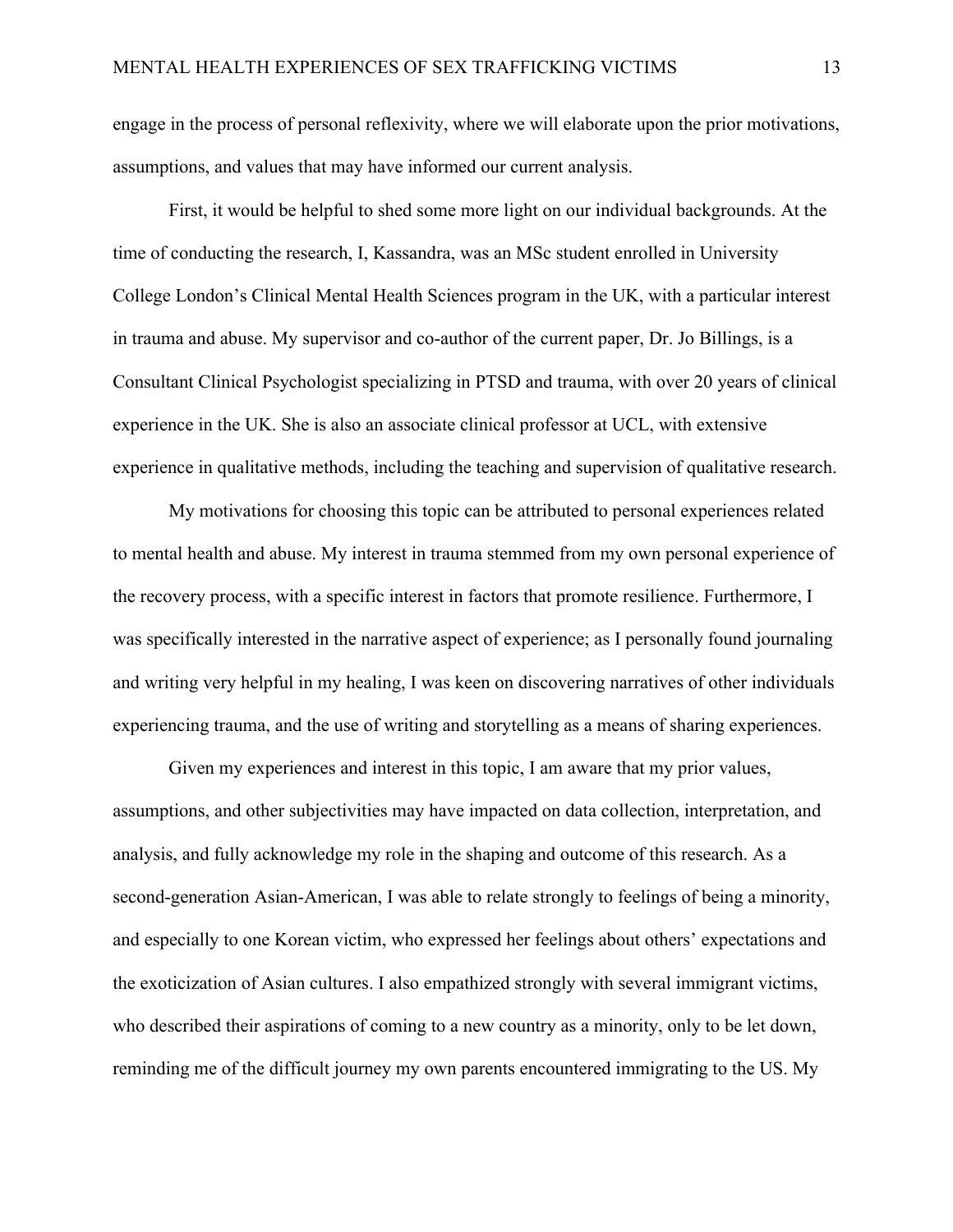engage in the process of personal reflexivity, where we will elaborate upon the prior motivations, assumptions, and values that may have informed our current analysis.

First, it would be helpful to shed some more light on our individual backgrounds. At the time of conducting the research, I, Kassandra, was an MSc student enrolled in University College London's Clinical Mental Health Sciences program in the UK, with a particular interest in trauma and abuse. My supervisor and co-author of the current paper, Dr. Jo Billings, is a Consultant Clinical Psychologist specializing in PTSD and trauma, with over 20 years of clinical experience in the UK. She is also an associate clinical professor at UCL, with extensive experience in qualitative methods, including the teaching and supervision of qualitative research.

My motivations for choosing this topic can be attributed to personal experiences related to mental health and abuse. My interest in trauma stemmed from my own personal experience of the recovery process, with a specific interest in factors that promote resilience. Furthermore, I was specifically interested in the narrative aspect of experience; as I personally found journaling and writing very helpful in my healing, I was keen on discovering narratives of other individuals experiencing trauma, and the use of writing and storytelling as a means of sharing experiences.

Given my experiences and interest in this topic, I am aware that my prior values, assumptions, and other subjectivities may have impacted on data collection, interpretation, and analysis, and fully acknowledge my role in the shaping and outcome of this research. As a second-generation Asian-American, I was able to relate strongly to feelings of being a minority, and especially to one Korean victim, who expressed her feelings about others' expectations and the exoticization of Asian cultures. I also empathized strongly with several immigrant victims, who described their aspirations of coming to a new country as a minority, only to be let down, reminding me of the difficult journey my own parents encountered immigrating to the US. My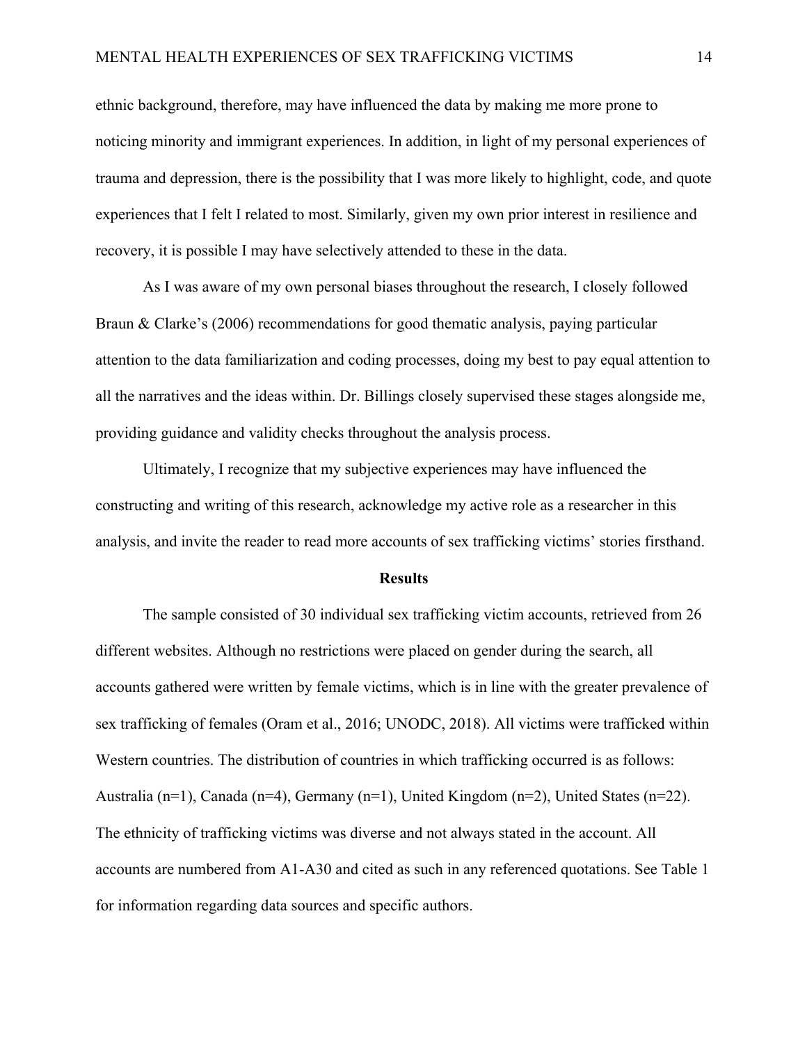ethnic background, therefore, may have influenced the data by making me more prone to noticing minority and immigrant experiences. In addition, in light of my personal experiences of trauma and depression, there is the possibility that I was more likely to highlight, code, and quote experiences that I felt I related to most. Similarly, given my own prior interest in resilience and recovery, it is possible I may have selectively attended to these in the data.

As I was aware of my own personal biases throughout the research, I closely followed Braun & Clarke's (2006) recommendations for good thematic analysis, paying particular attention to the data familiarization and coding processes, doing my best to pay equal attention to all the narratives and the ideas within. Dr. Billings closely supervised these stages alongside me, providing guidance and validity checks throughout the analysis process.

Ultimately, I recognize that my subjective experiences may have influenced the constructing and writing of this research, acknowledge my active role as a researcher in this analysis, and invite the reader to read more accounts of sex trafficking victims' stories firsthand.

## Results

The sample consisted of 30 individual sex trafficking victim accounts, retrieved from 26 different websites. Although no restrictions were placed on gender during the search, all accounts gathered were written by female victims, which is in line with the greater prevalence of sex trafficking of females (Oram et al., 2016; UNODC, 2018). All victims were trafficked within Western countries. The distribution of countries in which trafficking occurred is as follows: Australia (n=1), Canada (n=4), Germany (n=1), United Kingdom (n=2), United States (n=22). The ethnicity of trafficking victims was diverse and not always stated in the account. All accounts are numbered from A1-A30 and cited as such in any referenced quotations. See Table 1 for information regarding data sources and specific authors.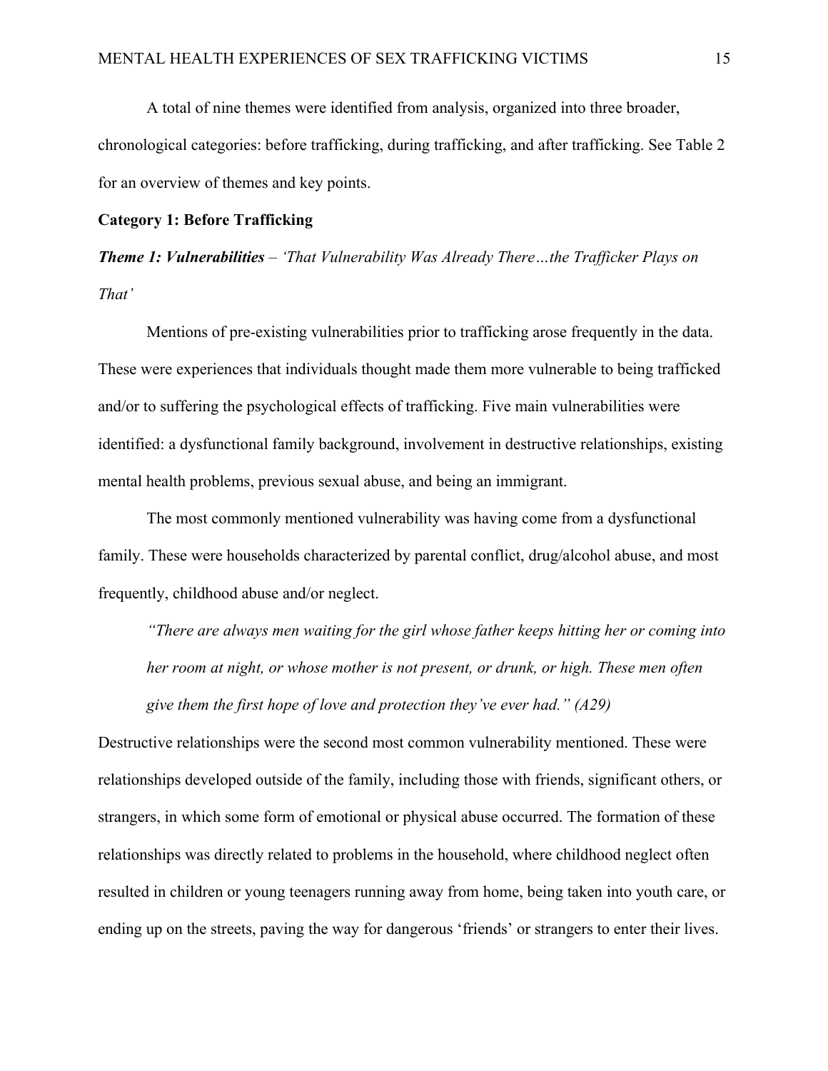A total of nine themes were identified from analysis, organized into three broader, chronological categories: before trafficking, during trafficking, and after trafficking. See Table 2 for an overview of themes and key points.

**Category 1: Before Trafficking**

***Theme 1: Vulnerabilities*** *– 'That Vulnerability Was Already There…the Trafficker Plays on That'*

Mentions of pre-existing vulnerabilities prior to trafficking arose frequently in the data. These were experiences that individuals thought made them more vulnerable to being trafficked and/or to suffering the psychological effects of trafficking. Five main vulnerabilities were identified: a dysfunctional family background, involvement in destructive relationships, existing mental health problems, previous sexual abuse, and being an immigrant.

The most commonly mentioned vulnerability was having come from a dysfunctional family. These were households characterized by parental conflict, drug/alcohol abuse, and most frequently, childhood abuse and/or neglect.

> *"There are always men waiting for the girl whose father keeps hitting her or coming into her room at night, or whose mother is not present, or drunk, or high. These men often give them the first hope of love and protection they've ever had." (A29)*

Destructive relationships were the second most common vulnerability mentioned. These were relationships developed outside of the family, including those with friends, significant others, or strangers, in which some form of emotional or physical abuse occurred. The formation of these relationships was directly related to problems in the household, where childhood neglect often resulted in children or young teenagers running away from home, being taken into youth care, or ending up on the streets, paving the way for dangerous 'friends' or strangers to enter their lives.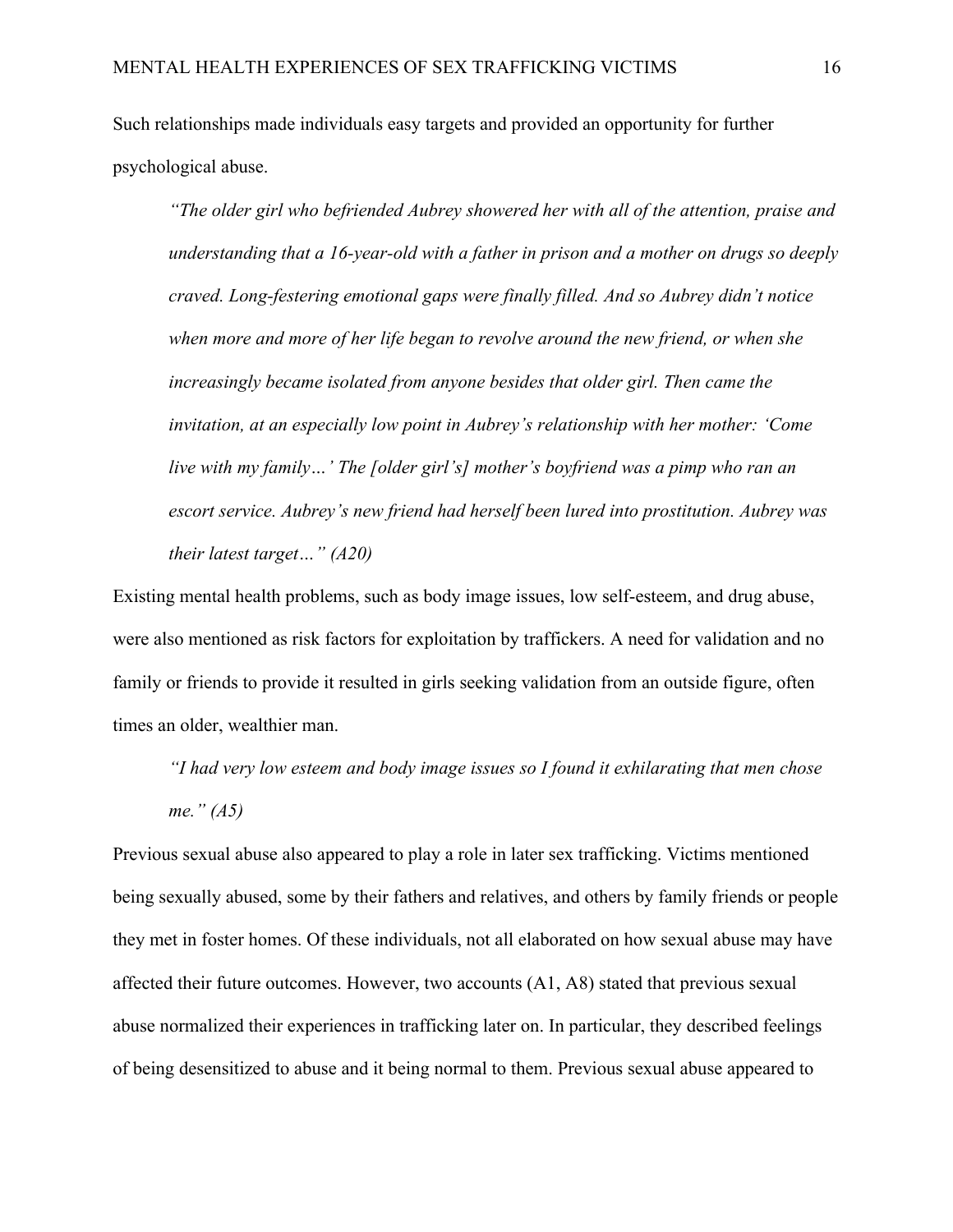Such relationships made individuals easy targets and provided an opportunity for further psychological abuse.

> *"The older girl who befriended Aubrey showered her with all of the attention, praise and understanding that a 16-year-old with a father in prison and a mother on drugs so deeply craved. Long-festering emotional gaps were finally filled. And so Aubrey didn't notice when more and more of her life began to revolve around the new friend, or when she increasingly became isolated from anyone besides that older girl. Then came the invitation, at an especially low point in Aubrey's relationship with her mother: 'Come live with my family…' The [older girl's] mother's boyfriend was a pimp who ran an escort service. Aubrey's new friend had herself been lured into prostitution. Aubrey was their latest target…" (A20)*

Existing mental health problems, such as body image issues, low self-esteem, and drug abuse, were also mentioned as risk factors for exploitation by traffickers. A need for validation and no family or friends to provide it resulted in girls seeking validation from an outside figure, often times an older, wealthier man.

> *"I had very low esteem and body image issues so I found it exhilarating that men chose me." (A5)*

Previous sexual abuse also appeared to play a role in later sex trafficking. Victims mentioned being sexually abused, some by their fathers and relatives, and others by family friends or people they met in foster homes. Of these individuals, not all elaborated on how sexual abuse may have affected their future outcomes. However, two accounts (A1, A8) stated that previous sexual abuse normalized their experiences in trafficking later on. In particular, they described feelings of being desensitized to abuse and it being normal to them. Previous sexual abuse appeared to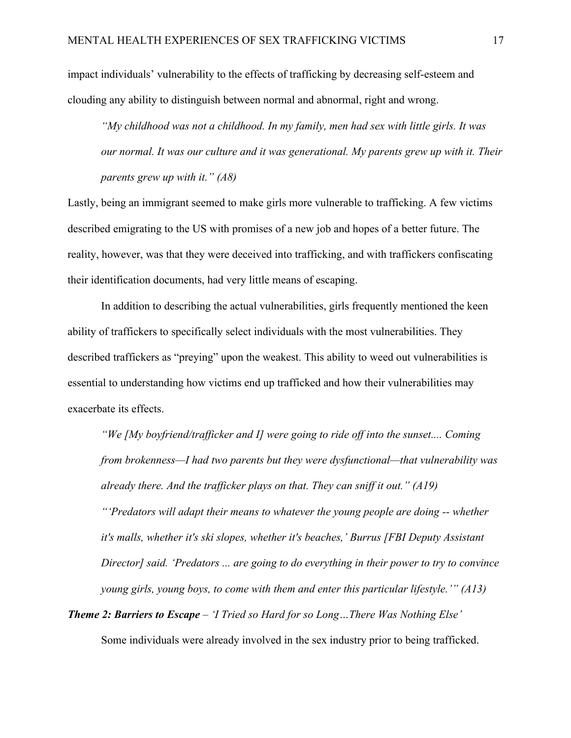impact individuals' vulnerability to the effects of trafficking by decreasing self-esteem and clouding any ability to distinguish between normal and abnormal, right and wrong.

> *"My childhood was not a childhood. In my family, men had sex with little girls. It was our normal. It was our culture and it was generational. My parents grew up with it. Their parents grew up with it." (A8)*

Lastly, being an immigrant seemed to make girls more vulnerable to trafficking. A few victims described emigrating to the US with promises of a new job and hopes of a better future. The reality, however, was that they were deceived into trafficking, and with traffickers confiscating their identification documents, had very little means of escaping.

In addition to describing the actual vulnerabilities, girls frequently mentioned the keen ability of traffickers to specifically select individuals with the most vulnerabilities. They described traffickers as "preying" upon the weakest. This ability to weed out vulnerabilities is essential to understanding how victims end up trafficked and how their vulnerabilities may exacerbate its effects.

> *"We [My boyfriend/trafficker and I] were going to ride off into the sunset.... Coming from brokenness—I had two parents but they were dysfunctional—that vulnerability was already there. And the trafficker plays on that. They can sniff it out." (A19)*
>
> *"'Predators will adapt their means to whatever the young people are doing -- whether it's malls, whether it's ski slopes, whether it's beaches,' Burrus [FBI Deputy Assistant Director] said. 'Predators ... are going to do everything in their power to try to convince young girls, young boys, to come with them and enter this particular lifestyle.'" (A13)*

***Theme 2: Barriers to Escape*** *– 'I Tried so Hard for so Long…There Was Nothing Else'*

Some individuals were already involved in the sex industry prior to being trafficked.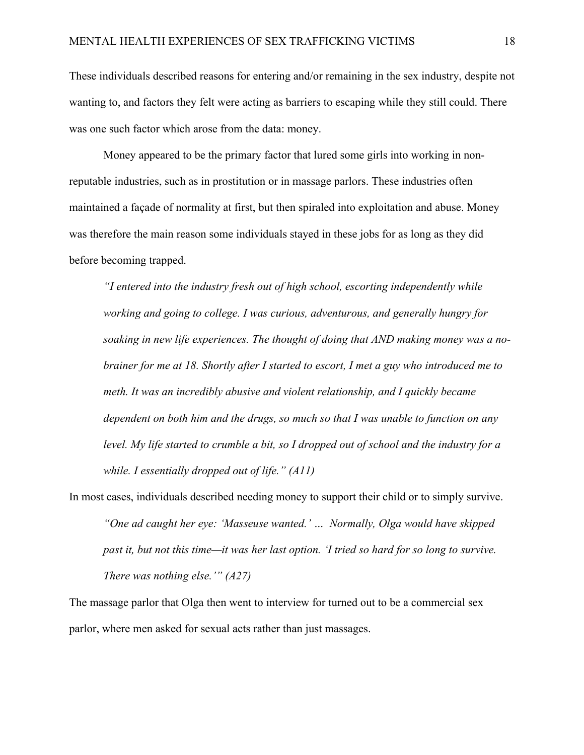These individuals described reasons for entering and/or remaining in the sex industry, despite not wanting to, and factors they felt were acting as barriers to escaping while they still could. There was one such factor which arose from the data: money.

Money appeared to be the primary factor that lured some girls into working in non-reputable industries, such as in prostitution or in massage parlors. These industries often maintained a façade of normality at first, but then spiraled into exploitation and abuse. Money was therefore the main reason some individuals stayed in these jobs for as long as they did before becoming trapped.

> *"I entered into the industry fresh out of high school, escorting independently while working and going to college. I was curious, adventurous, and generally hungry for soaking in new life experiences. The thought of doing that AND making money was a no-brainer for me at 18. Shortly after I started to escort, I met a guy who introduced me to meth. It was an incredibly abusive and violent relationship, and I quickly became dependent on both him and the drugs, so much so that I was unable to function on any level. My life started to crumble a bit, so I dropped out of school and the industry for a while. I essentially dropped out of life." (A11)*

In most cases, individuals described needing money to support their child or to simply survive.

> *"One ad caught her eye: 'Masseuse wanted.' … Normally, Olga would have skipped past it, but not this time—it was her last option. 'I tried so hard for so long to survive. There was nothing else.'" (A27)*

The massage parlor that Olga then went to interview for turned out to be a commercial sex parlor, where men asked for sexual acts rather than just massages.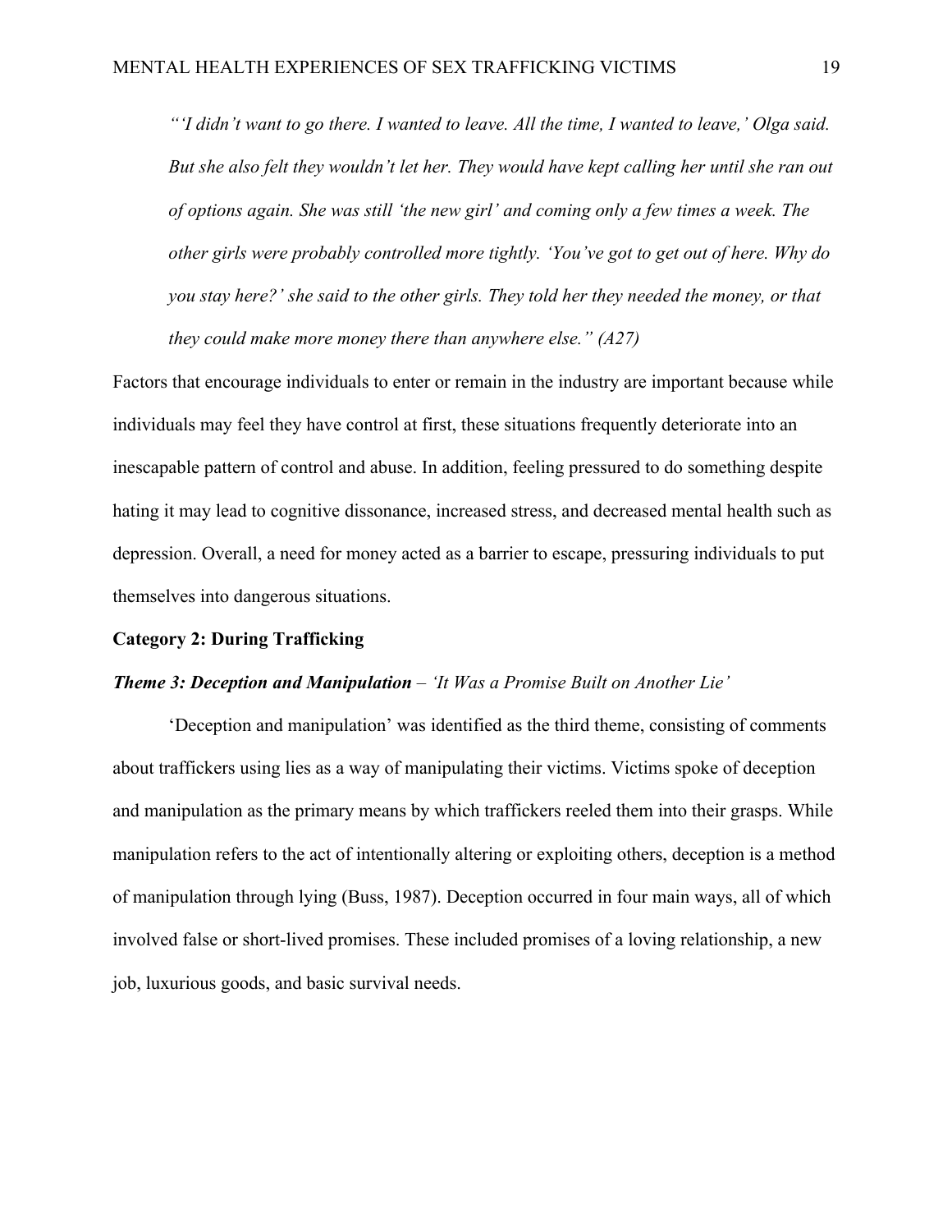*"'I didn't want to go there. I wanted to leave. All the time, I wanted to leave,' Olga said. But she also felt they wouldn't let her. They would have kept calling her until she ran out of options again. She was still 'the new girl' and coming only a few times a week. The other girls were probably controlled more tightly. 'You've got to get out of here. Why do you stay here?' she said to the other girls. They told her they needed the money, or that they could make more money there than anywhere else." (A27)*

Factors that encourage individuals to enter or remain in the industry are important because while individuals may feel they have control at first, these situations frequently deteriorate into an inescapable pattern of control and abuse. In addition, feeling pressured to do something despite hating it may lead to cognitive dissonance, increased stress, and decreased mental health such as depression. Overall, a need for money acted as a barrier to escape, pressuring individuals to put themselves into dangerous situations.

**Category 2: During Trafficking**

***Theme 3: Deception and Manipulation*** *– 'It Was a Promise Built on Another Lie'*

'Deception and manipulation' was identified as the third theme, consisting of comments about traffickers using lies as a way of manipulating their victims. Victims spoke of deception and manipulation as the primary means by which traffickers reeled them into their grasps. While manipulation refers to the act of intentionally altering or exploiting others, deception is a method of manipulation through lying (Buss, 1987). Deception occurred in four main ways, all of which involved false or short-lived promises. These included promises of a loving relationship, a new job, luxurious goods, and basic survival needs.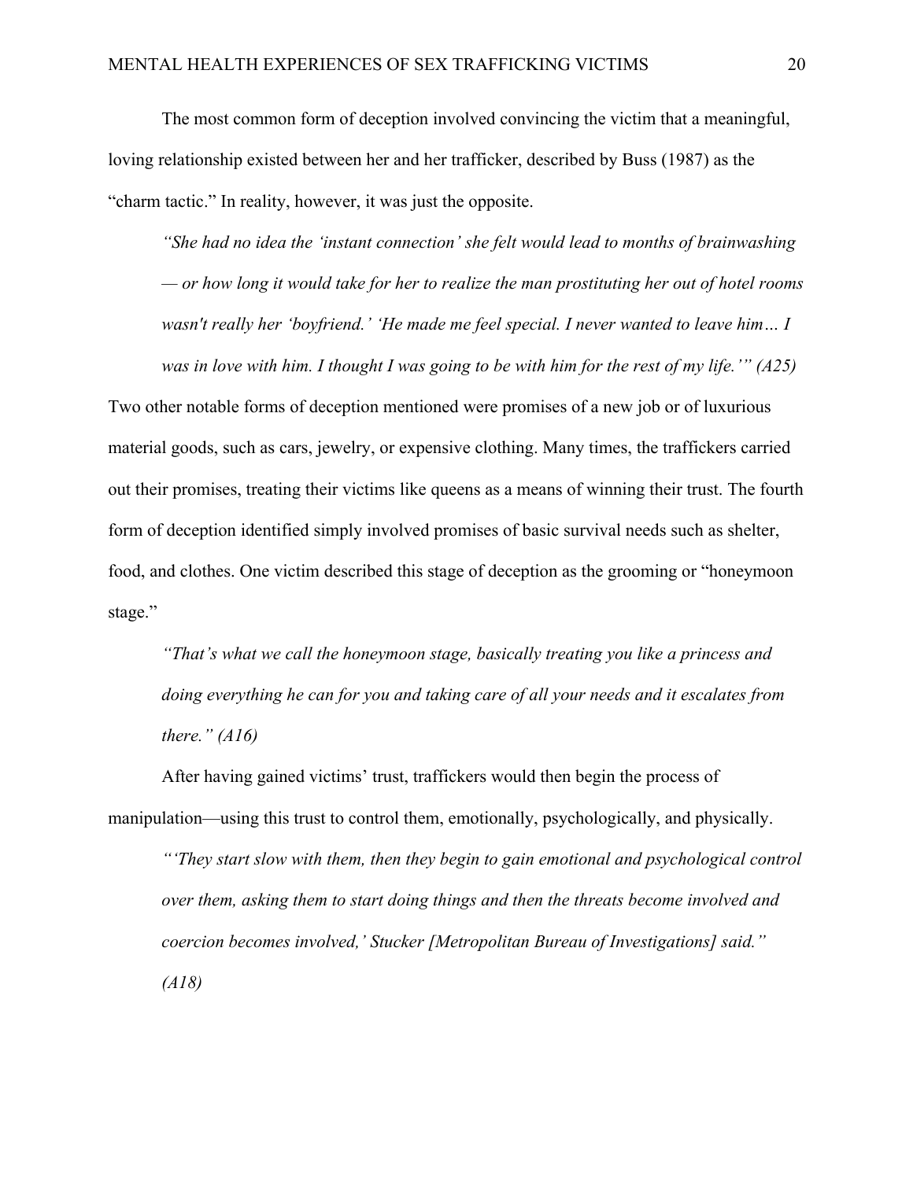The most common form of deception involved convincing the victim that a meaningful, loving relationship existed between her and her trafficker, described by Buss (1987) as the "charm tactic." In reality, however, it was just the opposite.

> *"She had no idea the 'instant connection' she felt would lead to months of brainwashing — or how long it would take for her to realize the man prostituting her out of hotel rooms wasn't really her 'boyfriend.' 'He made me feel special. I never wanted to leave him… I was in love with him. I thought I was going to be with him for the rest of my life.'" (A25)*

Two other notable forms of deception mentioned were promises of a new job or of luxurious material goods, such as cars, jewelry, or expensive clothing. Many times, the traffickers carried out their promises, treating their victims like queens as a means of winning their trust. The fourth form of deception identified simply involved promises of basic survival needs such as shelter, food, and clothes. One victim described this stage of deception as the grooming or "honeymoon stage."

> *"That's what we call the honeymoon stage, basically treating you like a princess and doing everything he can for you and taking care of all your needs and it escalates from there." (A16)*

After having gained victims' trust, traffickers would then begin the process of manipulation—using this trust to control them, emotionally, psychologically, and physically.

> *"'They start slow with them, then they begin to gain emotional and psychological control over them, asking them to start doing things and then the threats become involved and coercion becomes involved,' Stucker [Metropolitan Bureau of Investigations] said." (A18)*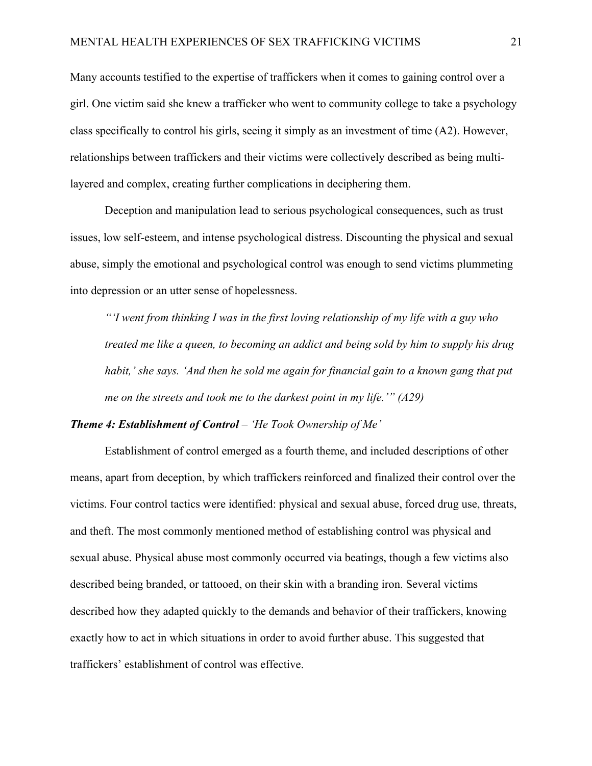Many accounts testified to the expertise of traffickers when it comes to gaining control over a girl. One victim said she knew a trafficker who went to community college to take a psychology class specifically to control his girls, seeing it simply as an investment of time (A2). However, relationships between traffickers and their victims were collectively described as being multi-layered and complex, creating further complications in deciphering them.

Deception and manipulation lead to serious psychological consequences, such as trust issues, low self-esteem, and intense psychological distress. Discounting the physical and sexual abuse, simply the emotional and psychological control was enough to send victims plummeting into depression or an utter sense of hopelessness.

> *"'I went from thinking I was in the first loving relationship of my life with a guy who treated me like a queen, to becoming an addict and being sold by him to supply his drug habit,' she says. 'And then he sold me again for financial gain to a known gang that put me on the streets and took me to the darkest point in my life.'" (A29)*

***Theme 4: Establishment of Control*** – *'He Took Ownership of Me'*

Establishment of control emerged as a fourth theme, and included descriptions of other means, apart from deception, by which traffickers reinforced and finalized their control over the victims. Four control tactics were identified: physical and sexual abuse, forced drug use, threats, and theft. The most commonly mentioned method of establishing control was physical and sexual abuse. Physical abuse most commonly occurred via beatings, though a few victims also described being branded, or tattooed, on their skin with a branding iron. Several victims described how they adapted quickly to the demands and behavior of their traffickers, knowing exactly how to act in which situations in order to avoid further abuse. This suggested that traffickers' establishment of control was effective.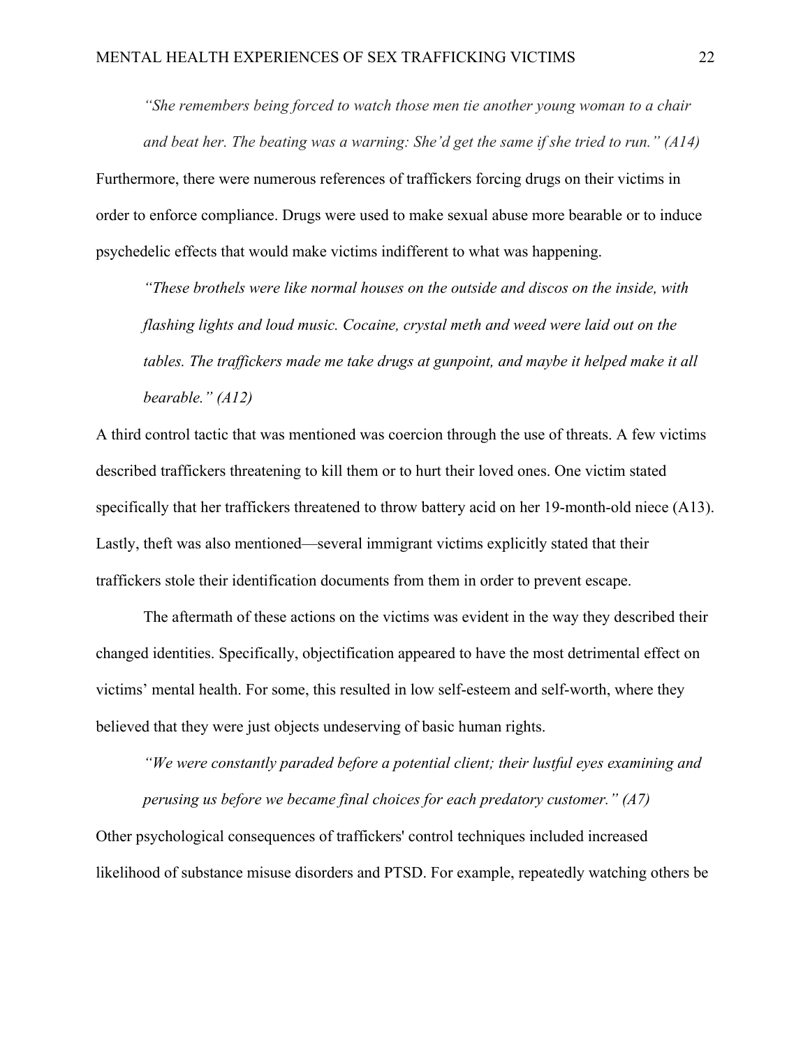> *"She remembers being forced to watch those men tie another young woman to a chair and beat her. The beating was a warning: She'd get the same if she tried to run." (A14)*

Furthermore, there were numerous references of traffickers forcing drugs on their victims in order to enforce compliance. Drugs were used to make sexual abuse more bearable or to induce psychedelic effects that would make victims indifferent to what was happening.

> *"These brothels were like normal houses on the outside and discos on the inside, with flashing lights and loud music. Cocaine, crystal meth and weed were laid out on the tables. The traffickers made me take drugs at gunpoint, and maybe it helped make it all bearable." (A12)*

A third control tactic that was mentioned was coercion through the use of threats. A few victims described traffickers threatening to kill them or to hurt their loved ones. One victim stated specifically that her traffickers threatened to throw battery acid on her 19-month-old niece (A13). Lastly, theft was also mentioned—several immigrant victims explicitly stated that their traffickers stole their identification documents from them in order to prevent escape.

The aftermath of these actions on the victims was evident in the way they described their changed identities. Specifically, objectification appeared to have the most detrimental effect on victims' mental health. For some, this resulted in low self-esteem and self-worth, where they believed that they were just objects undeserving of basic human rights.

> *"We were constantly paraded before a potential client; their lustful eyes examining and perusing us before we became final choices for each predatory customer." (A7)*

Other psychological consequences of traffickers' control techniques included increased likelihood of substance misuse disorders and PTSD. For example, repeatedly watching others be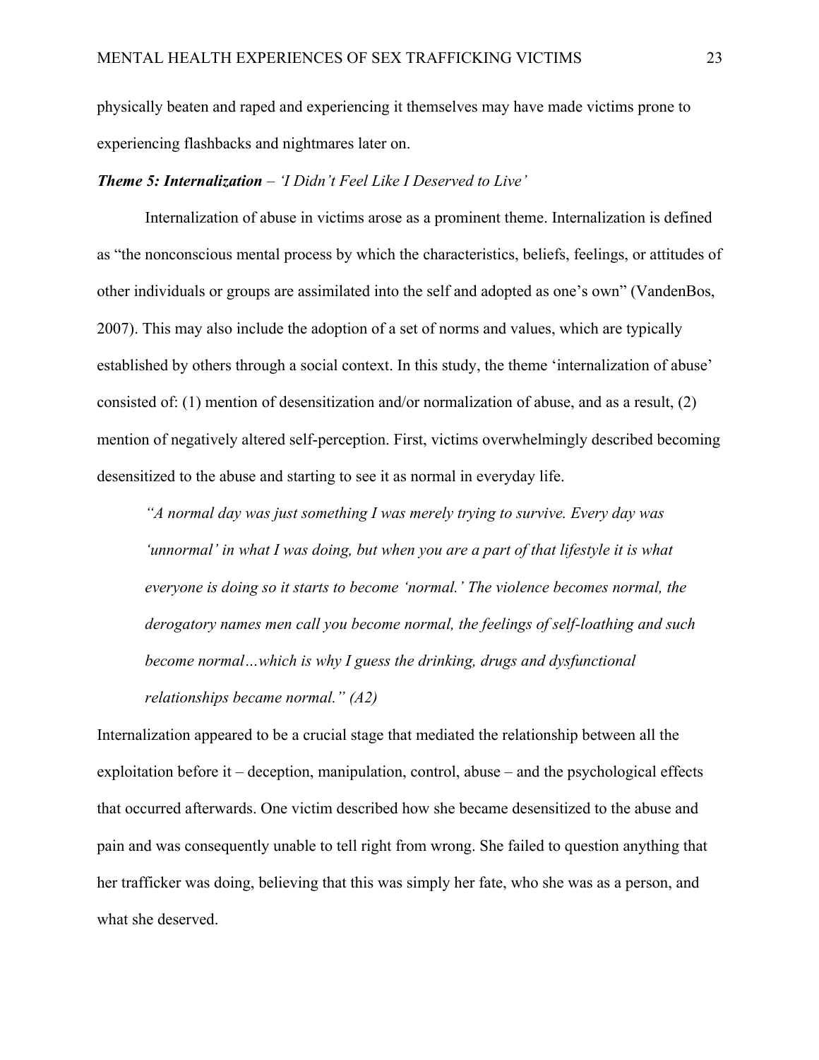physically beaten and raped and experiencing it themselves may have made victims prone to experiencing flashbacks and nightmares later on.

***Theme 5: Internalization*** *– 'I Didn't Feel Like I Deserved to Live'*

Internalization of abuse in victims arose as a prominent theme. Internalization is defined as "the nonconscious mental process by which the characteristics, beliefs, feelings, or attitudes of other individuals or groups are assimilated into the self and adopted as one's own" (VandenBos, 2007). This may also include the adoption of a set of norms and values, which are typically established by others through a social context. In this study, the theme 'internalization of abuse' consisted of: (1) mention of desensitization and/or normalization of abuse, and as a result, (2) mention of negatively altered self-perception. First, victims overwhelmingly described becoming desensitized to the abuse and starting to see it as normal in everyday life.

> *"A normal day was just something I was merely trying to survive. Every day was 'unnormal' in what I was doing, but when you are a part of that lifestyle it is what everyone is doing so it starts to become 'normal.' The violence becomes normal, the derogatory names men call you become normal, the feelings of self-loathing and such become normal…which is why I guess the drinking, drugs and dysfunctional relationships became normal." (A2)*

Internalization appeared to be a crucial stage that mediated the relationship between all the exploitation before it – deception, manipulation, control, abuse – and the psychological effects that occurred afterwards. One victim described how she became desensitized to the abuse and pain and was consequently unable to tell right from wrong. She failed to question anything that her trafficker was doing, believing that this was simply her fate, who she was as a person, and what she deserved.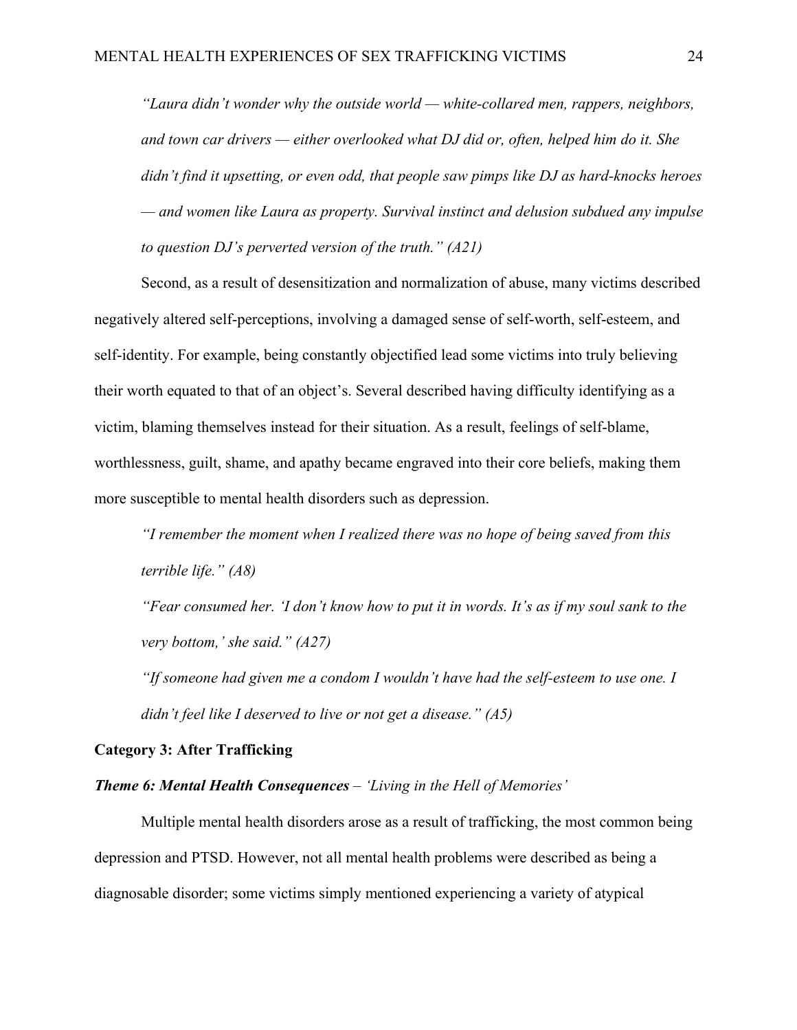*"Laura didn't wonder why the outside world — white-collared men, rappers, neighbors, and town car drivers — either overlooked what DJ did or, often, helped him do it. She didn't find it upsetting, or even odd, that people saw pimps like DJ as hard-knocks heroes — and women like Laura as property. Survival instinct and delusion subdued any impulse to question DJ's perverted version of the truth." (A21)*

Second, as a result of desensitization and normalization of abuse, many victims described negatively altered self-perceptions, involving a damaged sense of self-worth, self-esteem, and self-identity. For example, being constantly objectified lead some victims into truly believing their worth equated to that of an object's. Several described having difficulty identifying as a victim, blaming themselves instead for their situation. As a result, feelings of self-blame, worthlessness, guilt, shame, and apathy became engraved into their core beliefs, making them more susceptible to mental health disorders such as depression.

*"I remember the moment when I realized there was no hope of being saved from this terrible life." (A8)*

*"Fear consumed her. 'I don't know how to put it in words. It's as if my soul sank to the very bottom,' she said." (A27)*

*"If someone had given me a condom I wouldn't have had the self-esteem to use one. I didn't feel like I deserved to live or not get a disease." (A5)*

**Category 3: After Trafficking**

***Theme 6: Mental Health Consequences*** *– 'Living in the Hell of Memories'*

Multiple mental health disorders arose as a result of trafficking, the most common being depression and PTSD. However, not all mental health problems were described as being a diagnosable disorder; some victims simply mentioned experiencing a variety of atypical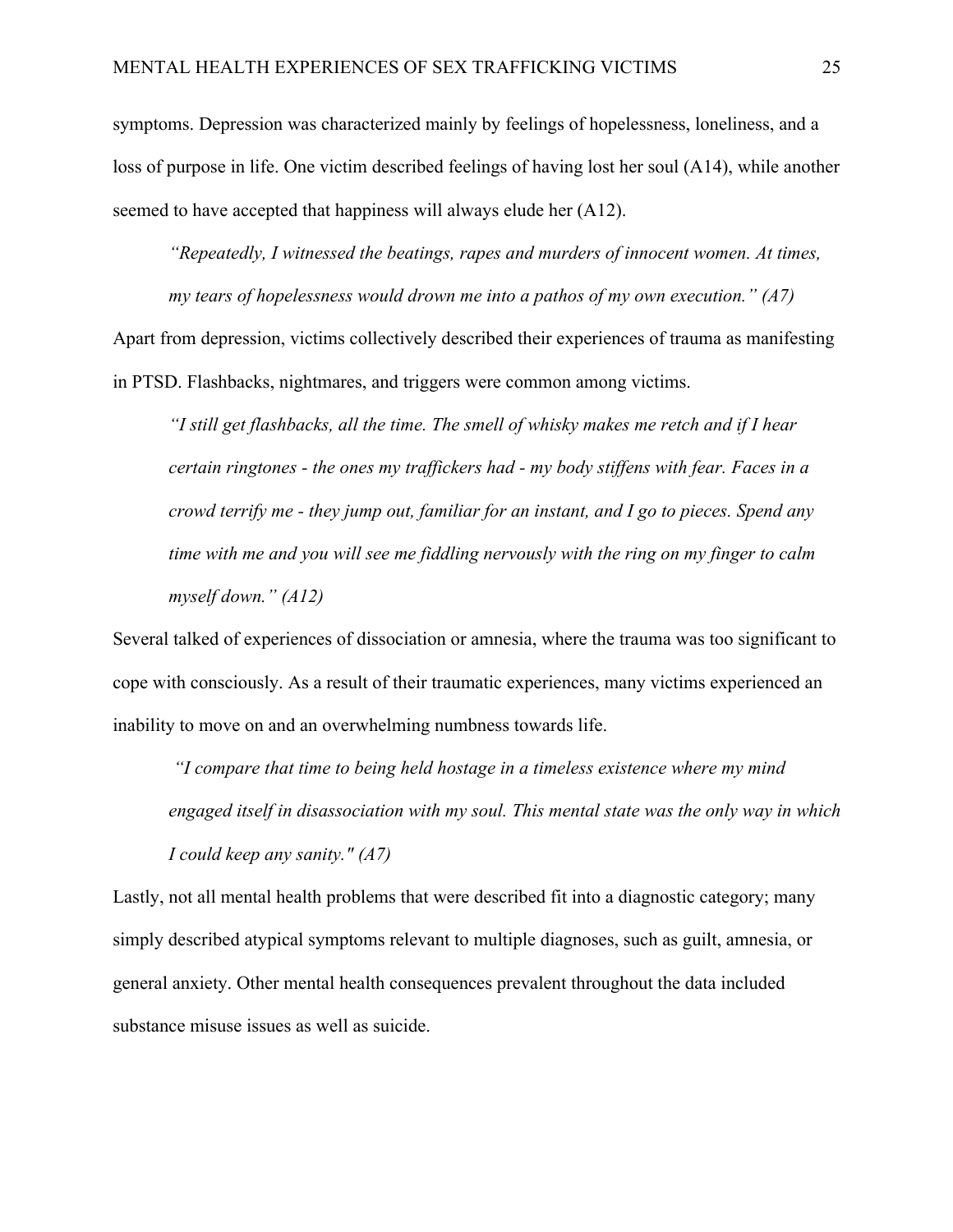symptoms. Depression was characterized mainly by feelings of hopelessness, loneliness, and a loss of purpose in life. One victim described feelings of having lost her soul (A14), while another seemed to have accepted that happiness will always elude her (A12).

> *"Repeatedly, I witnessed the beatings, rapes and murders of innocent women. At times, my tears of hopelessness would drown me into a pathos of my own execution." (A7)*

Apart from depression, victims collectively described their experiences of trauma as manifesting in PTSD. Flashbacks, nightmares, and triggers were common among victims.

> *"I still get flashbacks, all the time. The smell of whisky makes me retch and if I hear certain ringtones - the ones my traffickers had - my body stiffens with fear. Faces in a crowd terrify me - they jump out, familiar for an instant, and I go to pieces. Spend any time with me and you will see me fiddling nervously with the ring on my finger to calm myself down." (A12)*

Several talked of experiences of dissociation or amnesia, where the trauma was too significant to cope with consciously. As a result of their traumatic experiences, many victims experienced an inability to move on and an overwhelming numbness towards life.

> *"I compare that time to being held hostage in a timeless existence where my mind engaged itself in disassociation with my soul. This mental state was the only way in which I could keep any sanity." (A7)*

Lastly, not all mental health problems that were described fit into a diagnostic category; many simply described atypical symptoms relevant to multiple diagnoses, such as guilt, amnesia, or general anxiety. Other mental health consequences prevalent throughout the data included substance misuse issues as well as suicide.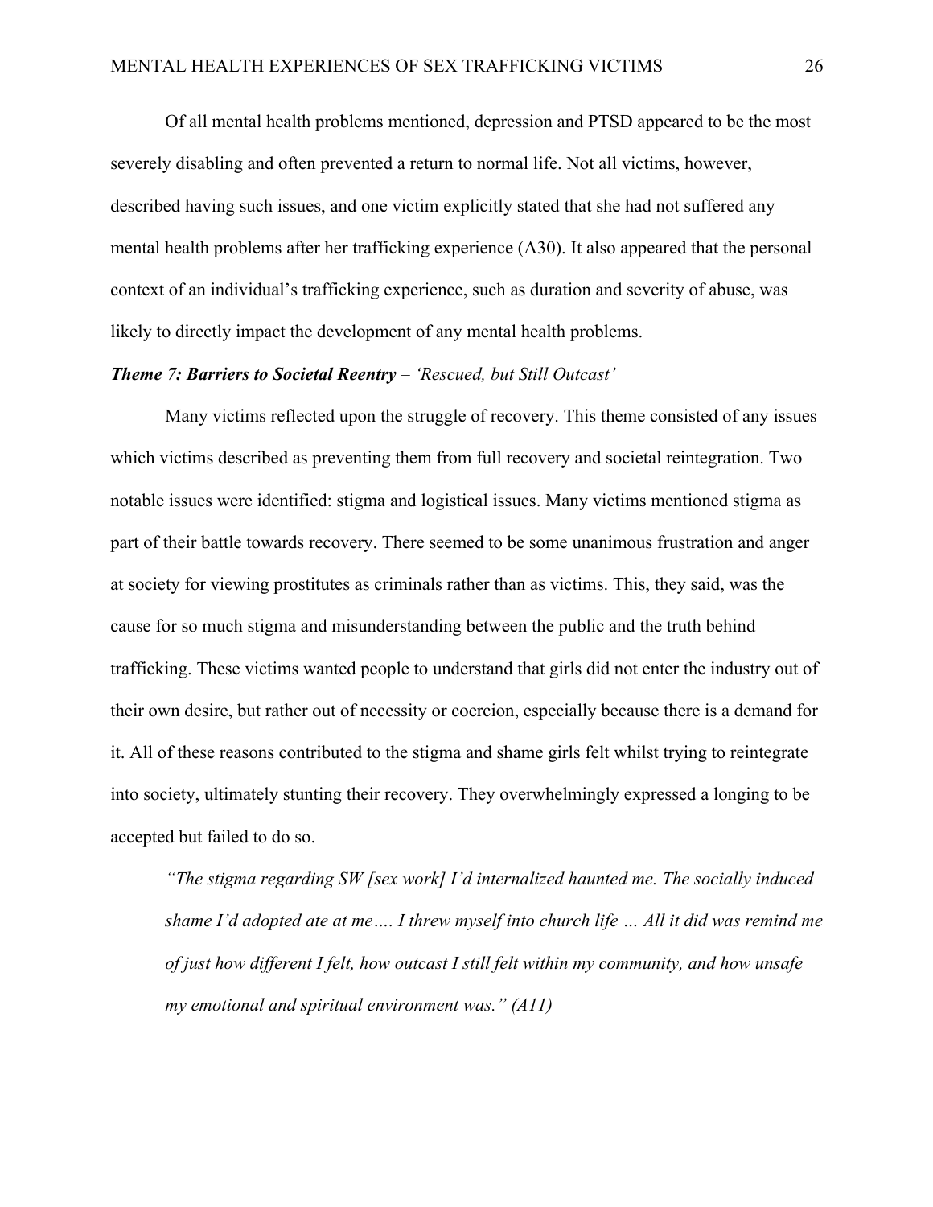Of all mental health problems mentioned, depression and PTSD appeared to be the most severely disabling and often prevented a return to normal life. Not all victims, however, described having such issues, and one victim explicitly stated that she had not suffered any mental health problems after her trafficking experience (A30). It also appeared that the personal context of an individual's trafficking experience, such as duration and severity of abuse, was likely to directly impact the development of any mental health problems.

***Theme 7: Barriers to Societal Reentry*** – *'Rescued, but Still Outcast'*

Many victims reflected upon the struggle of recovery. This theme consisted of any issues which victims described as preventing them from full recovery and societal reintegration. Two notable issues were identified: stigma and logistical issues. Many victims mentioned stigma as part of their battle towards recovery. There seemed to be some unanimous frustration and anger at society for viewing prostitutes as criminals rather than as victims. This, they said, was the cause for so much stigma and misunderstanding between the public and the truth behind trafficking. These victims wanted people to understand that girls did not enter the industry out of their own desire, but rather out of necessity or coercion, especially because there is a demand for it. All of these reasons contributed to the stigma and shame girls felt whilst trying to reintegrate into society, ultimately stunting their recovery. They overwhelmingly expressed a longing to be accepted but failed to do so.

> *"The stigma regarding SW [sex work] I'd internalized haunted me. The socially induced shame I'd adopted ate at me…. I threw myself into church life … All it did was remind me of just how different I felt, how outcast I still felt within my community, and how unsafe my emotional and spiritual environment was." (A11)*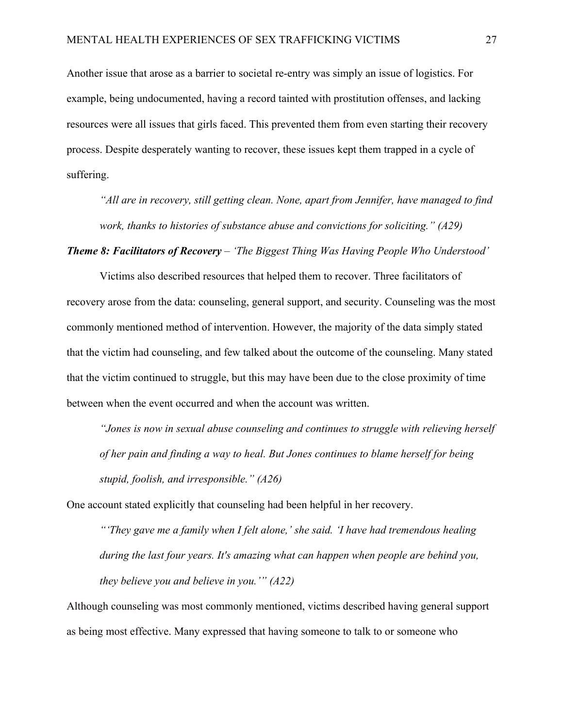Another issue that arose as a barrier to societal re-entry was simply an issue of logistics. For example, being undocumented, having a record tainted with prostitution offenses, and lacking resources were all issues that girls faced. This prevented them from even starting their recovery process. Despite desperately wanting to recover, these issues kept them trapped in a cycle of suffering.

> *"All are in recovery, still getting clean. None, apart from Jennifer, have managed to find work, thanks to histories of substance abuse and convictions for soliciting." (A29)*

***Theme 8: Facilitators of Recovery*** *– 'The Biggest Thing Was Having People Who Understood'*

Victims also described resources that helped them to recover. Three facilitators of recovery arose from the data: counseling, general support, and security. Counseling was the most commonly mentioned method of intervention. However, the majority of the data simply stated that the victim had counseling, and few talked about the outcome of the counseling. Many stated that the victim continued to struggle, but this may have been due to the close proximity of time between when the event occurred and when the account was written.

> *"Jones is now in sexual abuse counseling and continues to struggle with relieving herself of her pain and finding a way to heal. But Jones continues to blame herself for being stupid, foolish, and irresponsible." (A26)*

One account stated explicitly that counseling had been helpful in her recovery.

> *"'They gave me a family when I felt alone,' she said. 'I have had tremendous healing during the last four years. It's amazing what can happen when people are behind you, they believe you and believe in you.'" (A22)*

Although counseling was most commonly mentioned, victims described having general support as being most effective. Many expressed that having someone to talk to or someone who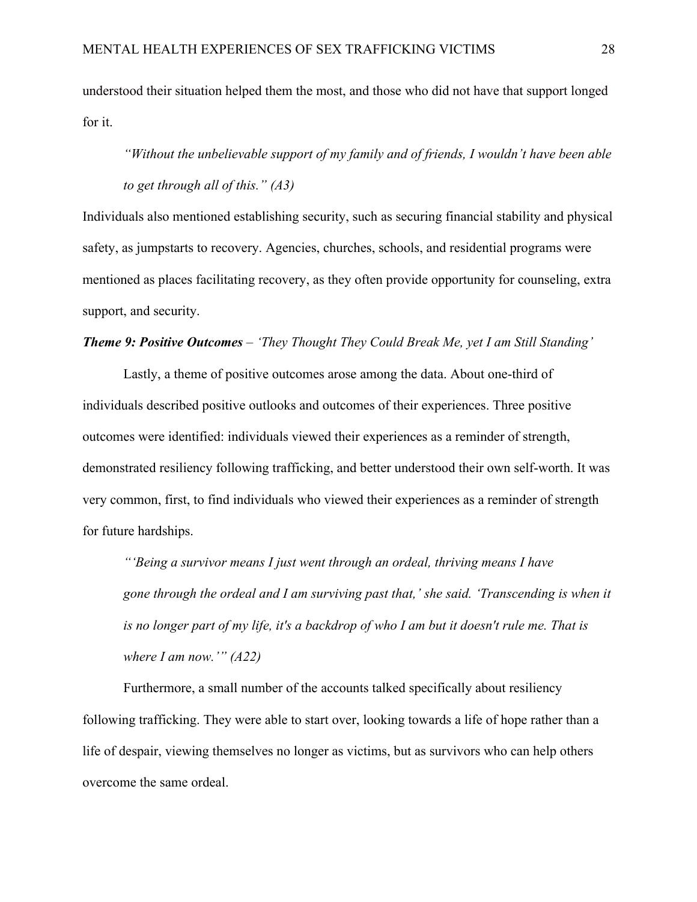understood their situation helped them the most, and those who did not have that support longed for it.

> *"Without the unbelievable support of my family and of friends, I wouldn't have been able to get through all of this." (A3)*

Individuals also mentioned establishing security, such as securing financial stability and physical safety, as jumpstarts to recovery. Agencies, churches, schools, and residential programs were mentioned as places facilitating recovery, as they often provide opportunity for counseling, extra support, and security.

***Theme 9: Positive Outcomes*** *– 'They Thought They Could Break Me, yet I am Still Standing'*

Lastly, a theme of positive outcomes arose among the data. About one-third of individuals described positive outlooks and outcomes of their experiences. Three positive outcomes were identified: individuals viewed their experiences as a reminder of strength, demonstrated resiliency following trafficking, and better understood their own self-worth. It was very common, first, to find individuals who viewed their experiences as a reminder of strength for future hardships.

> *"'Being a survivor means I just went through an ordeal, thriving means I have gone through the ordeal and I am surviving past that,' she said. 'Transcending is when it is no longer part of my life, it's a backdrop of who I am but it doesn't rule me. That is where I am now.'" (A22)*

Furthermore, a small number of the accounts talked specifically about resiliency following trafficking. They were able to start over, looking towards a life of hope rather than a life of despair, viewing themselves no longer as victims, but as survivors who can help others overcome the same ordeal.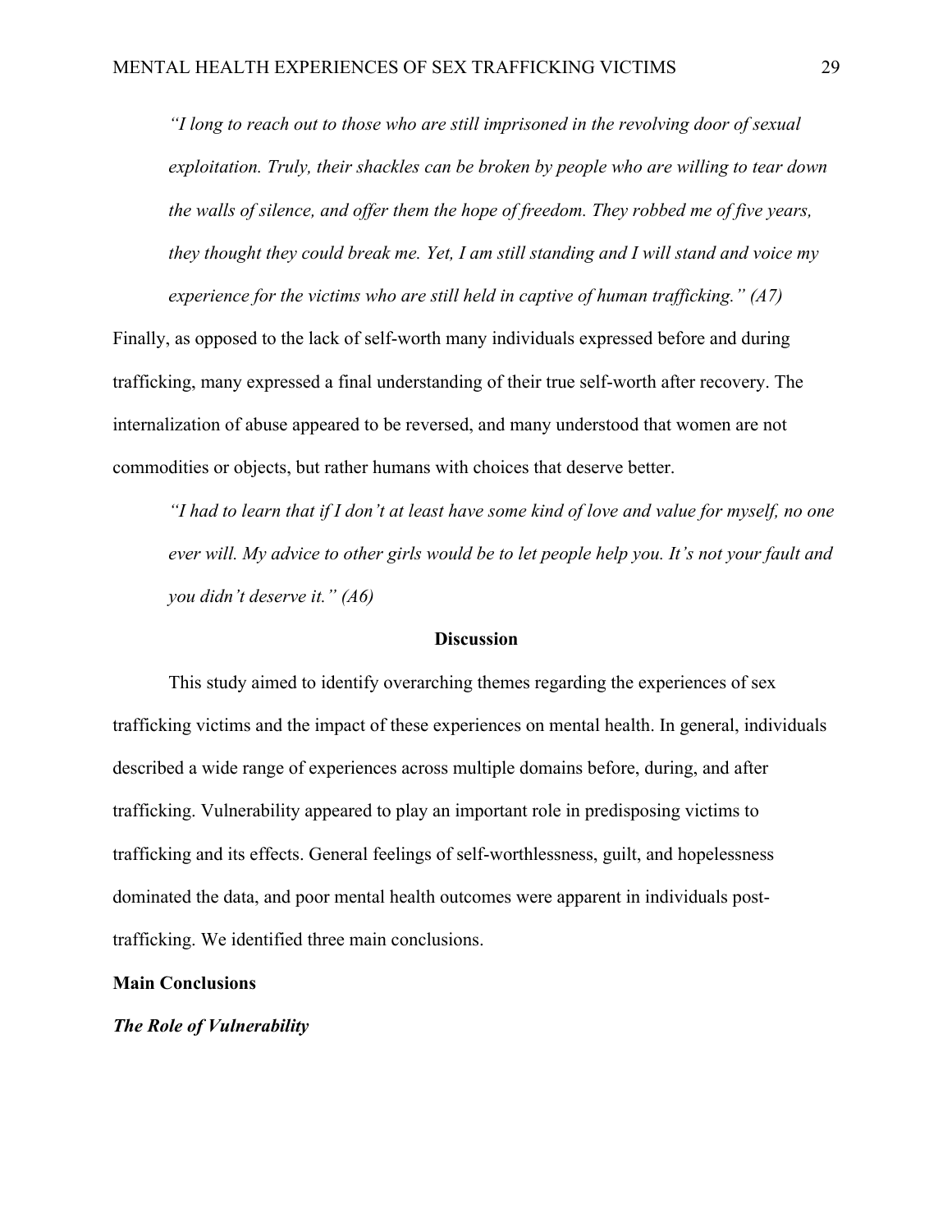> *"I long to reach out to those who are still imprisoned in the revolving door of sexual exploitation. Truly, their shackles can be broken by people who are willing to tear down the walls of silence, and offer them the hope of freedom. They robbed me of five years, they thought they could break me. Yet, I am still standing and I will stand and voice my experience for the victims who are still held in captive of human trafficking." (A7)*

Finally, as opposed to the lack of self-worth many individuals expressed before and during trafficking, many expressed a final understanding of their true self-worth after recovery. The internalization of abuse appeared to be reversed, and many understood that women are not commodities or objects, but rather humans with choices that deserve better.

> *"I had to learn that if I don't at least have some kind of love and value for myself, no one ever will. My advice to other girls would be to let people help you. It's not your fault and you didn't deserve it." (A6)*

## Discussion

This study aimed to identify overarching themes regarding the experiences of sex trafficking victims and the impact of these experiences on mental health. In general, individuals described a wide range of experiences across multiple domains before, during, and after trafficking. Vulnerability appeared to play an important role in predisposing victims to trafficking and its effects. General feelings of self-worthlessness, guilt, and hopelessness dominated the data, and poor mental health outcomes were apparent in individuals post-trafficking. We identified three main conclusions.

### Main Conclusions

#### *The Role of Vulnerability*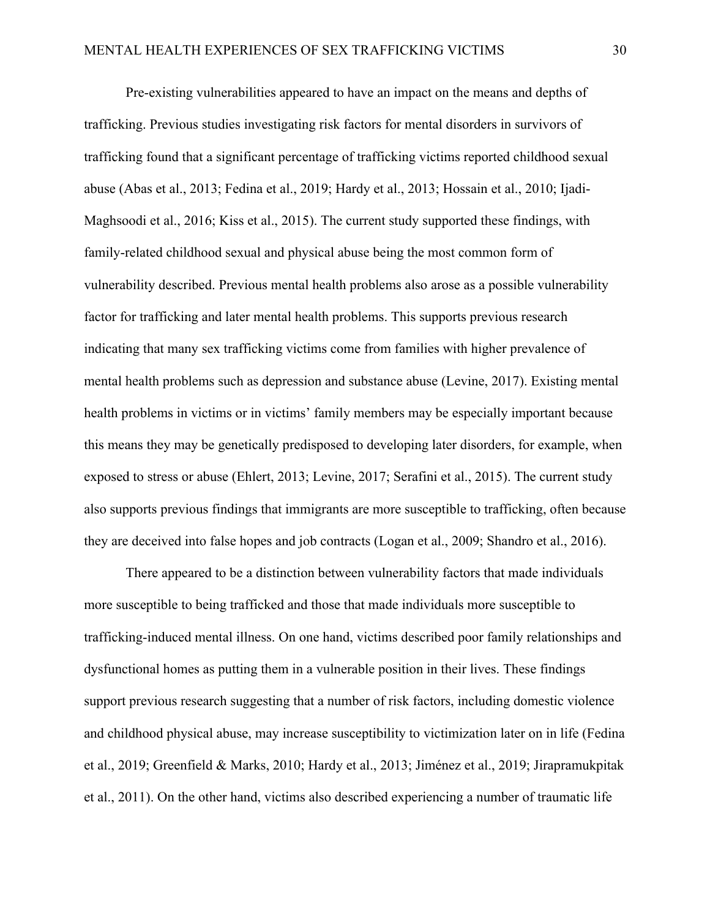Pre-existing vulnerabilities appeared to have an impact on the means and depths of trafficking. Previous studies investigating risk factors for mental disorders in survivors of trafficking found that a significant percentage of trafficking victims reported childhood sexual abuse (Abas et al., 2013; Fedina et al., 2019; Hardy et al., 2013; Hossain et al., 2010; Ijadi-Maghsoodi et al., 2016; Kiss et al., 2015). The current study supported these findings, with family-related childhood sexual and physical abuse being the most common form of vulnerability described. Previous mental health problems also arose as a possible vulnerability factor for trafficking and later mental health problems. This supports previous research indicating that many sex trafficking victims come from families with higher prevalence of mental health problems such as depression and substance abuse (Levine, 2017). Existing mental health problems in victims or in victims' family members may be especially important because this means they may be genetically predisposed to developing later disorders, for example, when exposed to stress or abuse (Ehlert, 2013; Levine, 2017; Serafini et al., 2015). The current study also supports previous findings that immigrants are more susceptible to trafficking, often because they are deceived into false hopes and job contracts (Logan et al., 2009; Shandro et al., 2016).

There appeared to be a distinction between vulnerability factors that made individuals more susceptible to being trafficked and those that made individuals more susceptible to trafficking-induced mental illness. On one hand, victims described poor family relationships and dysfunctional homes as putting them in a vulnerable position in their lives. These findings support previous research suggesting that a number of risk factors, including domestic violence and childhood physical abuse, may increase susceptibility to victimization later on in life (Fedina et al., 2019; Greenfield & Marks, 2010; Hardy et al., 2013; Jiménez et al., 2019; Jirapramukpitak et al., 2011). On the other hand, victims also described experiencing a number of traumatic life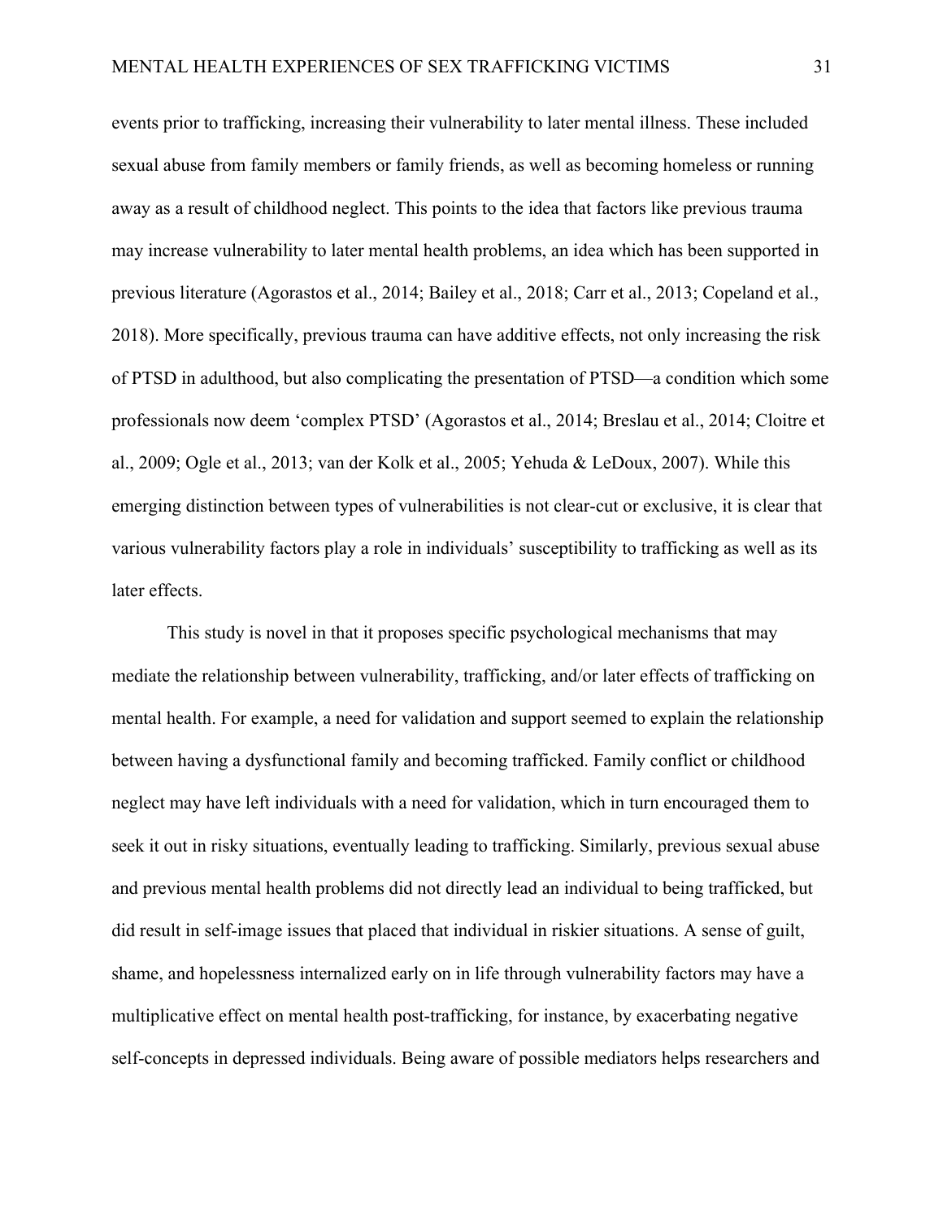events prior to trafficking, increasing their vulnerability to later mental illness. These included sexual abuse from family members or family friends, as well as becoming homeless or running away as a result of childhood neglect. This points to the idea that factors like previous trauma may increase vulnerability to later mental health problems, an idea which has been supported in previous literature (Agorastos et al., 2014; Bailey et al., 2018; Carr et al., 2013; Copeland et al., 2018). More specifically, previous trauma can have additive effects, not only increasing the risk of PTSD in adulthood, but also complicating the presentation of PTSD—a condition which some professionals now deem 'complex PTSD' (Agorastos et al., 2014; Breslau et al., 2014; Cloitre et al., 2009; Ogle et al., 2013; van der Kolk et al., 2005; Yehuda & LeDoux, 2007). While this emerging distinction between types of vulnerabilities is not clear-cut or exclusive, it is clear that various vulnerability factors play a role in individuals' susceptibility to trafficking as well as its later effects.

This study is novel in that it proposes specific psychological mechanisms that may mediate the relationship between vulnerability, trafficking, and/or later effects of trafficking on mental health. For example, a need for validation and support seemed to explain the relationship between having a dysfunctional family and becoming trafficked. Family conflict or childhood neglect may have left individuals with a need for validation, which in turn encouraged them to seek it out in risky situations, eventually leading to trafficking. Similarly, previous sexual abuse and previous mental health problems did not directly lead an individual to being trafficked, but did result in self-image issues that placed that individual in riskier situations. A sense of guilt, shame, and hopelessness internalized early on in life through vulnerability factors may have a multiplicative effect on mental health post-trafficking, for instance, by exacerbating negative self-concepts in depressed individuals. Being aware of possible mediators helps researchers and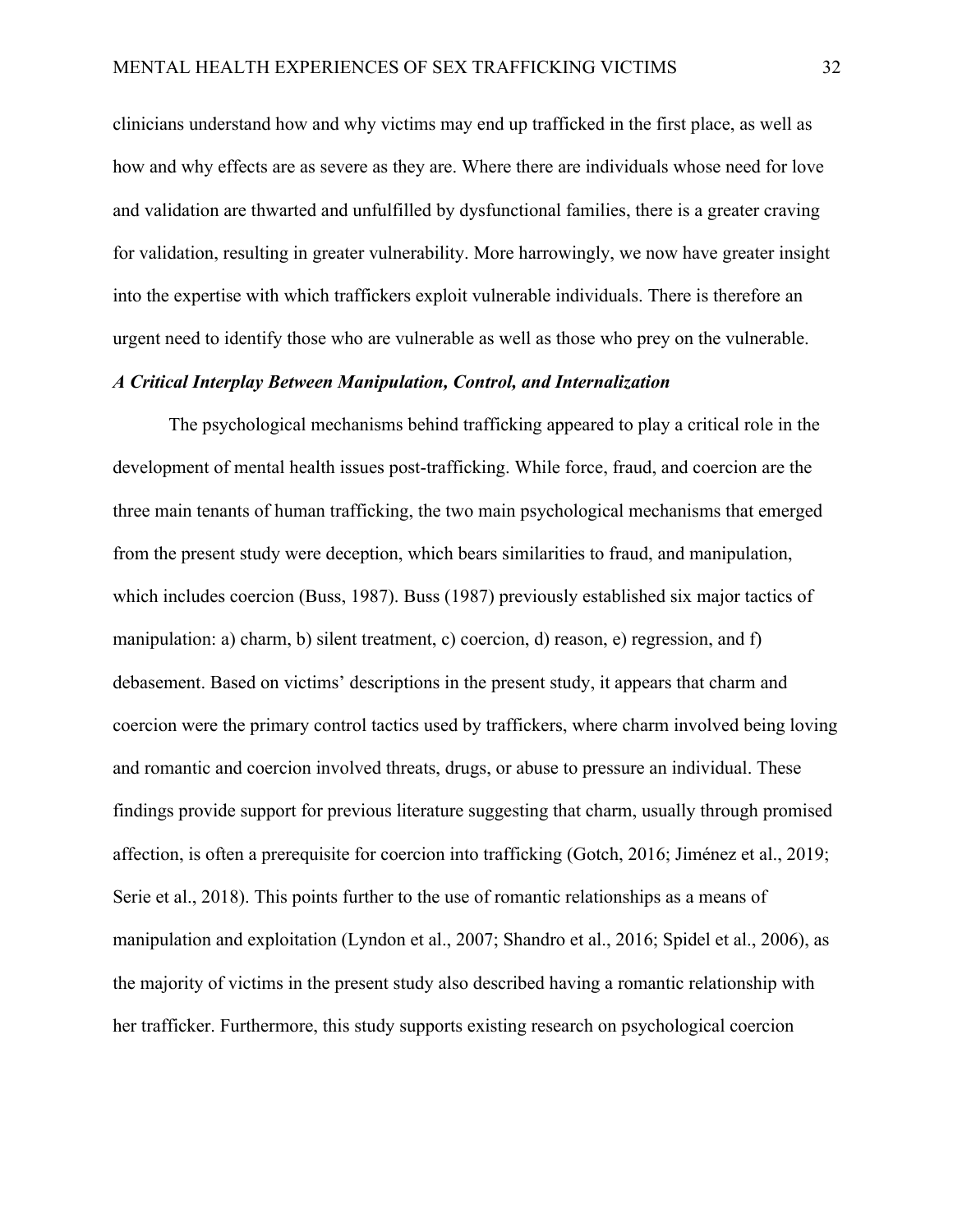clinicians understand how and why victims may end up trafficked in the first place, as well as how and why effects are as severe as they are. Where there are individuals whose need for love and validation are thwarted and unfulfilled by dysfunctional families, there is a greater craving for validation, resulting in greater vulnerability. More harrowingly, we now have greater insight into the expertise with which traffickers exploit vulnerable individuals. There is therefore an urgent need to identify those who are vulnerable as well as those who prey on the vulnerable.

### *A Critical Interplay Between Manipulation, Control, and Internalization*

The psychological mechanisms behind trafficking appeared to play a critical role in the development of mental health issues post-trafficking. While force, fraud, and coercion are the three main tenants of human trafficking, the two main psychological mechanisms that emerged from the present study were deception, which bears similarities to fraud, and manipulation, which includes coercion (Buss, 1987). Buss (1987) previously established six major tactics of manipulation: a) charm, b) silent treatment, c) coercion, d) reason, e) regression, and f) debasement. Based on victims' descriptions in the present study, it appears that charm and coercion were the primary control tactics used by traffickers, where charm involved being loving and romantic and coercion involved threats, drugs, or abuse to pressure an individual. These findings provide support for previous literature suggesting that charm, usually through promised affection, is often a prerequisite for coercion into trafficking (Gotch, 2016; Jiménez et al., 2019; Serie et al., 2018). This points further to the use of romantic relationships as a means of manipulation and exploitation (Lyndon et al., 2007; Shandro et al., 2016; Spidel et al., 2006), as the majority of victims in the present study also described having a romantic relationship with her trafficker. Furthermore, this study supports existing research on psychological coercion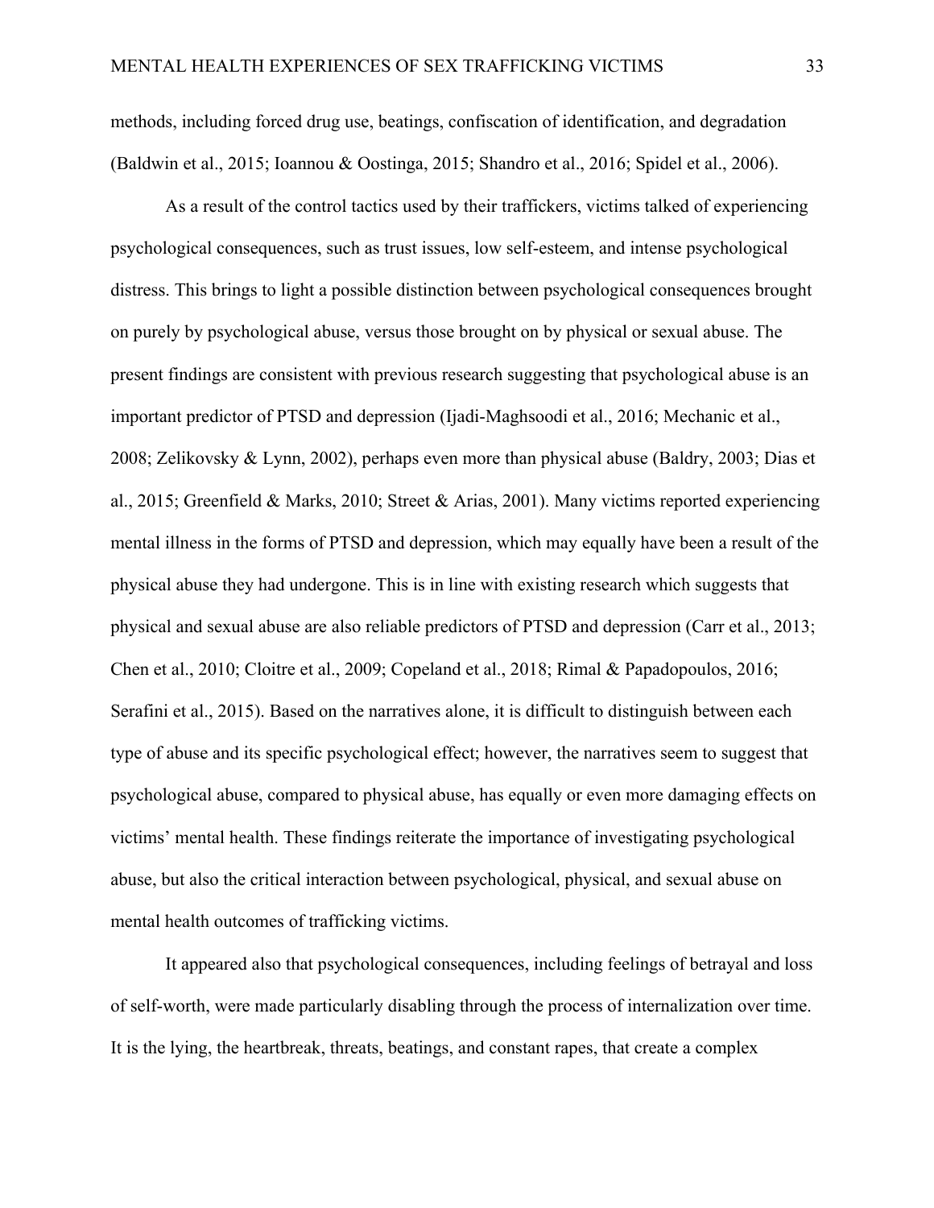methods, including forced drug use, beatings, confiscation of identification, and degradation (Baldwin et al., 2015; Ioannou & Oostinga, 2015; Shandro et al., 2016; Spidel et al., 2006).

As a result of the control tactics used by their traffickers, victims talked of experiencing psychological consequences, such as trust issues, low self-esteem, and intense psychological distress. This brings to light a possible distinction between psychological consequences brought on purely by psychological abuse, versus those brought on by physical or sexual abuse. The present findings are consistent with previous research suggesting that psychological abuse is an important predictor of PTSD and depression (Ijadi-Maghsoodi et al., 2016; Mechanic et al., 2008; Zelikovsky & Lynn, 2002), perhaps even more than physical abuse (Baldry, 2003; Dias et al., 2015; Greenfield & Marks, 2010; Street & Arias, 2001). Many victims reported experiencing mental illness in the forms of PTSD and depression, which may equally have been a result of the physical abuse they had undergone. This is in line with existing research which suggests that physical and sexual abuse are also reliable predictors of PTSD and depression (Carr et al., 2013; Chen et al., 2010; Cloitre et al., 2009; Copeland et al., 2018; Rimal & Papadopoulos, 2016; Serafini et al., 2015). Based on the narratives alone, it is difficult to distinguish between each type of abuse and its specific psychological effect; however, the narratives seem to suggest that psychological abuse, compared to physical abuse, has equally or even more damaging effects on victims' mental health. These findings reiterate the importance of investigating psychological abuse, but also the critical interaction between psychological, physical, and sexual abuse on mental health outcomes of trafficking victims.

It appeared also that psychological consequences, including feelings of betrayal and loss of self-worth, were made particularly disabling through the process of internalization over time. It is the lying, the heartbreak, threats, beatings, and constant rapes, that create a complex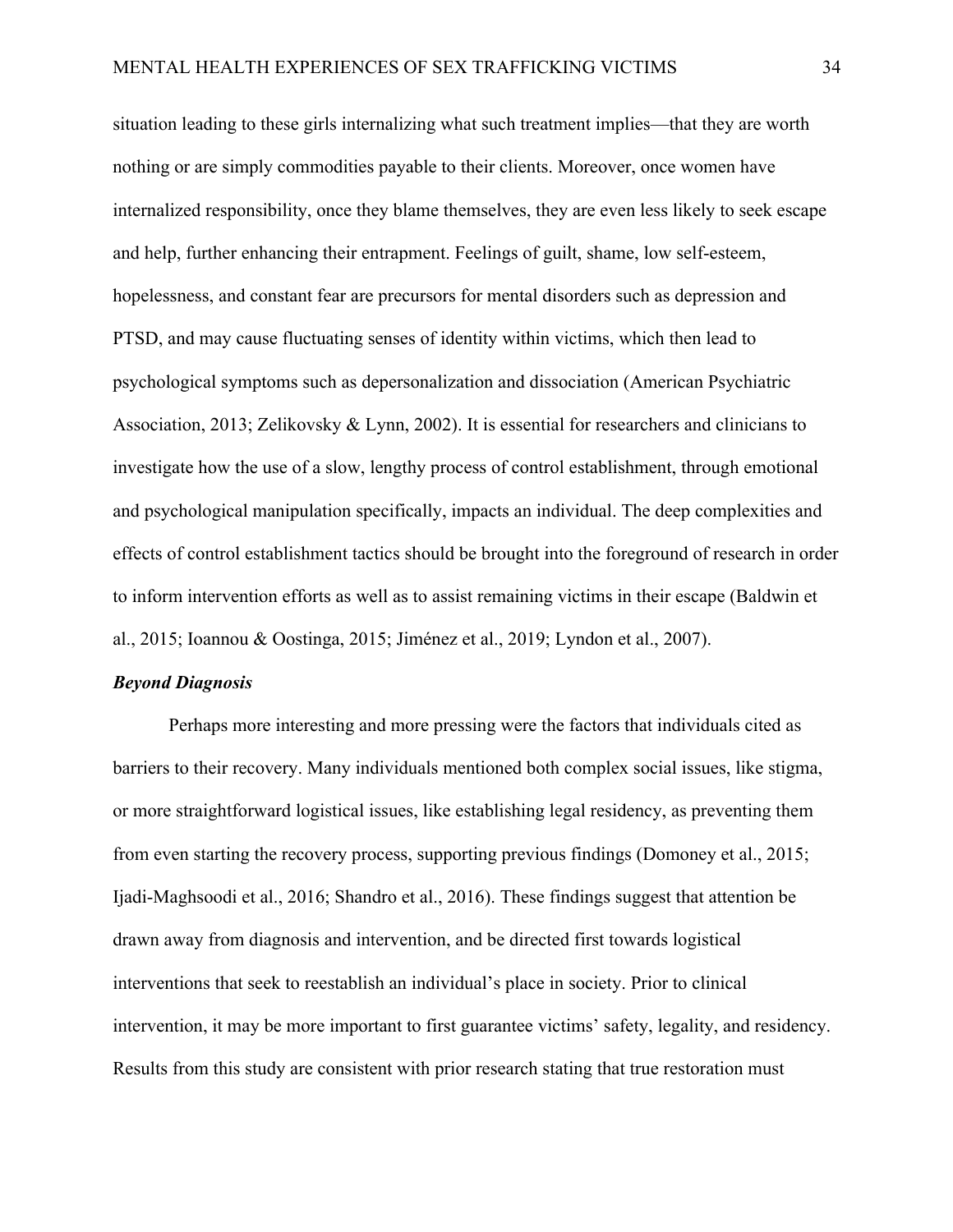situation leading to these girls internalizing what such treatment implies—that they are worth nothing or are simply commodities payable to their clients. Moreover, once women have internalized responsibility, once they blame themselves, they are even less likely to seek escape and help, further enhancing their entrapment. Feelings of guilt, shame, low self-esteem, hopelessness, and constant fear are precursors for mental disorders such as depression and PTSD, and may cause fluctuating senses of identity within victims, which then lead to psychological symptoms such as depersonalization and dissociation (American Psychiatric Association, 2013; Zelikovsky & Lynn, 2002). It is essential for researchers and clinicians to investigate how the use of a slow, lengthy process of control establishment, through emotional and psychological manipulation specifically, impacts an individual. The deep complexities and effects of control establishment tactics should be brought into the foreground of research in order to inform intervention efforts as well as to assist remaining victims in their escape (Baldwin et al., 2015; Ioannou & Oostinga, 2015; Jiménez et al., 2019; Lyndon et al., 2007).

### *Beyond Diagnosis*

Perhaps more interesting and more pressing were the factors that individuals cited as barriers to their recovery. Many individuals mentioned both complex social issues, like stigma, or more straightforward logistical issues, like establishing legal residency, as preventing them from even starting the recovery process, supporting previous findings (Domoney et al., 2015; Ijadi-Maghsoodi et al., 2016; Shandro et al., 2016). These findings suggest that attention be drawn away from diagnosis and intervention, and be directed first towards logistical interventions that seek to reestablish an individual's place in society. Prior to clinical intervention, it may be more important to first guarantee victims' safety, legality, and residency. Results from this study are consistent with prior research stating that true restoration must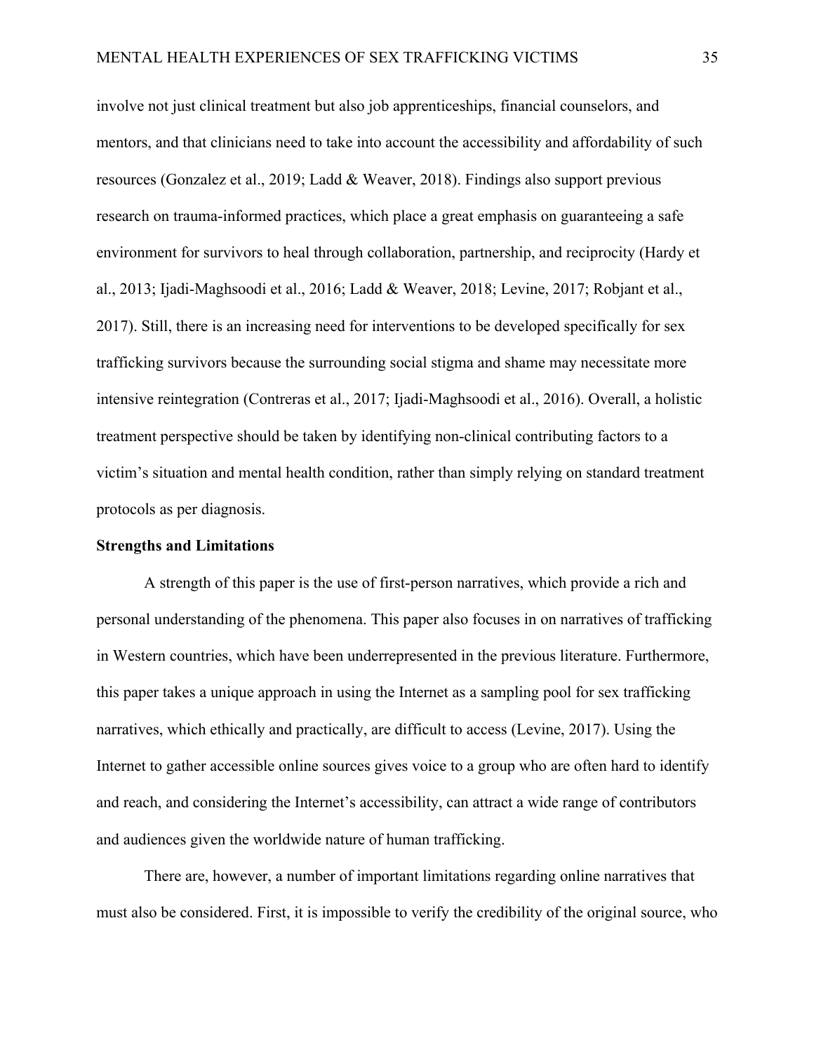involve not just clinical treatment but also job apprenticeships, financial counselors, and mentors, and that clinicians need to take into account the accessibility and affordability of such resources (Gonzalez et al., 2019; Ladd & Weaver, 2018). Findings also support previous research on trauma-informed practices, which place a great emphasis on guaranteeing a safe environment for survivors to heal through collaboration, partnership, and reciprocity (Hardy et al., 2013; Ijadi-Maghsoodi et al., 2016; Ladd & Weaver, 2018; Levine, 2017; Robjant et al., 2017). Still, there is an increasing need for interventions to be developed specifically for sex trafficking survivors because the surrounding social stigma and shame may necessitate more intensive reintegration (Contreras et al., 2017; Ijadi-Maghsoodi et al., 2016). Overall, a holistic treatment perspective should be taken by identifying non-clinical contributing factors to a victim's situation and mental health condition, rather than simply relying on standard treatment protocols as per diagnosis.

**Strengths and Limitations**

A strength of this paper is the use of first-person narratives, which provide a rich and personal understanding of the phenomena. This paper also focuses in on narratives of trafficking in Western countries, which have been underrepresented in the previous literature. Furthermore, this paper takes a unique approach in using the Internet as a sampling pool for sex trafficking narratives, which ethically and practically, are difficult to access (Levine, 2017). Using the Internet to gather accessible online sources gives voice to a group who are often hard to identify and reach, and considering the Internet's accessibility, can attract a wide range of contributors and audiences given the worldwide nature of human trafficking.

There are, however, a number of important limitations regarding online narratives that must also be considered. First, it is impossible to verify the credibility of the original source, who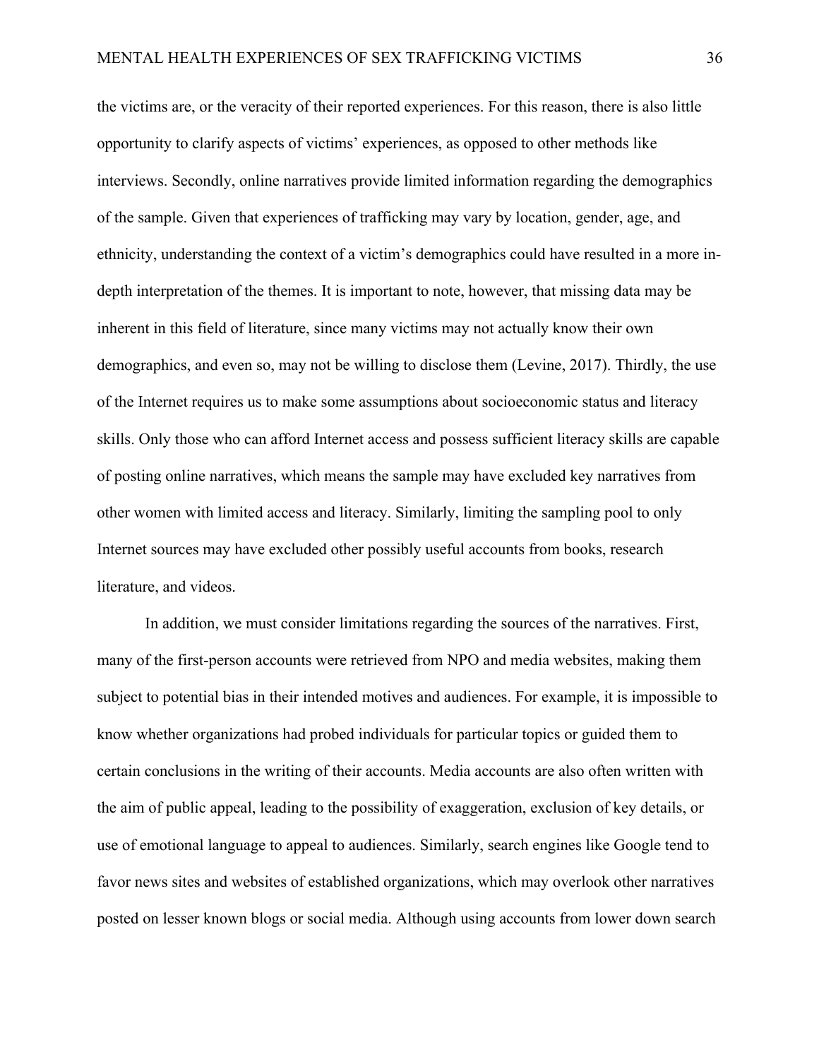the victims are, or the veracity of their reported experiences. For this reason, there is also little opportunity to clarify aspects of victims' experiences, as opposed to other methods like interviews. Secondly, online narratives provide limited information regarding the demographics of the sample. Given that experiences of trafficking may vary by location, gender, age, and ethnicity, understanding the context of a victim's demographics could have resulted in a more in-depth interpretation of the themes. It is important to note, however, that missing data may be inherent in this field of literature, since many victims may not actually know their own demographics, and even so, may not be willing to disclose them (Levine, 2017). Thirdly, the use of the Internet requires us to make some assumptions about socioeconomic status and literacy skills. Only those who can afford Internet access and possess sufficient literacy skills are capable of posting online narratives, which means the sample may have excluded key narratives from other women with limited access and literacy. Similarly, limiting the sampling pool to only Internet sources may have excluded other possibly useful accounts from books, research literature, and videos.

In addition, we must consider limitations regarding the sources of the narratives. First, many of the first-person accounts were retrieved from NPO and media websites, making them subject to potential bias in their intended motives and audiences. For example, it is impossible to know whether organizations had probed individuals for particular topics or guided them to certain conclusions in the writing of their accounts. Media accounts are also often written with the aim of public appeal, leading to the possibility of exaggeration, exclusion of key details, or use of emotional language to appeal to audiences. Similarly, search engines like Google tend to favor news sites and websites of established organizations, which may overlook other narratives posted on lesser known blogs or social media. Although using accounts from lower down search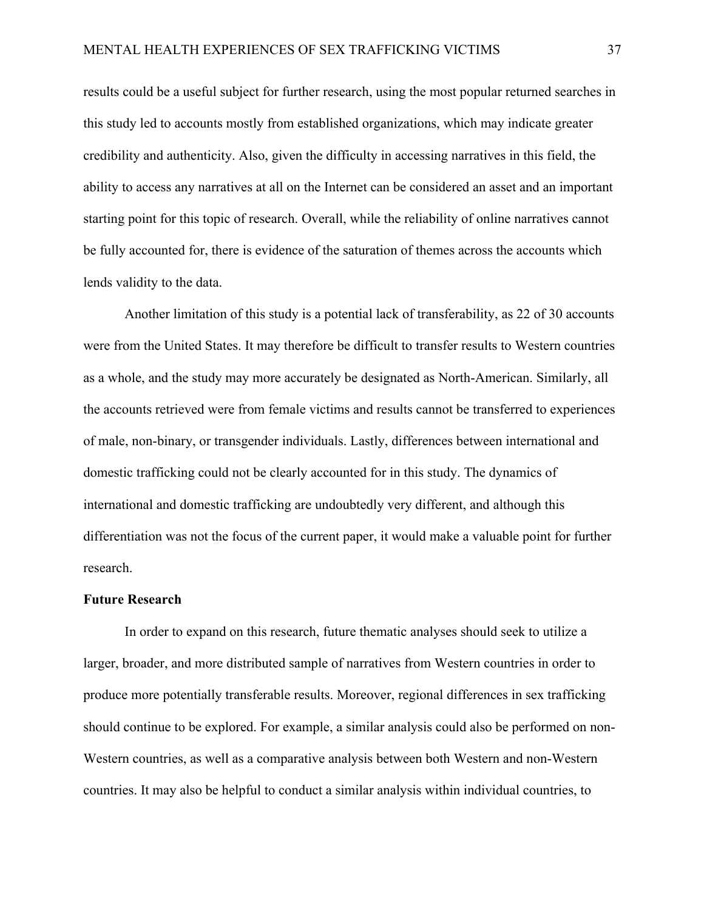results could be a useful subject for further research, using the most popular returned searches in this study led to accounts mostly from established organizations, which may indicate greater credibility and authenticity. Also, given the difficulty in accessing narratives in this field, the ability to access any narratives at all on the Internet can be considered an asset and an important starting point for this topic of research. Overall, while the reliability of online narratives cannot be fully accounted for, there is evidence of the saturation of themes across the accounts which lends validity to the data.

Another limitation of this study is a potential lack of transferability, as 22 of 30 accounts were from the United States. It may therefore be difficult to transfer results to Western countries as a whole, and the study may more accurately be designated as North-American. Similarly, all the accounts retrieved were from female victims and results cannot be transferred to experiences of male, non-binary, or transgender individuals. Lastly, differences between international and domestic trafficking could not be clearly accounted for in this study. The dynamics of international and domestic trafficking are undoubtedly very different, and although this differentiation was not the focus of the current paper, it would make a valuable point for further research.

**Future Research**

In order to expand on this research, future thematic analyses should seek to utilize a larger, broader, and more distributed sample of narratives from Western countries in order to produce more potentially transferable results. Moreover, regional differences in sex trafficking should continue to be explored. For example, a similar analysis could also be performed on non-Western countries, as well as a comparative analysis between both Western and non-Western countries. It may also be helpful to conduct a similar analysis within individual countries, to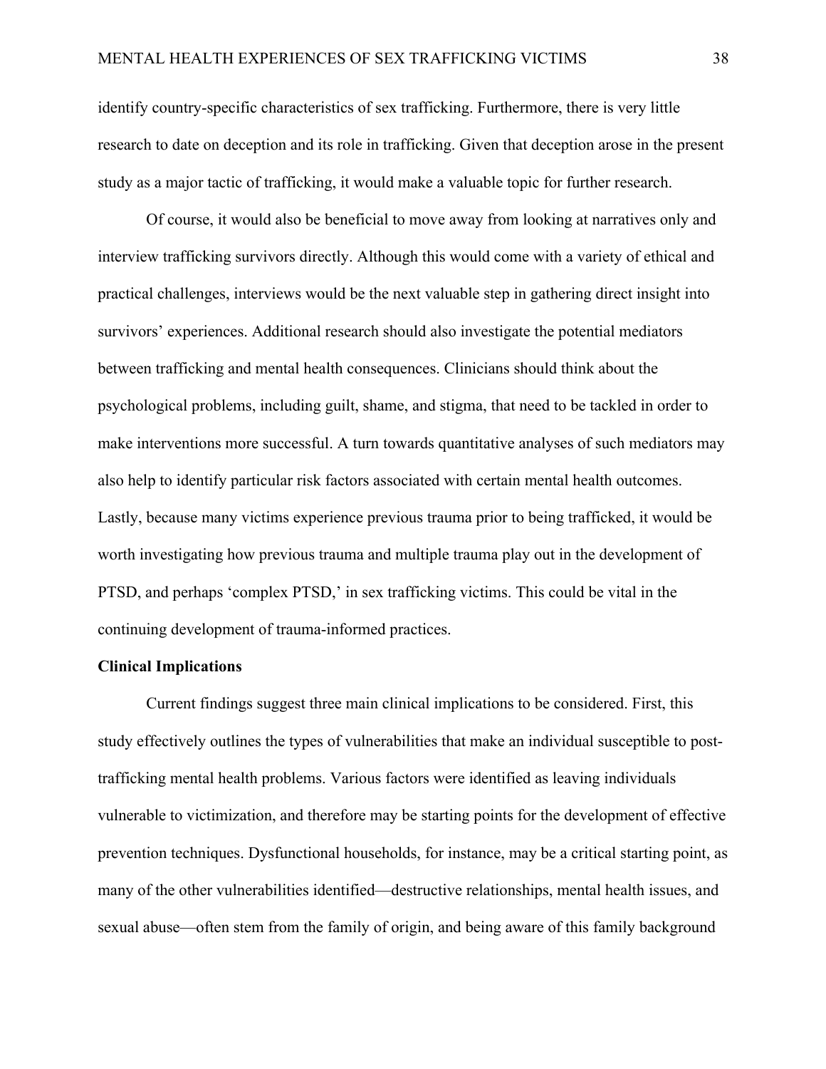identify country-specific characteristics of sex trafficking. Furthermore, there is very little research to date on deception and its role in trafficking. Given that deception arose in the present study as a major tactic of trafficking, it would make a valuable topic for further research.

Of course, it would also be beneficial to move away from looking at narratives only and interview trafficking survivors directly. Although this would come with a variety of ethical and practical challenges, interviews would be the next valuable step in gathering direct insight into survivors' experiences. Additional research should also investigate the potential mediators between trafficking and mental health consequences. Clinicians should think about the psychological problems, including guilt, shame, and stigma, that need to be tackled in order to make interventions more successful. A turn towards quantitative analyses of such mediators may also help to identify particular risk factors associated with certain mental health outcomes. Lastly, because many victims experience previous trauma prior to being trafficked, it would be worth investigating how previous trauma and multiple trauma play out in the development of PTSD, and perhaps 'complex PTSD,' in sex trafficking victims. This could be vital in the continuing development of trauma-informed practices.

**Clinical Implications**

Current findings suggest three main clinical implications to be considered. First, this study effectively outlines the types of vulnerabilities that make an individual susceptible to post-trafficking mental health problems. Various factors were identified as leaving individuals vulnerable to victimization, and therefore may be starting points for the development of effective prevention techniques. Dysfunctional households, for instance, may be a critical starting point, as many of the other vulnerabilities identified—destructive relationships, mental health issues, and sexual abuse—often stem from the family of origin, and being aware of this family background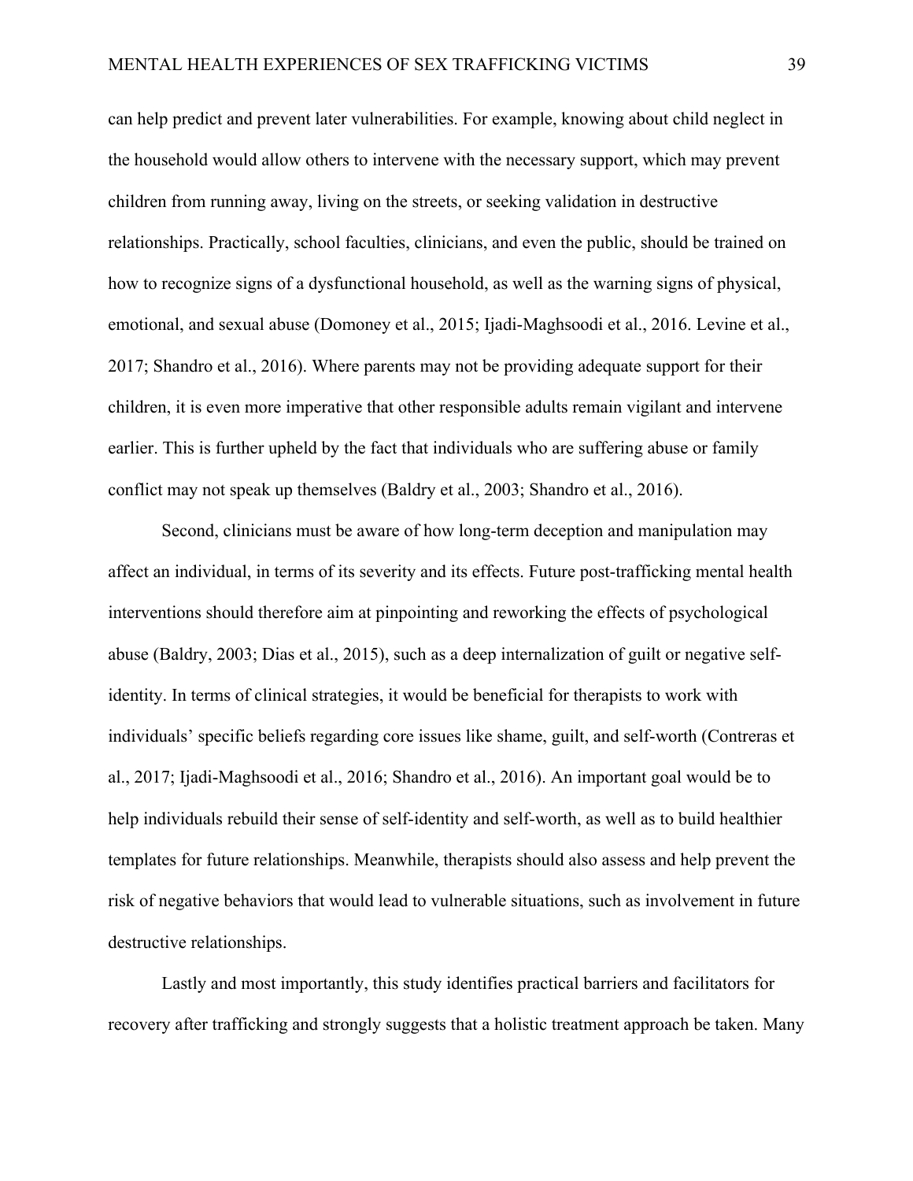can help predict and prevent later vulnerabilities. For example, knowing about child neglect in the household would allow others to intervene with the necessary support, which may prevent children from running away, living on the streets, or seeking validation in destructive relationships. Practically, school faculties, clinicians, and even the public, should be trained on how to recognize signs of a dysfunctional household, as well as the warning signs of physical, emotional, and sexual abuse (Domoney et al., 2015; Ijadi-Maghsoodi et al., 2016. Levine et al., 2017; Shandro et al., 2016). Where parents may not be providing adequate support for their children, it is even more imperative that other responsible adults remain vigilant and intervene earlier. This is further upheld by the fact that individuals who are suffering abuse or family conflict may not speak up themselves (Baldry et al., 2003; Shandro et al., 2016).

Second, clinicians must be aware of how long-term deception and manipulation may affect an individual, in terms of its severity and its effects. Future post-trafficking mental health interventions should therefore aim at pinpointing and reworking the effects of psychological abuse (Baldry, 2003; Dias et al., 2015), such as a deep internalization of guilt or negative self-identity. In terms of clinical strategies, it would be beneficial for therapists to work with individuals' specific beliefs regarding core issues like shame, guilt, and self-worth (Contreras et al., 2017; Ijadi-Maghsoodi et al., 2016; Shandro et al., 2016). An important goal would be to help individuals rebuild their sense of self-identity and self-worth, as well as to build healthier templates for future relationships. Meanwhile, therapists should also assess and help prevent the risk of negative behaviors that would lead to vulnerable situations, such as involvement in future destructive relationships.

Lastly and most importantly, this study identifies practical barriers and facilitators for recovery after trafficking and strongly suggests that a holistic treatment approach be taken. Many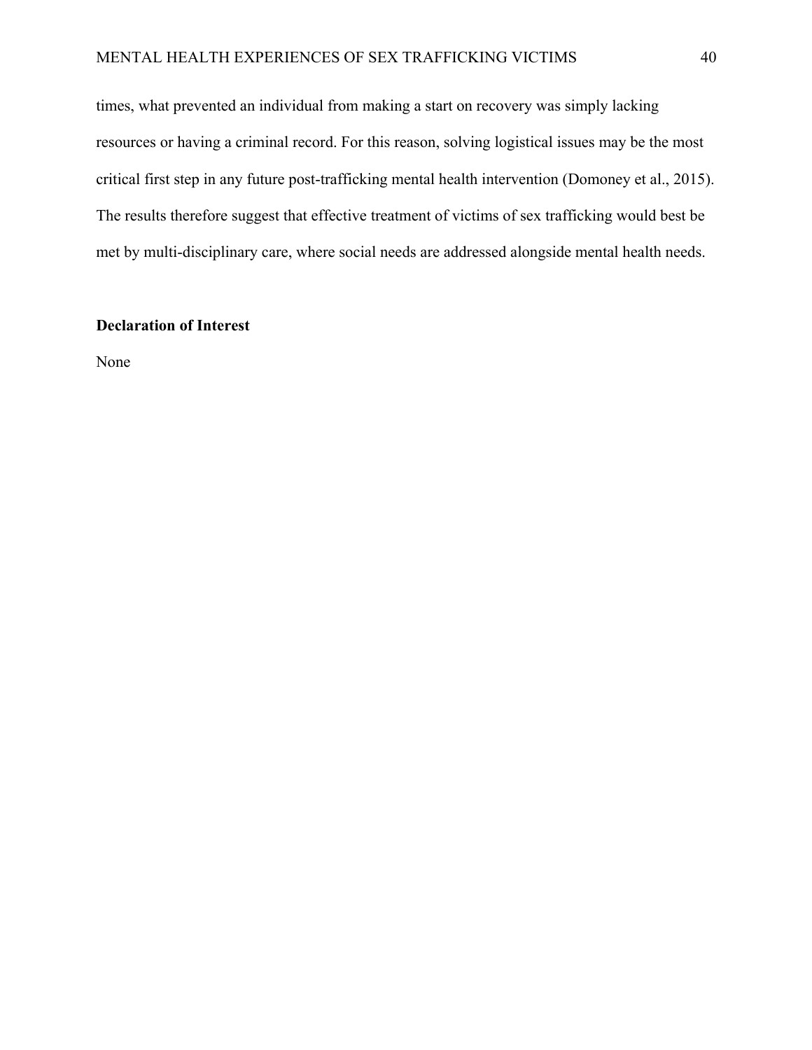times, what prevented an individual from making a start on recovery was simply lacking resources or having a criminal record. For this reason, solving logistical issues may be the most critical first step in any future post-trafficking mental health intervention (Domoney et al., 2015). The results therefore suggest that effective treatment of victims of sex trafficking would best be met by multi-disciplinary care, where social needs are addressed alongside mental health needs.

**Declaration of Interest**

None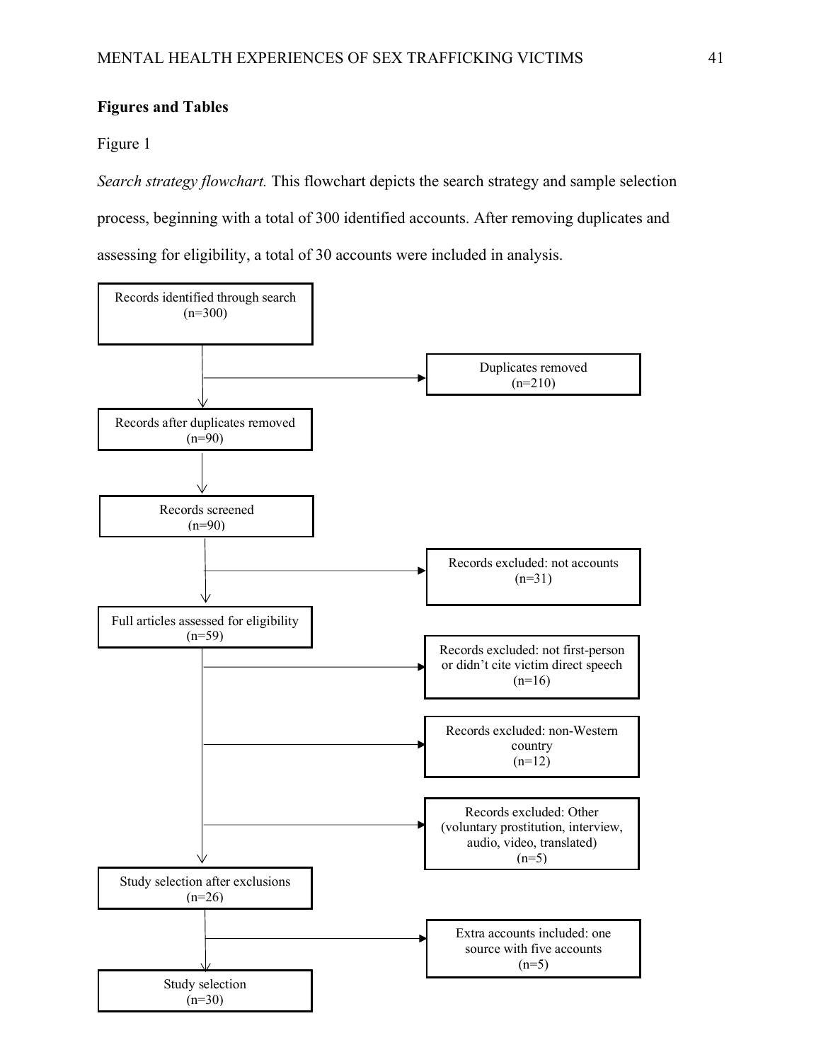**Figures and Tables**

Figure 1

*Search strategy flowchart.* This flowchart depicts the search strategy and sample selection process, beginning with a total of 300 identified accounts. After removing duplicates and assessing for eligibility, a total of 30 accounts were included in analysis.

Records identified through search (n=300)

→ Duplicates removed (n=210)

Records after duplicates removed (n=90)

Records screened (n=90)

→ Records excluded: not accounts (n=31)

Full articles assessed for eligibility (n=59)

→ Records excluded: not first-person or didn't cite victim direct speech (n=16)

→ Records excluded: non-Western country (n=12)

→ Records excluded: Other (voluntary prostitution, interview, audio, video, translated) (n=5)

Study selection after exclusions (n=26)

→ Extra accounts included: one source with five accounts (n=5)

Study selection (n=30)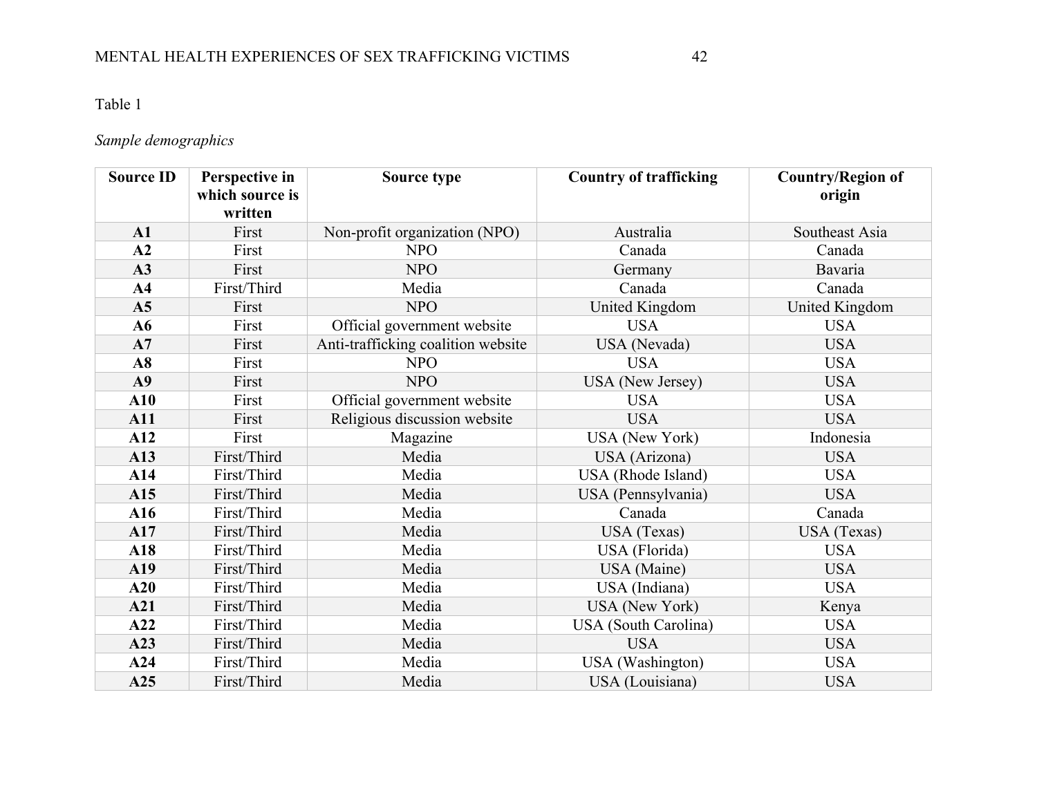Table 1

*Sample demographics*

| Source ID | Perspective in which source is written | Source type | Country of trafficking | Country/Region of origin |
|---|---|---|---|---|
| **A1** | First | Non-profit organization (NPO) | Australia | Southeast Asia |
| **A2** | First | NPO | Canada | Canada |
| **A3** | First | NPO | Germany | Bavaria |
| **A4** | First/Third | Media | Canada | Canada |
| **A5** | First | NPO | United Kingdom | United Kingdom |
| **A6** | First | Official government website | USA | USA |
| **A7** | First | Anti-trafficking coalition website | USA (Nevada) | USA |
| **A8** | First | NPO | USA | USA |
| **A9** | First | NPO | USA (New Jersey) | USA |
| **A10** | First | Official government website | USA | USA |
| **A11** | First | Religious discussion website | USA | USA |
| **A12** | First | Magazine | USA (New York) | Indonesia |
| **A13** | First/Third | Media | USA (Arizona) | USA |
| **A14** | First/Third | Media | USA (Rhode Island) | USA |
| **A15** | First/Third | Media | USA (Pennsylvania) | USA |
| **A16** | First/Third | Media | Canada | Canada |
| **A17** | First/Third | Media | USA (Texas) | USA (Texas) |
| **A18** | First/Third | Media | USA (Florida) | USA |
| **A19** | First/Third | Media | USA (Maine) | USA |
| **A20** | First/Third | Media | USA (Indiana) | USA |
| **A21** | First/Third | Media | USA (New York) | Kenya |
| **A22** | First/Third | Media | USA (South Carolina) | USA |
| **A23** | First/Third | Media | USA | USA |
| **A24** | First/Third | Media | USA (Washington) | USA |
| **A25** | First/Third | Media | USA (Louisiana) | USA |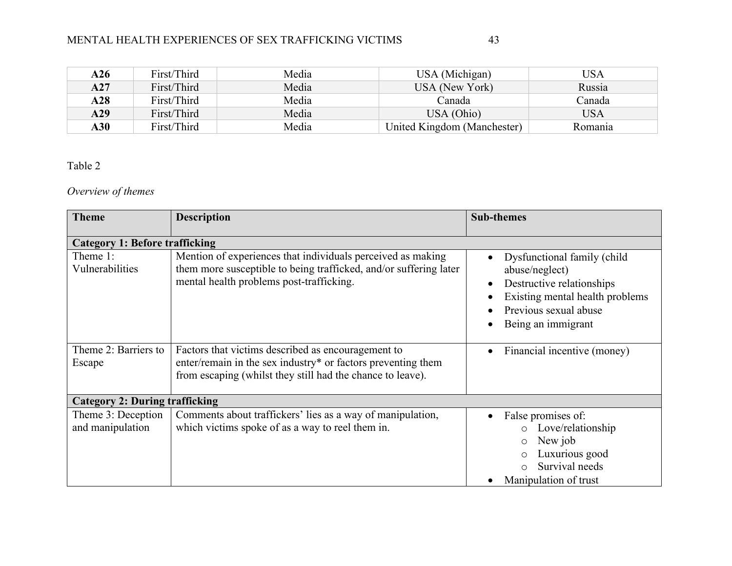| | | | | |
|---|---|---|---|---|
| **A26** | First/Third | Media | USA (Michigan) | USA |
| **A27** | First/Third | Media | USA (New York) | Russia |
| **A28** | First/Third | Media | Canada | Canada |
| **A29** | First/Third | Media | USA (Ohio) | USA |
| **A30** | First/Third | Media | United Kingdom (Manchester) | Romania |

Table 2

*Overview of themes*

| **Theme** | **Description** | **Sub-themes** |
|---|---|---|
| **Category 1: Before trafficking** | | |
| Theme 1: Vulnerabilities | Mention of experiences that individuals perceived as making them more susceptible to being trafficked, and/or suffering later mental health problems post-trafficking. | • Dysfunctional family (child abuse/neglect)<br>• Destructive relationships<br>• Existing mental health problems<br>• Previous sexual abuse<br>• Being an immigrant |
| Theme 2: Barriers to Escape | Factors that victims described as encouragement to enter/remain in the sex industry* or factors preventing them from escaping (whilst they still had the chance to leave). | • Financial incentive (money) |
| **Category 2: During trafficking** | | |
| Theme 3: Deception and manipulation | Comments about traffickers' lies as a way of manipulation, which victims spoke of as a way to reel them in. | • False promises of:<br>&nbsp;&nbsp;&nbsp;&nbsp;o Love/relationship<br>&nbsp;&nbsp;&nbsp;&nbsp;o New job<br>&nbsp;&nbsp;&nbsp;&nbsp;o Luxurious good<br>&nbsp;&nbsp;&nbsp;&nbsp;o Survival needs<br>• Manipulation of trust |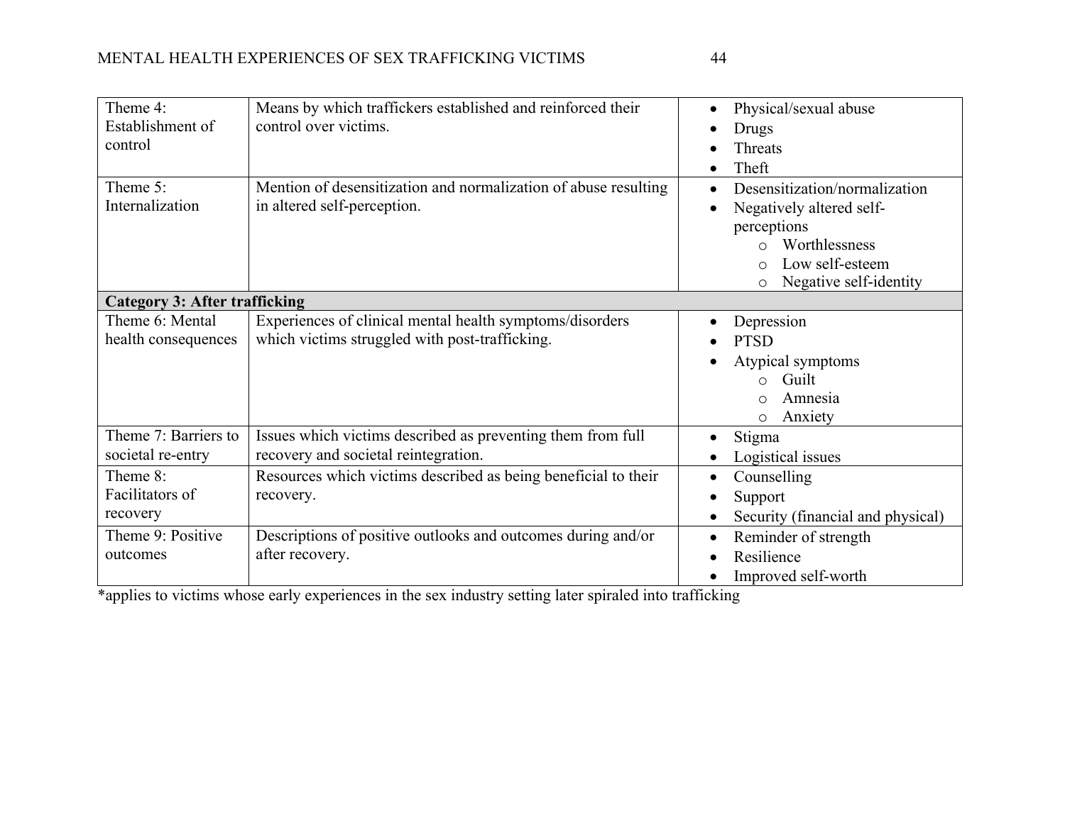| Theme 4: Establishment of control | Means by which traffickers established and reinforced their control over victims. | • Physical/sexual abuse<br>• Drugs<br>• Threats<br>• Theft |
|---|---|---|
| Theme 5: Internalization | Mention of desensitization and normalization of abuse resulting in altered self-perception. | • Desensitization/normalization<br>• Negatively altered self-perceptions<br>  ○ Worthlessness<br>  ○ Low self-esteem<br>  ○ Negative self-identity |
| **Category 3: After trafficking** | | |
| Theme 6: Mental health consequences | Experiences of clinical mental health symptoms/disorders which victims struggled with post-trafficking. | • Depression<br>• PTSD<br>• Atypical symptoms<br>  ○ Guilt<br>  ○ Amnesia<br>  ○ Anxiety |
| Theme 7: Barriers to societal re-entry | Issues which victims described as preventing them from full recovery and societal reintegration. | • Stigma<br>• Logistical issues |
| Theme 8: Facilitators of recovery | Resources which victims described as being beneficial to their recovery. | • Counselling<br>• Support<br>• Security (financial and physical) |
| Theme 9: Positive outcomes | Descriptions of positive outlooks and outcomes during and/or after recovery. | • Reminder of strength<br>• Resilience<br>• Improved self-worth |

*applies to victims whose early experiences in the sex industry setting later spiraled into trafficking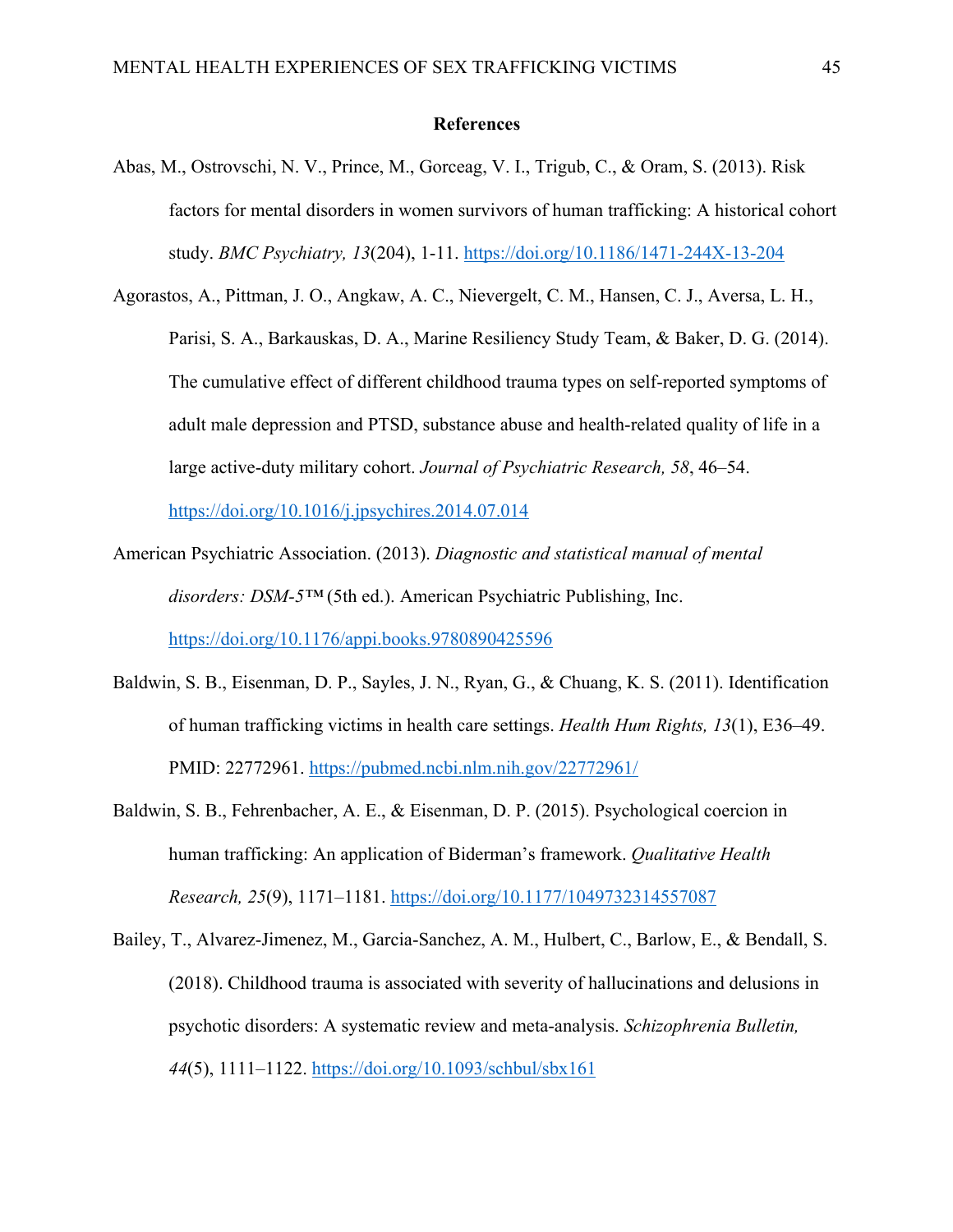# References

Abas, M., Ostrovschi, N. V., Prince, M., Gorceag, V. I., Trigub, C., & Oram, S. (2013). Risk factors for mental disorders in women survivors of human trafficking: A historical cohort study. *BMC Psychiatry, 13*(204), 1-11. https://doi.org/10.1186/1471-244X-13-204

Agorastos, A., Pittman, J. O., Angkaw, A. C., Nievergelt, C. M., Hansen, C. J., Aversa, L. H., Parisi, S. A., Barkauskas, D. A., Marine Resiliency Study Team, & Baker, D. G. (2014). The cumulative effect of different childhood trauma types on self-reported symptoms of adult male depression and PTSD, substance abuse and health-related quality of life in a large active-duty military cohort. *Journal of Psychiatric Research, 58*, 46–54. https://doi.org/10.1016/j.jpsychires.2014.07.014

American Psychiatric Association. (2013). *Diagnostic and statistical manual of mental disorders: DSM-5™* (5th ed.). American Psychiatric Publishing, Inc. https://doi.org/10.1176/appi.books.9780890425596

Baldwin, S. B., Eisenman, D. P., Sayles, J. N., Ryan, G., & Chuang, K. S. (2011). Identification of human trafficking victims in health care settings. *Health Hum Rights, 13*(1), E36–49. PMID: 22772961. https://pubmed.ncbi.nlm.nih.gov/22772961/

Baldwin, S. B., Fehrenbacher, A. E., & Eisenman, D. P. (2015). Psychological coercion in human trafficking: An application of Biderman's framework. *Qualitative Health Research, 25*(9), 1171–1181. https://doi.org/10.1177/1049732314557087

Bailey, T., Alvarez-Jimenez, M., Garcia-Sanchez, A. M., Hulbert, C., Barlow, E., & Bendall, S. (2018). Childhood trauma is associated with severity of hallucinations and delusions in psychotic disorders: A systematic review and meta-analysis. *Schizophrenia Bulletin, 44*(5), 1111–1122. https://doi.org/10.1093/schbul/sbx161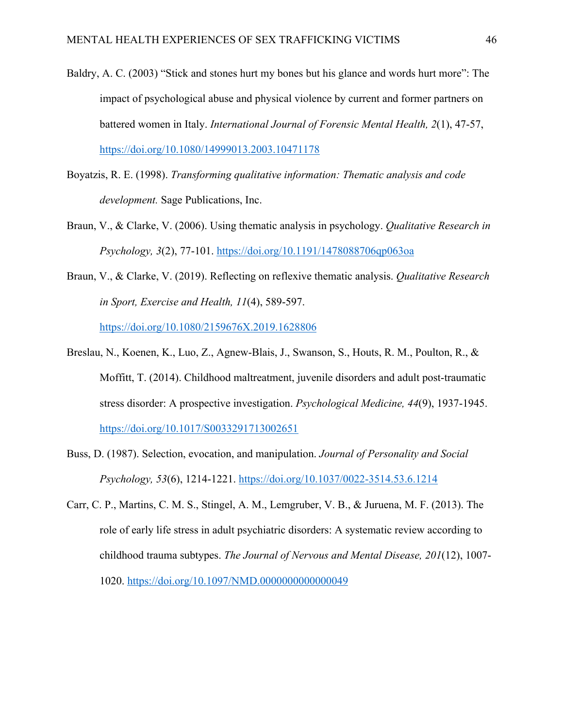Baldry, A. C. (2003) "Stick and stones hurt my bones but his glance and words hurt more": The impact of psychological abuse and physical violence by current and former partners on battered women in Italy. *International Journal of Forensic Mental Health, 2*(1), 47-57, https://doi.org/10.1080/14999013.2003.10471178

Boyatzis, R. E. (1998). *Transforming qualitative information: Thematic analysis and code development.* Sage Publications, Inc.

Braun, V., & Clarke, V. (2006). Using thematic analysis in psychology. *Qualitative Research in Psychology, 3*(2), 77-101. https://doi.org/10.1191/1478088706qp063oa

Braun, V., & Clarke, V. (2019). Reflecting on reflexive thematic analysis. *Qualitative Research in Sport, Exercise and Health, 11*(4), 589-597. https://doi.org/10.1080/2159676X.2019.1628806

Breslau, N., Koenen, K., Luo, Z., Agnew-Blais, J., Swanson, S., Houts, R. M., Poulton, R., & Moffitt, T. (2014). Childhood maltreatment, juvenile disorders and adult post-traumatic stress disorder: A prospective investigation. *Psychological Medicine, 44*(9), 1937-1945. https://doi.org/10.1017/S0033291713002651

Buss, D. (1987). Selection, evocation, and manipulation. *Journal of Personality and Social Psychology, 53*(6), 1214-1221. https://doi.org/10.1037/0022-3514.53.6.1214

Carr, C. P., Martins, C. M. S., Stingel, A. M., Lemgruber, V. B., & Juruena, M. F. (2013). The role of early life stress in adult psychiatric disorders: A systematic review according to childhood trauma subtypes. *The Journal of Nervous and Mental Disease, 201*(12), 1007-1020. https://doi.org/10.1097/NMD.0000000000000049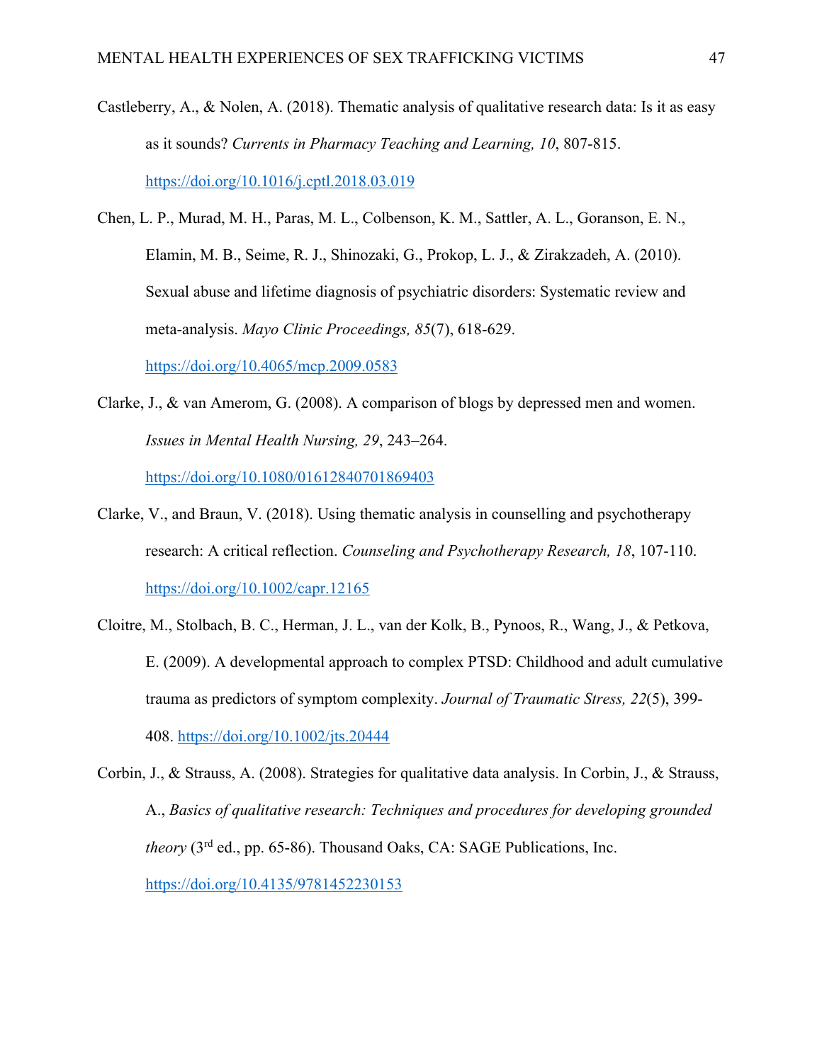Castleberry, A., & Nolen, A. (2018). Thematic analysis of qualitative research data: Is it as easy as it sounds? *Currents in Pharmacy Teaching and Learning, 10*, 807-815. https://doi.org/10.1016/j.cptl.2018.03.019

Chen, L. P., Murad, M. H., Paras, M. L., Colbenson, K. M., Sattler, A. L., Goranson, E. N., Elamin, M. B., Seime, R. J., Shinozaki, G., Prokop, L. J., & Zirakzadeh, A. (2010). Sexual abuse and lifetime diagnosis of psychiatric disorders: Systematic review and meta-analysis. *Mayo Clinic Proceedings, 85*(7), 618-629. https://doi.org/10.4065/mcp.2009.0583

Clarke, J., & van Amerom, G. (2008). A comparison of blogs by depressed men and women. *Issues in Mental Health Nursing, 29*, 243–264. https://doi.org/10.1080/01612840701869403

Clarke, V., and Braun, V. (2018). Using thematic analysis in counselling and psychotherapy research: A critical reflection. *Counseling and Psychotherapy Research, 18*, 107-110. https://doi.org/10.1002/capr.12165

Cloitre, M., Stolbach, B. C., Herman, J. L., van der Kolk, B., Pynoos, R., Wang, J., & Petkova, E. (2009). A developmental approach to complex PTSD: Childhood and adult cumulative trauma as predictors of symptom complexity. *Journal of Traumatic Stress, 22*(5), 399-408. https://doi.org/10.1002/jts.20444

Corbin, J., & Strauss, A. (2008). Strategies for qualitative data analysis. In Corbin, J., & Strauss, A., *Basics of qualitative research: Techniques and procedures for developing grounded theory* (3rd ed., pp. 65-86). Thousand Oaks, CA: SAGE Publications, Inc. https://doi.org/10.4135/9781452230153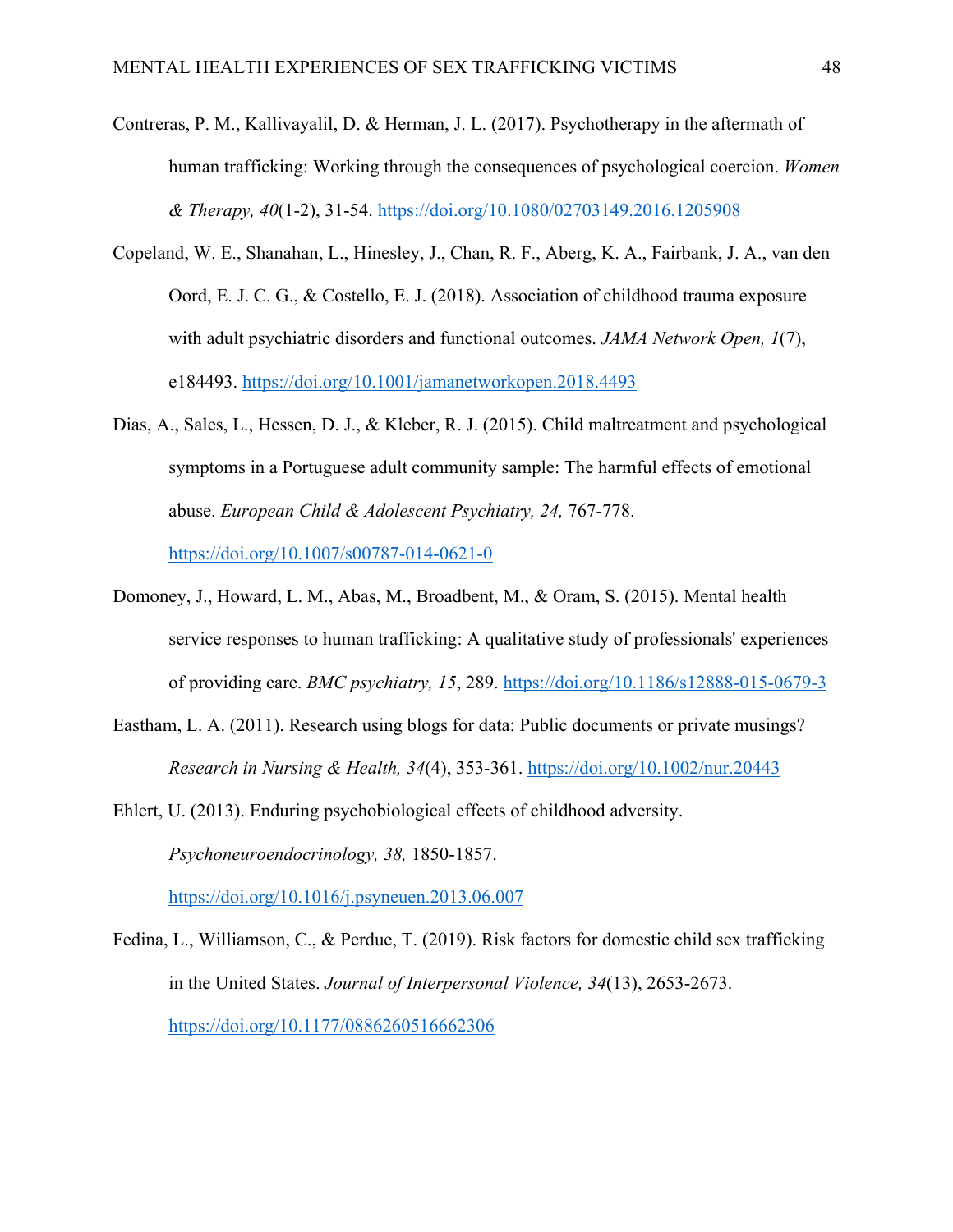Contreras, P. M., Kallivayalil, D. & Herman, J. L. (2017). Psychotherapy in the aftermath of human trafficking: Working through the consequences of psychological coercion. *Women & Therapy, 40*(1-2), 31-54. https://doi.org/10.1080/02703149.2016.1205908

Copeland, W. E., Shanahan, L., Hinesley, J., Chan, R. F., Aberg, K. A., Fairbank, J. A., van den Oord, E. J. C. G., & Costello, E. J. (2018). Association of childhood trauma exposure with adult psychiatric disorders and functional outcomes. *JAMA Network Open, 1*(7), e184493. https://doi.org/10.1001/jamanetworkopen.2018.4493

Dias, A., Sales, L., Hessen, D. J., & Kleber, R. J. (2015). Child maltreatment and psychological symptoms in a Portuguese adult community sample: The harmful effects of emotional abuse. *European Child & Adolescent Psychiatry, 24,* 767-778. https://doi.org/10.1007/s00787-014-0621-0

Domoney, J., Howard, L. M., Abas, M., Broadbent, M., & Oram, S. (2015). Mental health service responses to human trafficking: A qualitative study of professionals' experiences of providing care. *BMC psychiatry, 15*, 289. https://doi.org/10.1186/s12888-015-0679-3

Eastham, L. A. (2011). Research using blogs for data: Public documents or private musings? *Research in Nursing & Health, 34*(4), 353-361. https://doi.org/10.1002/nur.20443

Ehlert, U. (2013). Enduring psychobiological effects of childhood adversity. *Psychoneuroendocrinology, 38,* 1850-1857. https://doi.org/10.1016/j.psyneuen.2013.06.007

Fedina, L., Williamson, C., & Perdue, T. (2019). Risk factors for domestic child sex trafficking in the United States. *Journal of Interpersonal Violence, 34*(13), 2653-2673. https://doi.org/10.1177/0886260516662306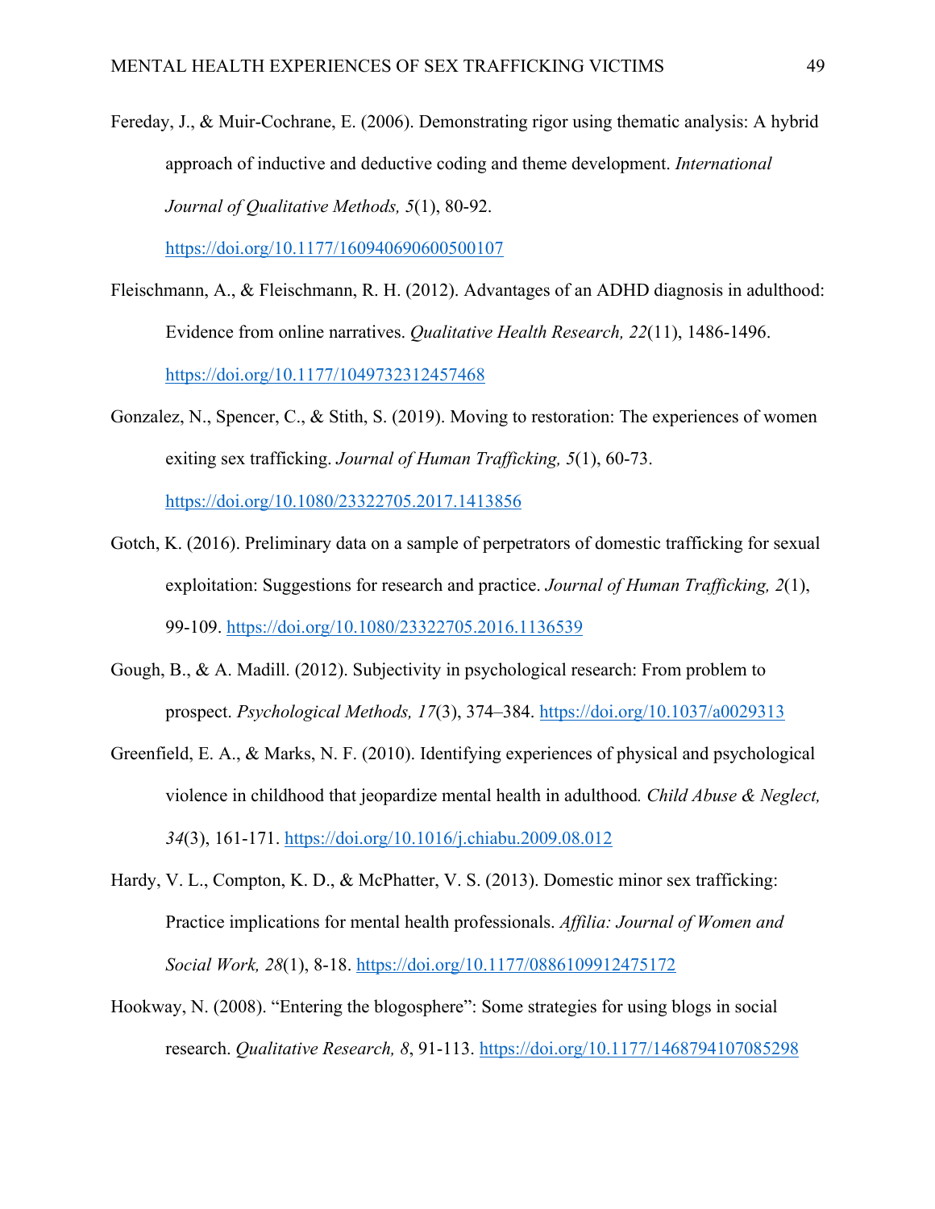Fereday, J., & Muir-Cochrane, E. (2006). Demonstrating rigor using thematic analysis: A hybrid approach of inductive and deductive coding and theme development. *International Journal of Qualitative Methods, 5*(1), 80-92. https://doi.org/10.1177/160940690600500107

Fleischmann, A., & Fleischmann, R. H. (2012). Advantages of an ADHD diagnosis in adulthood: Evidence from online narratives. *Qualitative Health Research, 22*(11), 1486-1496. https://doi.org/10.1177/1049732312457468

Gonzalez, N., Spencer, C., & Stith, S. (2019). Moving to restoration: The experiences of women exiting sex trafficking. *Journal of Human Trafficking, 5*(1), 60-73. https://doi.org/10.1080/23322705.2017.1413856

Gotch, K. (2016). Preliminary data on a sample of perpetrators of domestic trafficking for sexual exploitation: Suggestions for research and practice. *Journal of Human Trafficking, 2*(1), 99-109. https://doi.org/10.1080/23322705.2016.1136539

Gough, B., & A. Madill. (2012). Subjectivity in psychological research: From problem to prospect. *Psychological Methods, 17*(3), 374–384. https://doi.org/10.1037/a0029313

Greenfield, E. A., & Marks, N. F. (2010). Identifying experiences of physical and psychological violence in childhood that jeopardize mental health in adulthood. *Child Abuse & Neglect, 34*(3), 161-171. https://doi.org/10.1016/j.chiabu.2009.08.012

Hardy, V. L., Compton, K. D., & McPhatter, V. S. (2013). Domestic minor sex trafficking: Practice implications for mental health professionals. *Affilia: Journal of Women and Social Work, 28*(1), 8-18. https://doi.org/10.1177/0886109912475172

Hookway, N. (2008). "Entering the blogosphere": Some strategies for using blogs in social research. *Qualitative Research, 8*, 91-113. https://doi.org/10.1177/1468794107085298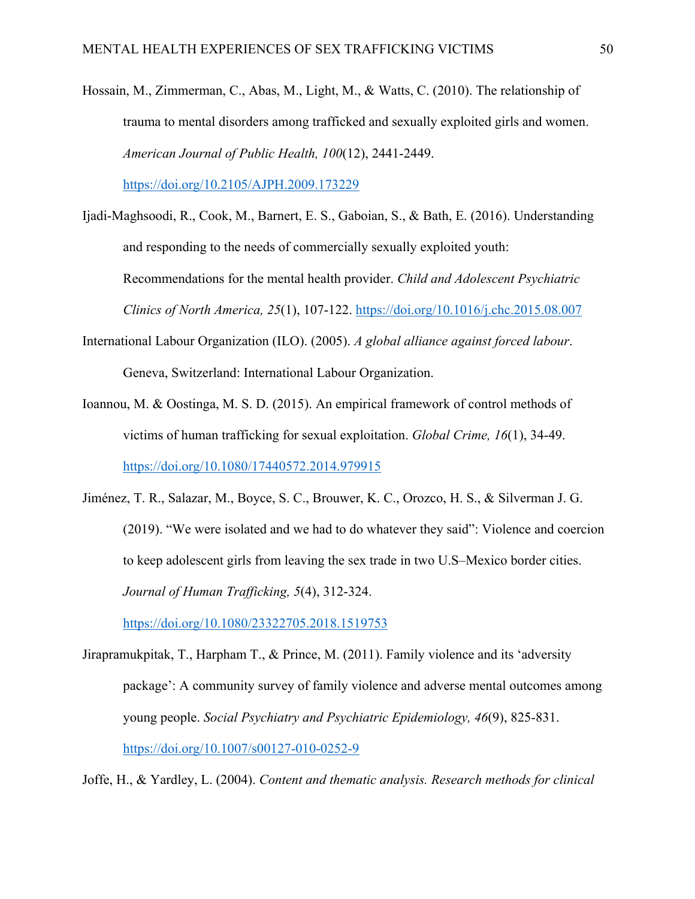Hossain, M., Zimmerman, C., Abas, M., Light, M., & Watts, C. (2010). The relationship of trauma to mental disorders among trafficked and sexually exploited girls and women. *American Journal of Public Health, 100*(12), 2441-2449. https://doi.org/10.2105/AJPH.2009.173229

Ijadi-Maghsoodi, R., Cook, M., Barnert, E. S., Gaboian, S., & Bath, E. (2016). Understanding and responding to the needs of commercially sexually exploited youth: Recommendations for the mental health provider. *Child and Adolescent Psychiatric Clinics of North America, 25*(1), 107-122. https://doi.org/10.1016/j.chc.2015.08.007

International Labour Organization (ILO). (2005). *A global alliance against forced labour*. Geneva, Switzerland: International Labour Organization.

Ioannou, M. & Oostinga, M. S. D. (2015). An empirical framework of control methods of victims of human trafficking for sexual exploitation. *Global Crime, 16*(1), 34-49. https://doi.org/10.1080/17440572.2014.979915

Jiménez, T. R., Salazar, M., Boyce, S. C., Brouwer, K. C., Orozco, H. S., & Silverman J. G. (2019). "We were isolated and we had to do whatever they said": Violence and coercion to keep adolescent girls from leaving the sex trade in two U.S–Mexico border cities. *Journal of Human Trafficking, 5*(4), 312-324. https://doi.org/10.1080/23322705.2018.1519753

Jirapramukpitak, T., Harpham T., & Prince, M. (2011). Family violence and its 'adversity package': A community survey of family violence and adverse mental outcomes among young people. *Social Psychiatry and Psychiatric Epidemiology, 46*(9), 825-831. https://doi.org/10.1007/s00127-010-0252-9

Joffe, H., & Yardley, L. (2004). *Content and thematic analysis. Research methods for clinical*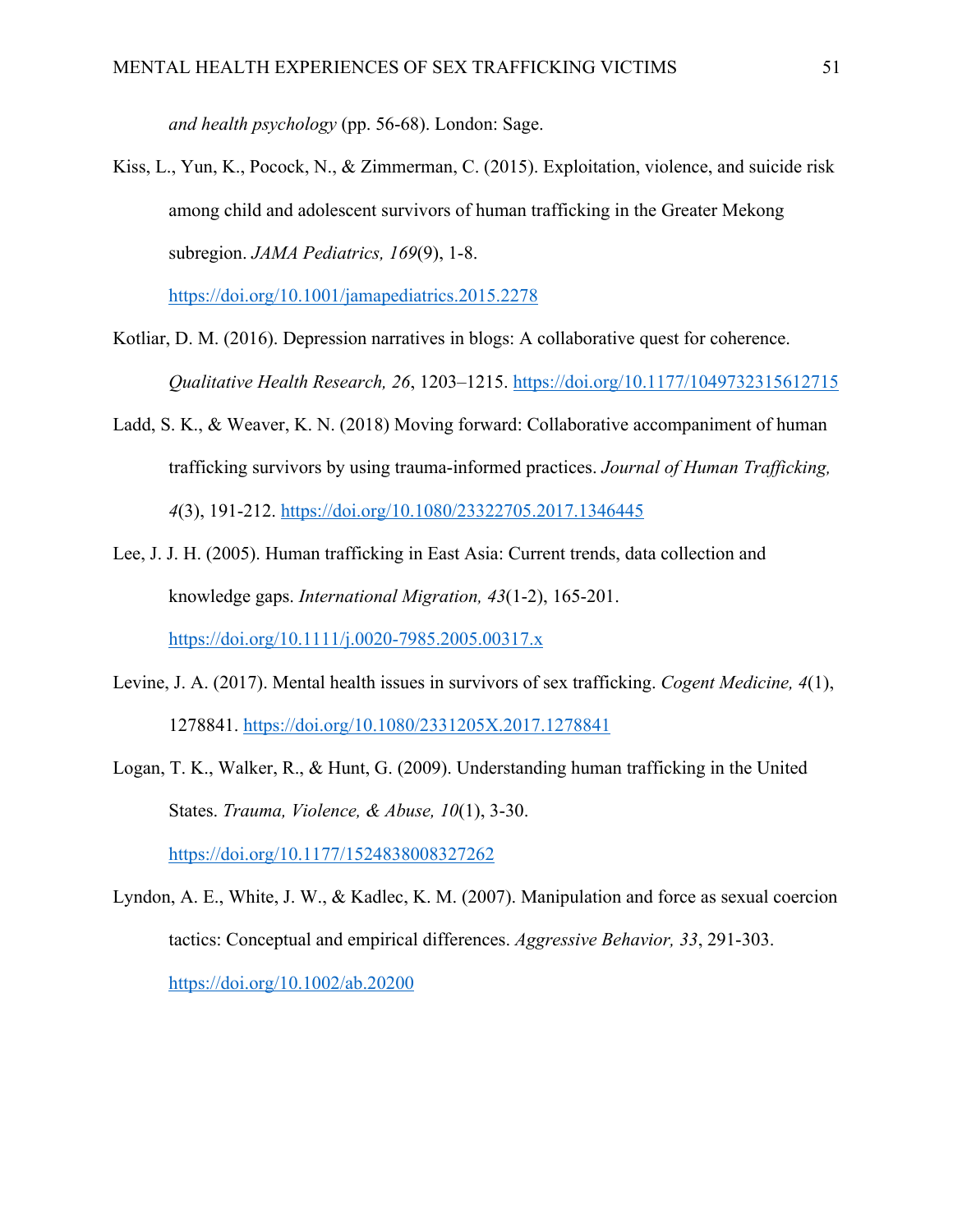*and health psychology* (pp. 56-68). London: Sage.

Kiss, L., Yun, K., Pocock, N., & Zimmerman, C. (2015). Exploitation, violence, and suicide risk among child and adolescent survivors of human trafficking in the Greater Mekong subregion. *JAMA Pediatrics, 169*(9), 1-8. https://doi.org/10.1001/jamapediatrics.2015.2278

Kotliar, D. M. (2016). Depression narratives in blogs: A collaborative quest for coherence. *Qualitative Health Research, 26*, 1203–1215. https://doi.org/10.1177/1049732315612715

Ladd, S. K., & Weaver, K. N. (2018) Moving forward: Collaborative accompaniment of human trafficking survivors by using trauma-informed practices. *Journal of Human Trafficking, 4*(3), 191-212. https://doi.org/10.1080/23322705.2017.1346445

Lee, J. J. H. (2005). Human trafficking in East Asia: Current trends, data collection and knowledge gaps. *International Migration, 43*(1-2), 165-201. https://doi.org/10.1111/j.0020-7985.2005.00317.x

Levine, J. A. (2017). Mental health issues in survivors of sex trafficking. *Cogent Medicine, 4*(1), 1278841. https://doi.org/10.1080/2331205X.2017.1278841

Logan, T. K., Walker, R., & Hunt, G. (2009). Understanding human trafficking in the United States. *Trauma, Violence, & Abuse, 10*(1), 3-30. https://doi.org/10.1177/1524838008327262

Lyndon, A. E., White, J. W., & Kadlec, K. M. (2007). Manipulation and force as sexual coercion tactics: Conceptual and empirical differences. *Aggressive Behavior, 33*, 291-303. https://doi.org/10.1002/ab.20200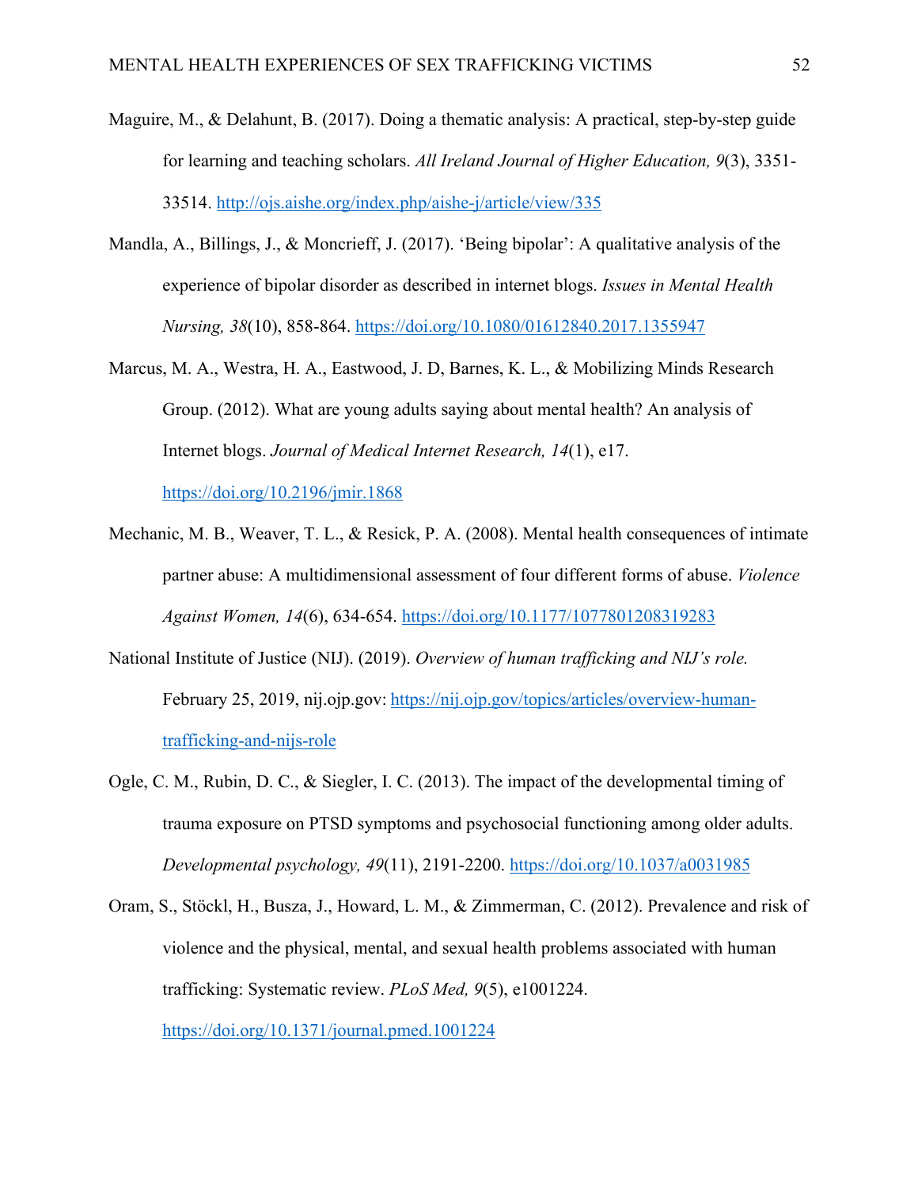Maguire, M., & Delahunt, B. (2017). Doing a thematic analysis: A practical, step-by-step guide for learning and teaching scholars. *All Ireland Journal of Higher Education, 9*(3), 3351-33514. http://ojs.aishe.org/index.php/aishe-j/article/view/335

Mandla, A., Billings, J., & Moncrieff, J. (2017). 'Being bipolar': A qualitative analysis of the experience of bipolar disorder as described in internet blogs. *Issues in Mental Health Nursing, 38*(10), 858-864. https://doi.org/10.1080/01612840.2017.1355947

Marcus, M. A., Westra, H. A., Eastwood, J. D, Barnes, K. L., & Mobilizing Minds Research Group. (2012). What are young adults saying about mental health? An analysis of Internet blogs. *Journal of Medical Internet Research, 14*(1), e17. https://doi.org/10.2196/jmir.1868

Mechanic, M. B., Weaver, T. L., & Resick, P. A. (2008). Mental health consequences of intimate partner abuse: A multidimensional assessment of four different forms of abuse. *Violence Against Women, 14*(6), 634-654. https://doi.org/10.1177/1077801208319283

National Institute of Justice (NIJ). (2019). *Overview of human trafficking and NIJ's role.* February 25, 2019, nij.ojp.gov: https://nij.ojp.gov/topics/articles/overview-human-trafficking-and-nijs-role

Ogle, C. M., Rubin, D. C., & Siegler, I. C. (2013). The impact of the developmental timing of trauma exposure on PTSD symptoms and psychosocial functioning among older adults. *Developmental psychology, 49*(11), 2191-2200. https://doi.org/10.1037/a0031985

Oram, S., Stöckl, H., Busza, J., Howard, L. M., & Zimmerman, C. (2012). Prevalence and risk of violence and the physical, mental, and sexual health problems associated with human trafficking: Systematic review. *PLoS Med, 9*(5), e1001224. https://doi.org/10.1371/journal.pmed.1001224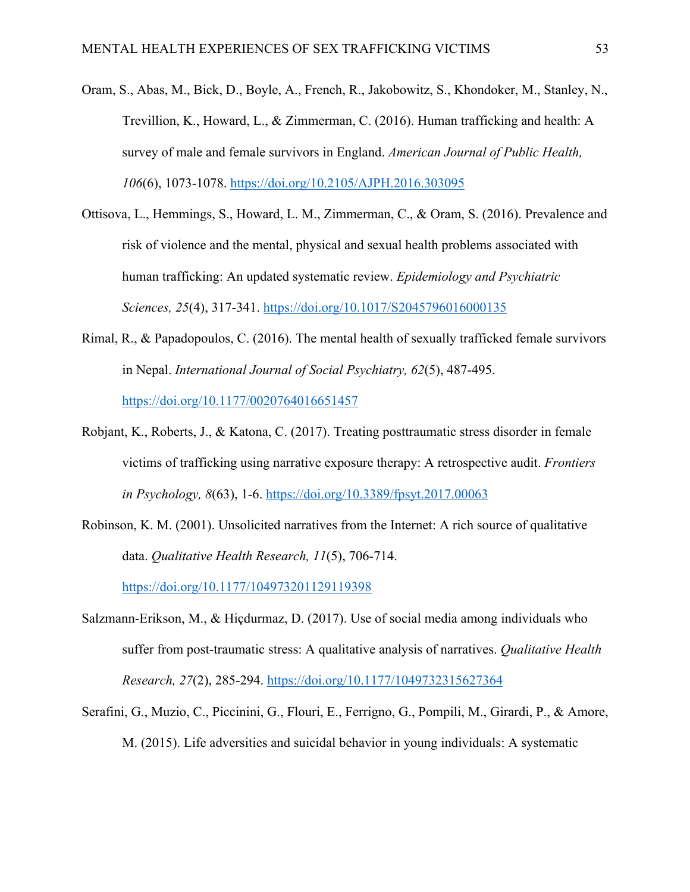Oram, S., Abas, M., Bick, D., Boyle, A., French, R., Jakobowitz, S., Khondoker, M., Stanley, N., Trevillion, K., Howard, L., & Zimmerman, C. (2016). Human trafficking and health: A survey of male and female survivors in England. *American Journal of Public Health, 106*(6), 1073-1078. https://doi.org/10.2105/AJPH.2016.303095

Ottisova, L., Hemmings, S., Howard, L. M., Zimmerman, C., & Oram, S. (2016). Prevalence and risk of violence and the mental, physical and sexual health problems associated with human trafficking: An updated systematic review. *Epidemiology and Psychiatric Sciences, 25*(4), 317-341. https://doi.org/10.1017/S2045796016000135

Rimal, R., & Papadopoulos, C. (2016). The mental health of sexually trafficked female survivors in Nepal. *International Journal of Social Psychiatry, 62*(5), 487-495. https://doi.org/10.1177/0020764016651457

Robjant, K., Roberts, J., & Katona, C. (2017). Treating posttraumatic stress disorder in female victims of trafficking using narrative exposure therapy: A retrospective audit. *Frontiers in Psychology, 8*(63), 1-6. https://doi.org/10.3389/fpsyt.2017.00063

Robinson, K. M. (2001). Unsolicited narratives from the Internet: A rich source of qualitative data. *Qualitative Health Research, 11*(5), 706-714. https://doi.org/10.1177/104973201129119398

Salzmann-Erikson, M., & Hiçdurmaz, D. (2017). Use of social media among individuals who suffer from post-traumatic stress: A qualitative analysis of narratives. *Qualitative Health Research, 27*(2), 285-294. https://doi.org/10.1177/1049732315627364

Serafini, G., Muzio, C., Piccinini, G., Flouri, E., Ferrigno, G., Pompili, M., Girardi, P., & Amore, M. (2015). Life adversities and suicidal behavior in young individuals: A systematic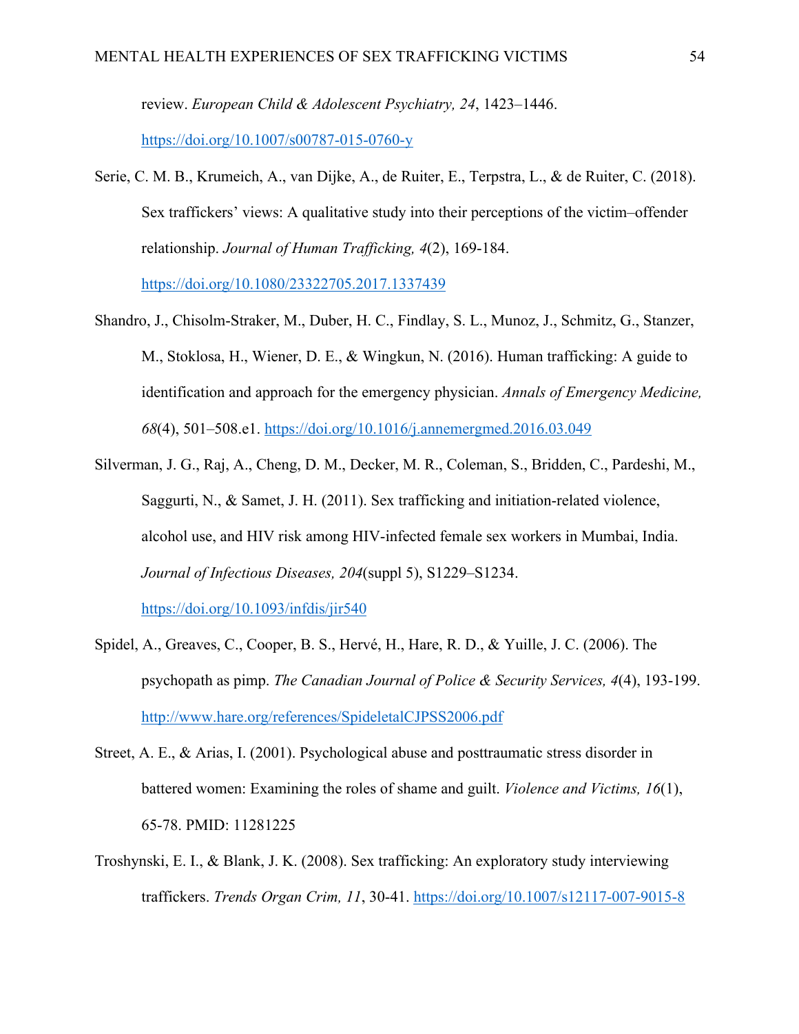review. *European Child & Adolescent Psychiatry, 24*, 1423–1446. https://doi.org/10.1007/s00787-015-0760-y

Serie, C. M. B., Krumeich, A., van Dijke, A., de Ruiter, E., Terpstra, L., & de Ruiter, C. (2018). Sex traffickers' views: A qualitative study into their perceptions of the victim–offender relationship. *Journal of Human Trafficking, 4*(2), 169-184. https://doi.org/10.1080/23322705.2017.1337439

Shandro, J., Chisolm-Straker, M., Duber, H. C., Findlay, S. L., Munoz, J., Schmitz, G., Stanzer, M., Stoklosa, H., Wiener, D. E., & Wingkun, N. (2016). Human trafficking: A guide to identification and approach for the emergency physician. *Annals of Emergency Medicine, 68*(4), 501–508.e1. https://doi.org/10.1016/j.annemergmed.2016.03.049

Silverman, J. G., Raj, A., Cheng, D. M., Decker, M. R., Coleman, S., Bridden, C., Pardeshi, M., Saggurti, N., & Samet, J. H. (2011). Sex trafficking and initiation-related violence, alcohol use, and HIV risk among HIV-infected female sex workers in Mumbai, India. *Journal of Infectious Diseases, 204*(suppl 5), S1229–S1234. https://doi.org/10.1093/infdis/jir540

Spidel, A., Greaves, C., Cooper, B. S., Hervé, H., Hare, R. D., & Yuille, J. C. (2006). The psychopath as pimp. *The Canadian Journal of Police & Security Services, 4*(4), 193-199. http://www.hare.org/references/SpideletalCJPSS2006.pdf

Street, A. E., & Arias, I. (2001). Psychological abuse and posttraumatic stress disorder in battered women: Examining the roles of shame and guilt. *Violence and Victims, 16*(1), 65-78. PMID: 11281225

Troshynski, E. I., & Blank, J. K. (2008). Sex trafficking: An exploratory study interviewing traffickers. *Trends Organ Crim, 11*, 30-41. https://doi.org/10.1007/s12117-007-9015-8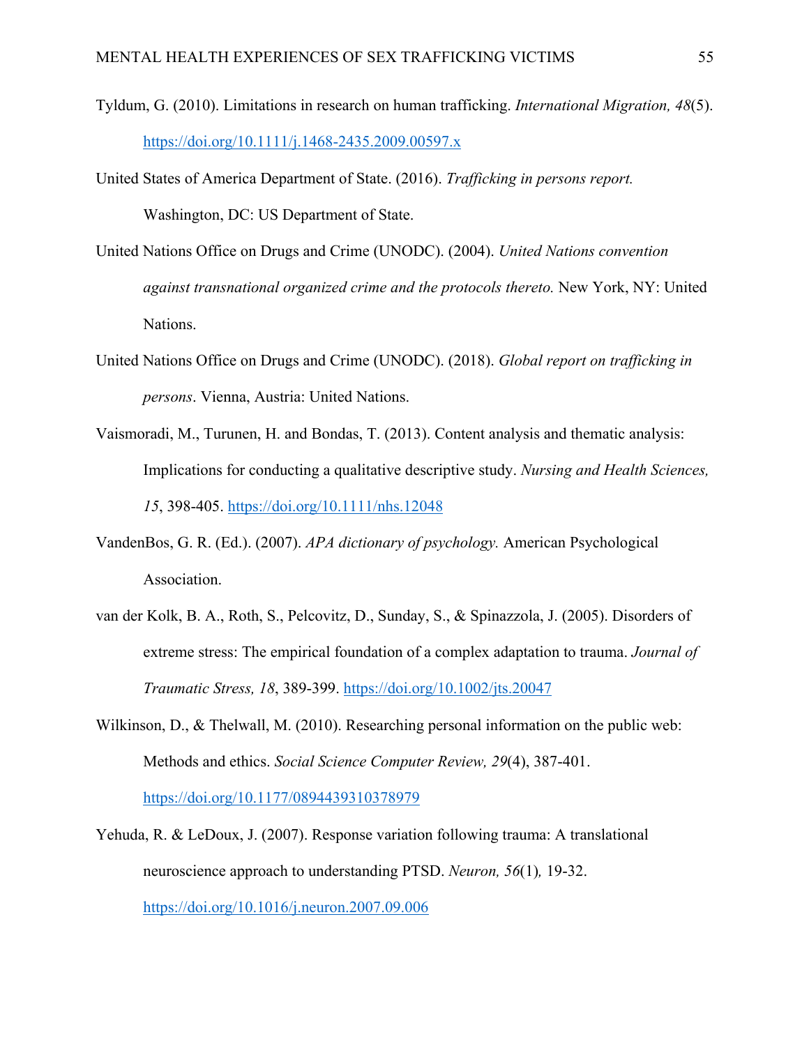Tyldum, G. (2010). Limitations in research on human trafficking. *International Migration, 48*(5). https://doi.org/10.1111/j.1468-2435.2009.00597.x

United States of America Department of State. (2016). *Trafficking in persons report.* Washington, DC: US Department of State.

United Nations Office on Drugs and Crime (UNODC). (2004). *United Nations convention against transnational organized crime and the protocols thereto.* New York, NY: United Nations.

United Nations Office on Drugs and Crime (UNODC). (2018). *Global report on trafficking in persons*. Vienna, Austria: United Nations.

Vaismoradi, M., Turunen, H. and Bondas, T. (2013). Content analysis and thematic analysis: Implications for conducting a qualitative descriptive study. *Nursing and Health Sciences, 15*, 398-405. https://doi.org/10.1111/nhs.12048

VandenBos, G. R. (Ed.). (2007). *APA dictionary of psychology.* American Psychological Association.

van der Kolk, B. A., Roth, S., Pelcovitz, D., Sunday, S., & Spinazzola, J. (2005). Disorders of extreme stress: The empirical foundation of a complex adaptation to trauma. *Journal of Traumatic Stress, 18*, 389-399. https://doi.org/10.1002/jts.20047

Wilkinson, D., & Thelwall, M. (2010). Researching personal information on the public web: Methods and ethics. *Social Science Computer Review, 29*(4), 387-401. https://doi.org/10.1177/0894439310378979

Yehuda, R. & LeDoux, J. (2007). Response variation following trauma: A translational neuroscience approach to understanding PTSD. *Neuron, 56*(1)*,* 19-32. https://doi.org/10.1016/j.neuron.2007.09.006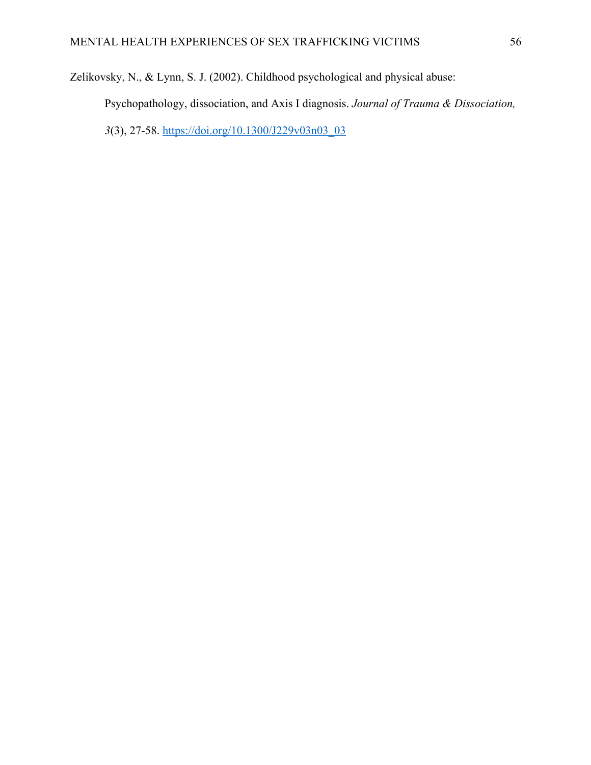Zelikovsky, N., & Lynn, S. J. (2002). Childhood psychological and physical abuse: Psychopathology, dissociation, and Axis I diagnosis. *Journal of Trauma & Dissociation, 3*(3), 27-58. https://doi.org/10.1300/J229v03n03_03